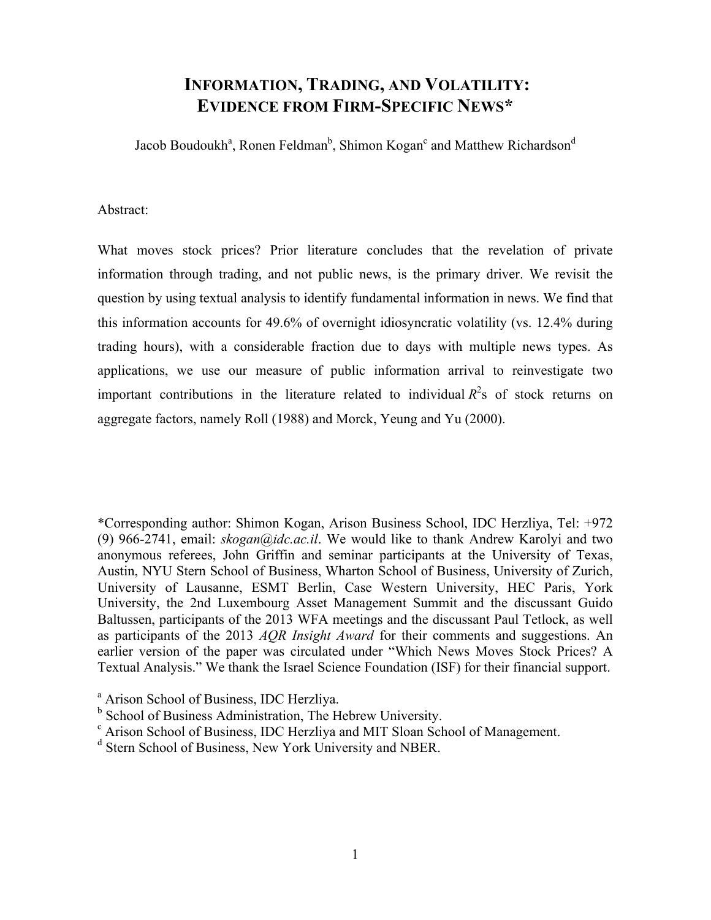# INFORMATION, TRADING, AND VOLATILITY: EVIDENCE FROM FIRM-SPECIFIC NEWS*

Jacob Boudoukh[a], Ronen Feldman[b], Shimon Kogan[c] and Matthew Richardson[d]

Abstract:

What moves stock prices? Prior literature concludes that the revelation of private information through trading, and not public news, is the primary driver. We revisit the question by using textual analysis to identify fundamental information in news. We find that this information accounts for 49.6% of overnight idiosyncratic volatility (vs. 12.4% during trading hours), with a considerable fraction due to days with multiple news types. As applications, we use our measure of public information arrival to reinvestigate two important contributions in the literature related to individual $R^2$s of stock returns on aggregate factors, namely Roll (1988) and Morck, Yeung and Yu (2000).

*Corresponding author: Shimon Kogan, Arison Business School, IDC Herzliya, Tel: +972 (9) 966-2741, email: *skogan@idc.ac.il*. We would like to thank Andrew Karolyi and two anonymous referees, John Griffin and seminar participants at the University of Texas, Austin, NYU Stern School of Business, Wharton School of Business, University of Zurich, University of Lausanne, ESMT Berlin, Case Western University, HEC Paris, York University, the 2nd Luxembourg Asset Management Summit and the discussant Guido Baltussen, participants of the 2013 WFA meetings and the discussant Paul Tetlock, as well as participants of the 2013 *AQR Insight Award* for their comments and suggestions. An earlier version of the paper was circulated under "Which News Moves Stock Prices? A Textual Analysis." We thank the Israel Science Foundation (ISF) for their financial support.

[a] Arison School of Business, IDC Herzliya.
[b] School of Business Administration, The Hebrew University.
[c] Arison School of Business, IDC Herzliya and MIT Sloan School of Management.
[d] Stern School of Business, New York University and NBER.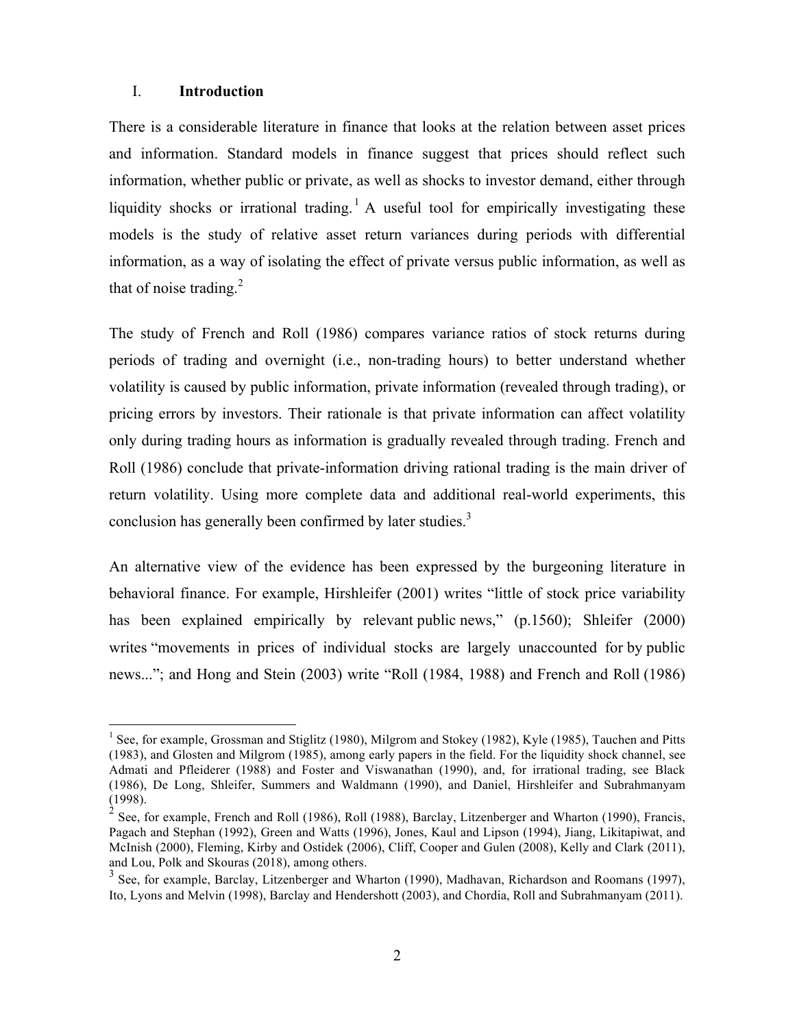## I. Introduction

There is a considerable literature in finance that looks at the relation between asset prices and information. Standard models in finance suggest that prices should reflect such information, whether public or private, as well as shocks to investor demand, either through liquidity shocks or irrational trading.[1] A useful tool for empirically investigating these models is the study of relative asset return variances during periods with differential information, as a way of isolating the effect of private versus public information, as well as that of noise trading.[2]

The study of French and Roll (1986) compares variance ratios of stock returns during periods of trading and overnight (i.e., non-trading hours) to better understand whether volatility is caused by public information, private information (revealed through trading), or pricing errors by investors. Their rationale is that private information can affect volatility only during trading hours as information is gradually revealed through trading. French and Roll (1986) conclude that private-information driving rational trading is the main driver of return volatility. Using more complete data and additional real-world experiments, this conclusion has generally been confirmed by later studies.[3]

An alternative view of the evidence has been expressed by the burgeoning literature in behavioral finance. For example, Hirshleifer (2001) writes "little of stock price variability has been explained empirically by relevant public news," (p.1560); Shleifer (2000) writes "movements in prices of individual stocks are largely unaccounted for by public news..."; and Hong and Stein (2003) write "Roll (1984, 1988) and French and Roll (1986)

---

[1] See, for example, Grossman and Stiglitz (1980), Milgrom and Stokey (1982), Kyle (1985), Tauchen and Pitts (1983), and Glosten and Milgrom (1985), among early papers in the field. For the liquidity shock channel, see Admati and Pfleiderer (1988) and Foster and Viswanathan (1990), and, for irrational trading, see Black (1986), De Long, Shleifer, Summers and Waldmann (1990), and Daniel, Hirshleifer and Subrahmanyam (1998).

[2] See, for example, French and Roll (1986), Roll (1988), Barclay, Litzenberger and Wharton (1990), Francis, Pagach and Stephan (1992), Green and Watts (1996), Jones, Kaul and Lipson (1994), Jiang, Likitapiwat, and McInish (2000), Fleming, Kirby and Ostidek (2006), Cliff, Cooper and Gulen (2008), Kelly and Clark (2011), and Lou, Polk and Skouras (2018), among others.

[3] See, for example, Barclay, Litzenberger and Wharton (1990), Madhavan, Richardson and Roomans (1997), Ito, Lyons and Melvin (1998), Barclay and Hendershott (2003), and Chordia, Roll and Subrahmanyam (2011).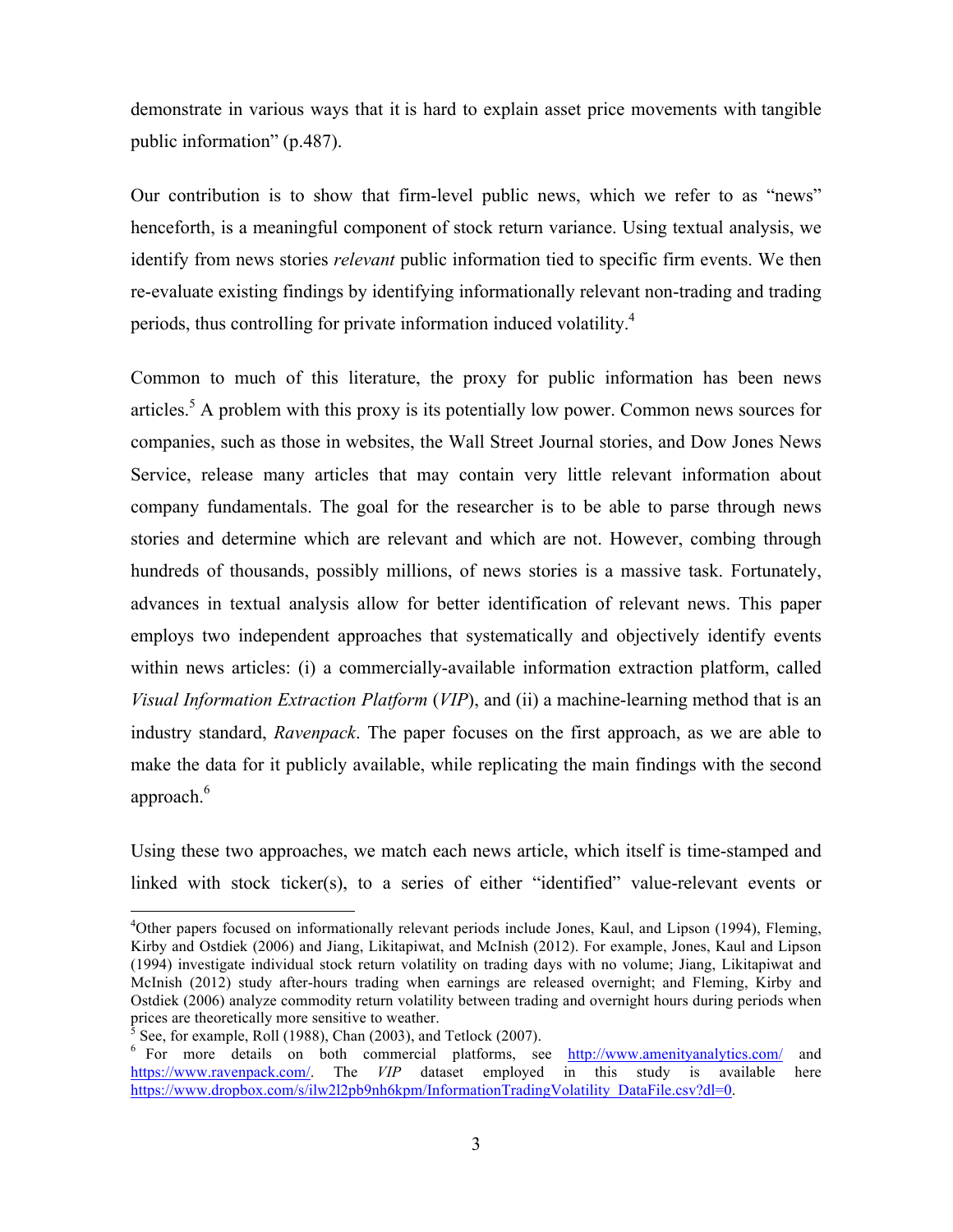demonstrate in various ways that it is hard to explain asset price movements with tangible public information" (p.487).

Our contribution is to show that firm-level public news, which we refer to as "news" henceforth, is a meaningful component of stock return variance. Using textual analysis, we identify from news stories *relevant* public information tied to specific firm events. We then re-evaluate existing findings by identifying informationally relevant non-trading and trading periods, thus controlling for private information induced volatility.[4]

Common to much of this literature, the proxy for public information has been news articles.[5] A problem with this proxy is its potentially low power. Common news sources for companies, such as those in websites, the Wall Street Journal stories, and Dow Jones News Service, release many articles that may contain very little relevant information about company fundamentals. The goal for the researcher is to be able to parse through news stories and determine which are relevant and which are not. However, combing through hundreds of thousands, possibly millions, of news stories is a massive task. Fortunately, advances in textual analysis allow for better identification of relevant news. This paper employs two independent approaches that systematically and objectively identify events within news articles: (i) a commercially-available information extraction platform, called *Visual Information Extraction Platform* (*VIP*), and (ii) a machine-learning method that is an industry standard, *Ravenpack*. The paper focuses on the first approach, as we are able to make the data for it publicly available, while replicating the main findings with the second approach.[6]

Using these two approaches, we match each news article, which itself is time-stamped and linked with stock ticker(s), to a series of either "identified" value-relevant events or

---

[4] Other papers focused on informationally relevant periods include Jones, Kaul, and Lipson (1994), Fleming, Kirby and Ostdiek (2006) and Jiang, Likitapiwat, and McInish (2012). For example, Jones, Kaul and Lipson (1994) investigate individual stock return volatility on trading days with no volume; Jiang, Likitapiwat and McInish (2012) study after-hours trading when earnings are released overnight; and Fleming, Kirby and Ostdiek (2006) analyze commodity return volatility between trading and overnight hours during periods when prices are theoretically more sensitive to weather.

[5] See, for example, Roll (1988), Chan (2003), and Tetlock (2007).

[6] For more details on both commercial platforms, see http://www.amenityanalytics.com/ and https://www.ravenpack.com/. The *VIP* dataset employed in this study is available here https://www.dropbox.com/s/ilw2l2pb9nh6kpm/InformationTradingVolatility_DataFile.csv?dl=0.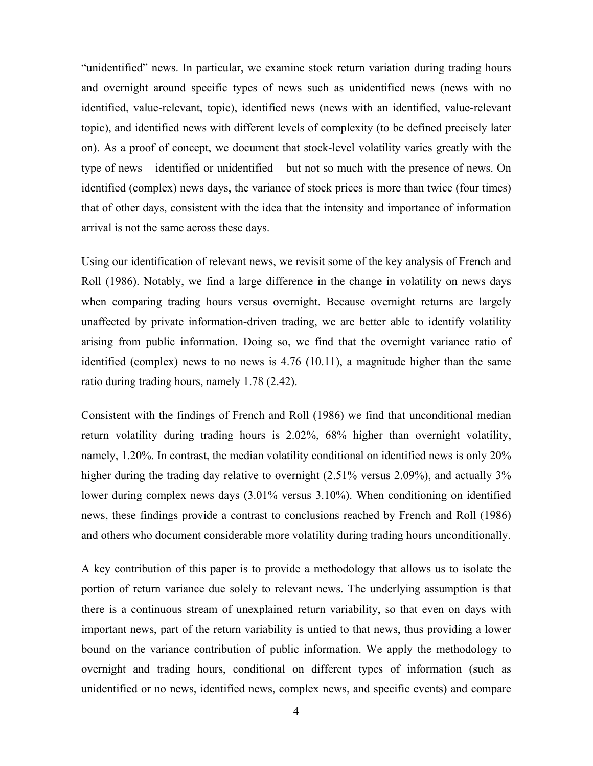"unidentified" news. In particular, we examine stock return variation during trading hours and overnight around specific types of news such as unidentified news (news with no identified, value-relevant, topic), identified news (news with an identified, value-relevant topic), and identified news with different levels of complexity (to be defined precisely later on). As a proof of concept, we document that stock-level volatility varies greatly with the type of news – identified or unidentified – but not so much with the presence of news. On identified (complex) news days, the variance of stock prices is more than twice (four times) that of other days, consistent with the idea that the intensity and importance of information arrival is not the same across these days.

Using our identification of relevant news, we revisit some of the key analysis of French and Roll (1986). Notably, we find a large difference in the change in volatility on news days when comparing trading hours versus overnight. Because overnight returns are largely unaffected by private information-driven trading, we are better able to identify volatility arising from public information. Doing so, we find that the overnight variance ratio of identified (complex) news to no news is 4.76 (10.11), a magnitude higher than the same ratio during trading hours, namely 1.78 (2.42).

Consistent with the findings of French and Roll (1986) we find that unconditional median return volatility during trading hours is 2.02%, 68% higher than overnight volatility, namely, 1.20%. In contrast, the median volatility conditional on identified news is only 20% higher during the trading day relative to overnight (2.51% versus 2.09%), and actually 3% lower during complex news days (3.01% versus 3.10%). When conditioning on identified news, these findings provide a contrast to conclusions reached by French and Roll (1986) and others who document considerable more volatility during trading hours unconditionally.

A key contribution of this paper is to provide a methodology that allows us to isolate the portion of return variance due solely to relevant news. The underlying assumption is that there is a continuous stream of unexplained return variability, so that even on days with important news, part of the return variability is untied to that news, thus providing a lower bound on the variance contribution of public information. We apply the methodology to overnight and trading hours, conditional on different types of information (such as unidentified or no news, identified news, complex news, and specific events) and compare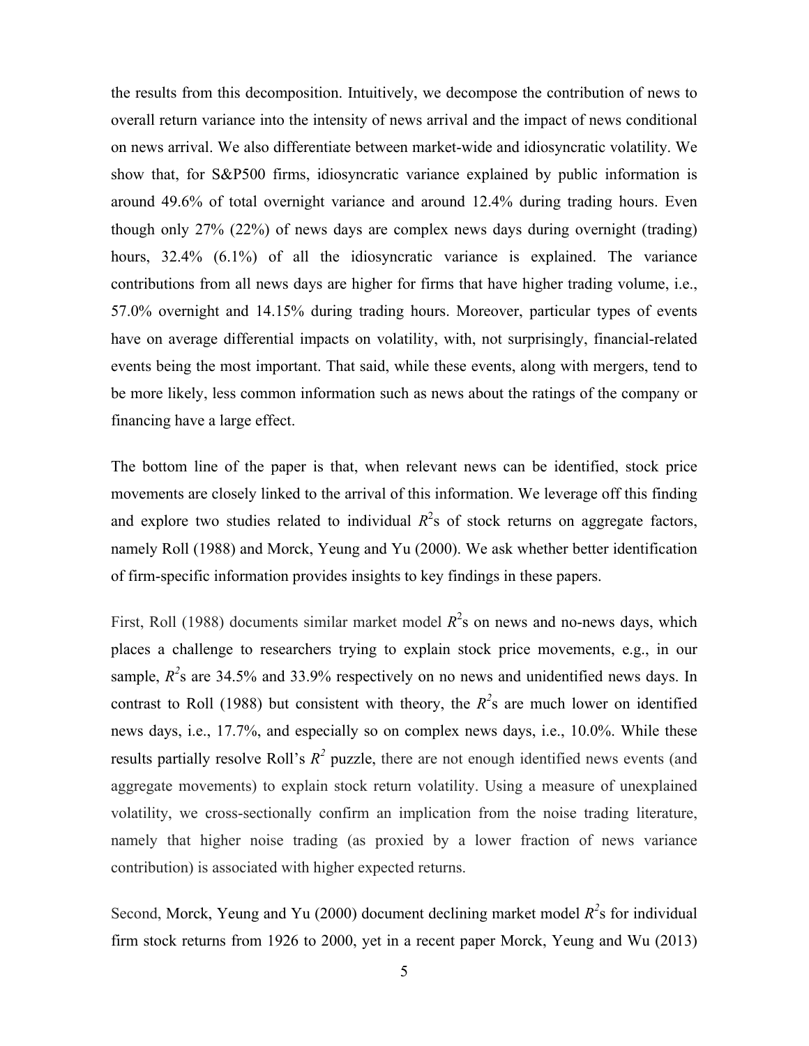the results from this decomposition. Intuitively, we decompose the contribution of news to overall return variance into the intensity of news arrival and the impact of news conditional on news arrival. We also differentiate between market-wide and idiosyncratic volatility. We show that, for S&P500 firms, idiosyncratic variance explained by public information is around 49.6% of total overnight variance and around 12.4% during trading hours. Even though only 27% (22%) of news days are complex news days during overnight (trading) hours, 32.4% (6.1%) of all the idiosyncratic variance is explained. The variance contributions from all news days are higher for firms that have higher trading volume, i.e., 57.0% overnight and 14.15% during trading hours. Moreover, particular types of events have on average differential impacts on volatility, with, not surprisingly, financial-related events being the most important. That said, while these events, along with mergers, tend to be more likely, less common information such as news about the ratings of the company or financing have a large effect.

The bottom line of the paper is that, when relevant news can be identified, stock price movements are closely linked to the arrival of this information. We leverage off this finding and explore two studies related to individual $R^2$s of stock returns on aggregate factors, namely Roll (1988) and Morck, Yeung and Yu (2000). We ask whether better identification of firm-specific information provides insights to key findings in these papers.

First, Roll (1988) documents similar market model $R^2$s on news and no-news days, which places a challenge to researchers trying to explain stock price movements, e.g., in our sample, $R^2$s are 34.5% and 33.9% respectively on no news and unidentified news days. In contrast to Roll (1988) but consistent with theory, the $R^2$s are much lower on identified news days, i.e., 17.7%, and especially so on complex news days, i.e., 10.0%. While these results partially resolve Roll's $R^2$ puzzle, there are not enough identified news events (and aggregate movements) to explain stock return volatility. Using a measure of unexplained volatility, we cross-sectionally confirm an implication from the noise trading literature, namely that higher noise trading (as proxied by a lower fraction of news variance contribution) is associated with higher expected returns.

Second, Morck, Yeung and Yu (2000) document declining market model $R^2$s for individual firm stock returns from 1926 to 2000, yet in a recent paper Morck, Yeung and Wu (2013)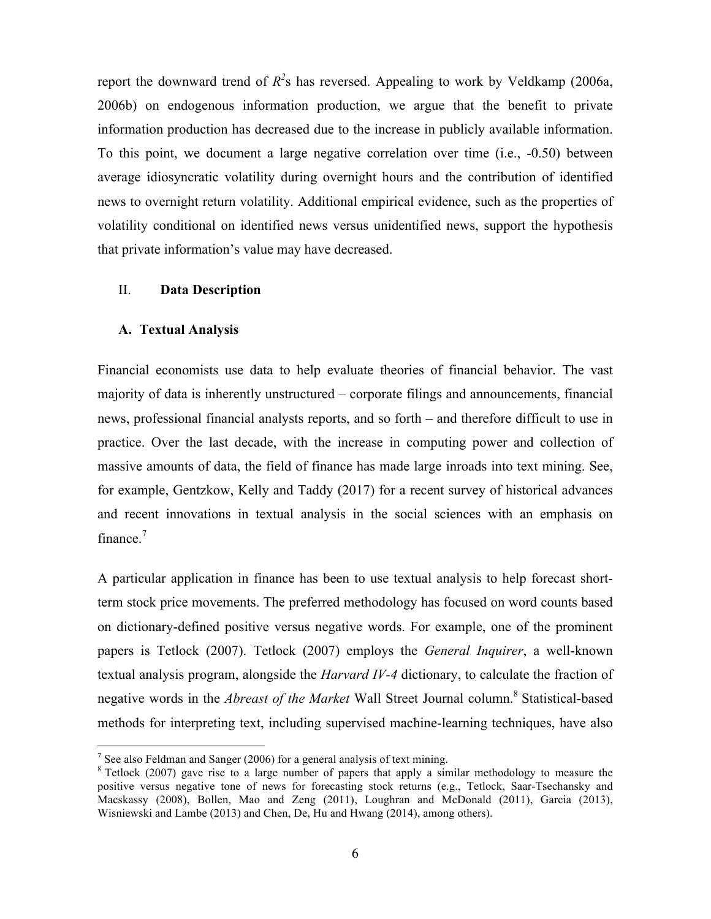report the downward trend of $R^2$s has reversed. Appealing to work by Veldkamp (2006a, 2006b) on endogenous information production, we argue that the benefit to private information production has decreased due to the increase in publicly available information. To this point, we document a large negative correlation over time (i.e., -0.50) between average idiosyncratic volatility during overnight hours and the contribution of identified news to overnight return volatility. Additional empirical evidence, such as the properties of volatility conditional on identified news versus unidentified news, support the hypothesis that private information's value may have decreased.

## II. Data Description

### A. Textual Analysis

Financial economists use data to help evaluate theories of financial behavior. The vast majority of data is inherently unstructured – corporate filings and announcements, financial news, professional financial analysts reports, and so forth – and therefore difficult to use in practice. Over the last decade, with the increase in computing power and collection of massive amounts of data, the field of finance has made large inroads into text mining. See, for example, Gentzkow, Kelly and Taddy (2017) for a recent survey of historical advances and recent innovations in textual analysis in the social sciences with an emphasis on finance.[7]

A particular application in finance has been to use textual analysis to help forecast short-term stock price movements. The preferred methodology has focused on word counts based on dictionary-defined positive versus negative words. For example, one of the prominent papers is Tetlock (2007). Tetlock (2007) employs the *General Inquirer*, a well-known textual analysis program, alongside the *Harvard IV-4* dictionary, to calculate the fraction of negative words in the *Abreast of the Market* Wall Street Journal column.[8] Statistical-based methods for interpreting text, including supervised machine-learning techniques, have also

---

[7] See also Feldman and Sanger (2006) for a general analysis of text mining.

[8] Tetlock (2007) gave rise to a large number of papers that apply a similar methodology to measure the positive versus negative tone of news for forecasting stock returns (e.g., Tetlock, Saar-Tsechansky and Macskassy (2008), Bollen, Mao and Zeng (2011), Loughran and McDonald (2011), Garcia (2013), Wisniewski and Lambe (2013) and Chen, De, Hu and Hwang (2014), among others).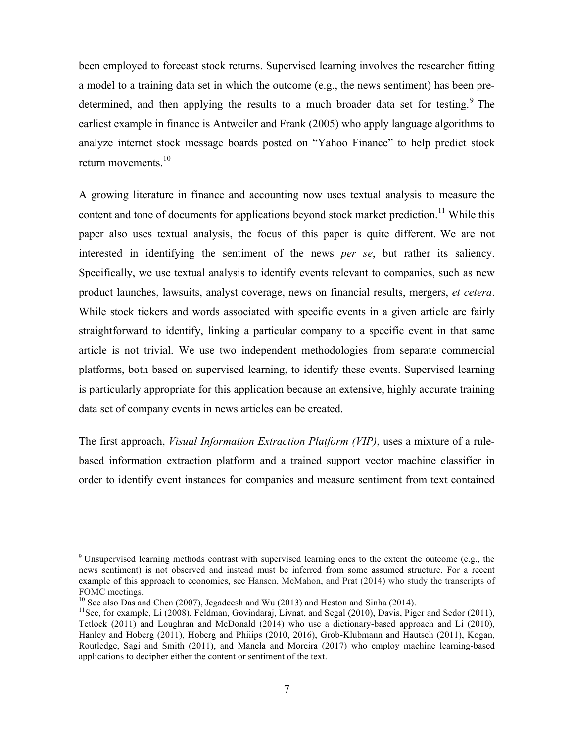been employed to forecast stock returns. Supervised learning involves the researcher fitting a model to a training data set in which the outcome (e.g., the news sentiment) has been pre-determined, and then applying the results to a much broader data set for testing.[9] The earliest example in finance is Antweiler and Frank (2005) who apply language algorithms to analyze internet stock message boards posted on "Yahoo Finance" to help predict stock return movements.[10]

A growing literature in finance and accounting now uses textual analysis to measure the content and tone of documents for applications beyond stock market prediction.[11] While this paper also uses textual analysis, the focus of this paper is quite different. We are not interested in identifying the sentiment of the news *per se*, but rather its saliency. Specifically, we use textual analysis to identify events relevant to companies, such as new product launches, lawsuits, analyst coverage, news on financial results, mergers, *et cetera*. While stock tickers and words associated with specific events in a given article are fairly straightforward to identify, linking a particular company to a specific event in that same article is not trivial. We use two independent methodologies from separate commercial platforms, both based on supervised learning, to identify these events. Supervised learning is particularly appropriate for this application because an extensive, highly accurate training data set of company events in news articles can be created.

The first approach, *Visual Information Extraction Platform (VIP)*, uses a mixture of a rule-based information extraction platform and a trained support vector machine classifier in order to identify event instances for companies and measure sentiment from text contained

---

[9] Unsupervised learning methods contrast with supervised learning ones to the extent the outcome (e.g., the news sentiment) is not observed and instead must be inferred from some assumed structure. For a recent example of this approach to economics, see Hansen, McMahon, and Prat (2014) who study the transcripts of FOMC meetings.

[10] See also Das and Chen (2007), Jegadeesh and Wu (2013) and Heston and Sinha (2014).

[11] See, for example, Li (2008), Feldman, Govindaraj, Livnat, and Segal (2010), Davis, Piger and Sedor (2011), Tetlock (2011) and Loughran and McDonald (2014) who use a dictionary-based approach and Li (2010), Hanley and Hoberg (2011), Hoberg and Phiiips (2010, 2016), Grob-Klubmann and Hautsch (2011), Kogan, Routledge, Sagi and Smith (2011), and Manela and Moreira (2017) who employ machine learning-based applications to decipher either the content or sentiment of the text.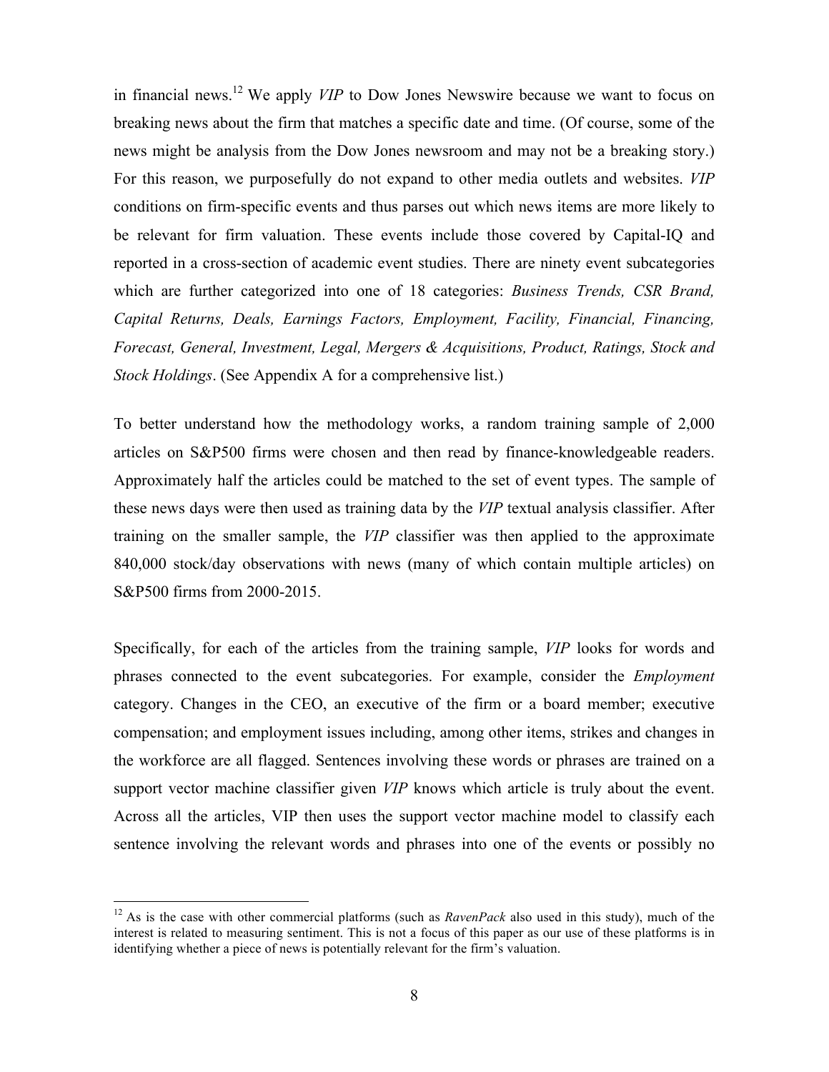in financial news.[12] We apply *VIP* to Dow Jones Newswire because we want to focus on breaking news about the firm that matches a specific date and time. (Of course, some of the news might be analysis from the Dow Jones newsroom and may not be a breaking story.) For this reason, we purposefully do not expand to other media outlets and websites. *VIP* conditions on firm-specific events and thus parses out which news items are more likely to be relevant for firm valuation. These events include those covered by Capital-IQ and reported in a cross-section of academic event studies. There are ninety event subcategories which are further categorized into one of 18 categories: *Business Trends, CSR Brand, Capital Returns, Deals, Earnings Factors, Employment, Facility, Financial, Financing, Forecast, General, Investment, Legal, Mergers & Acquisitions, Product, Ratings, Stock and Stock Holdings*. (See Appendix A for a comprehensive list.)

To better understand how the methodology works, a random training sample of 2,000 articles on S&P500 firms were chosen and then read by finance-knowledgeable readers. Approximately half the articles could be matched to the set of event types. The sample of these news days were then used as training data by the *VIP* textual analysis classifier. After training on the smaller sample, the *VIP* classifier was then applied to the approximate 840,000 stock/day observations with news (many of which contain multiple articles) on S&P500 firms from 2000-2015.

Specifically, for each of the articles from the training sample, *VIP* looks for words and phrases connected to the event subcategories. For example, consider the *Employment* category. Changes in the CEO, an executive of the firm or a board member; executive compensation; and employment issues including, among other items, strikes and changes in the workforce are all flagged. Sentences involving these words or phrases are trained on a support vector machine classifier given *VIP* knows which article is truly about the event. Across all the articles, VIP then uses the support vector machine model to classify each sentence involving the relevant words and phrases into one of the events or possibly no

---

[12] As is the case with other commercial platforms (such as *RavenPack* also used in this study), much of the interest is related to measuring sentiment. This is not a focus of this paper as our use of these platforms is in identifying whether a piece of news is potentially relevant for the firm's valuation.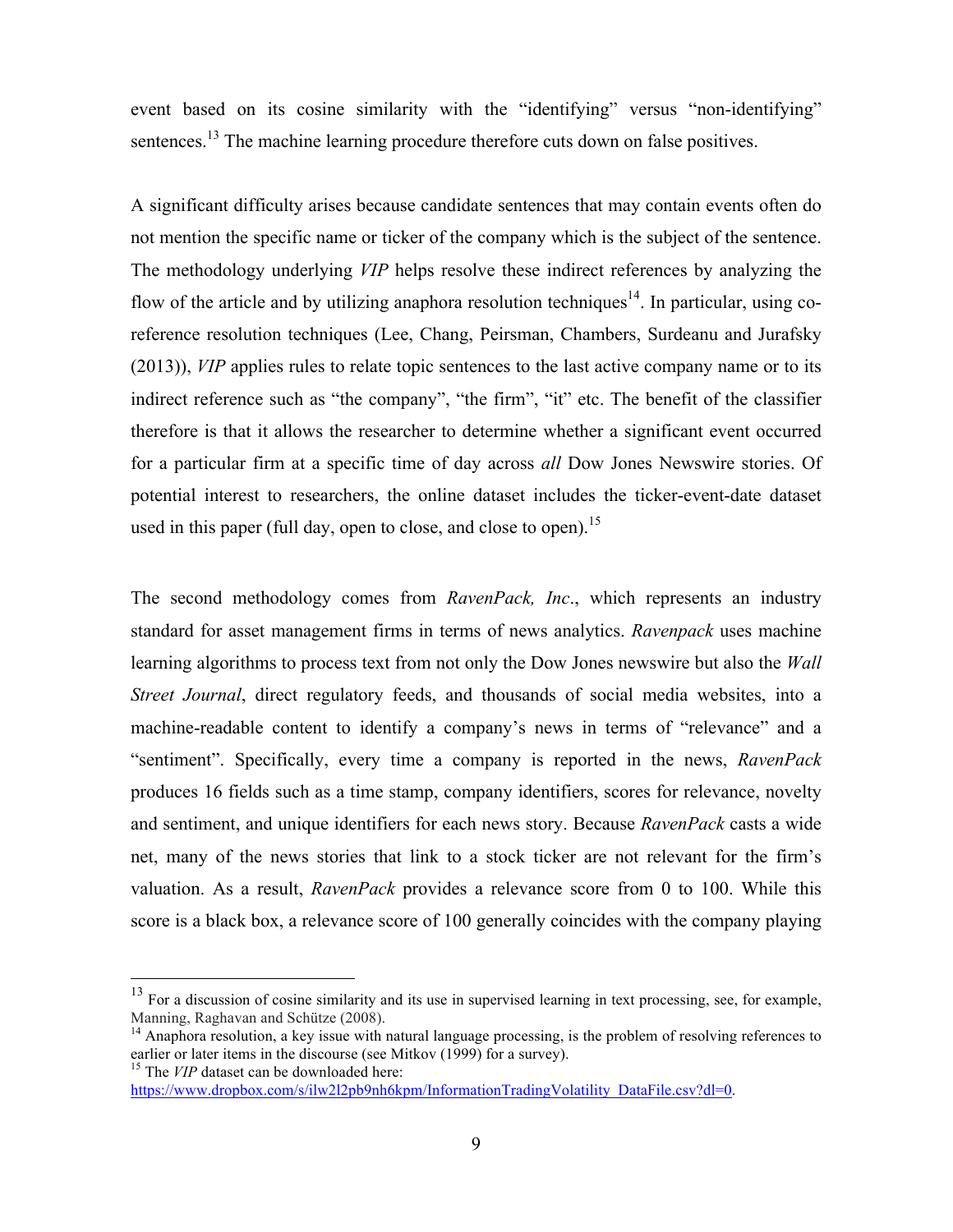event based on its cosine similarity with the "identifying" versus "non-identifying" sentences.[13] The machine learning procedure therefore cuts down on false positives.

A significant difficulty arises because candidate sentences that may contain events often do not mention the specific name or ticker of the company which is the subject of the sentence. The methodology underlying *VIP* helps resolve these indirect references by analyzing the flow of the article and by utilizing anaphora resolution techniques[14]. In particular, using co-reference resolution techniques (Lee, Chang, Peirsman, Chambers, Surdeanu and Jurafsky (2013)), *VIP* applies rules to relate topic sentences to the last active company name or to its indirect reference such as "the company", "the firm", "it" etc. The benefit of the classifier therefore is that it allows the researcher to determine whether a significant event occurred for a particular firm at a specific time of day across *all* Dow Jones Newswire stories. Of potential interest to researchers, the online dataset includes the ticker-event-date dataset used in this paper (full day, open to close, and close to open).[15]

The second methodology comes from *RavenPack, Inc*., which represents an industry standard for asset management firms in terms of news analytics. *Ravenpack* uses machine learning algorithms to process text from not only the Dow Jones newswire but also the *Wall Street Journal*, direct regulatory feeds, and thousands of social media websites, into a machine-readable content to identify a company's news in terms of "relevance" and a "sentiment". Specifically, every time a company is reported in the news, *RavenPack* produces 16 fields such as a time stamp, company identifiers, scores for relevance, novelty and sentiment, and unique identifiers for each news story. Because *RavenPack* casts a wide net, many of the news stories that link to a stock ticker are not relevant for the firm's valuation. As a result, *RavenPack* provides a relevance score from 0 to 100. While this score is a black box, a relevance score of 100 generally coincides with the company playing

---

[13] For a discussion of cosine similarity and its use in supervised learning in text processing, see, for example, Manning, Raghavan and Schütze (2008).

[14] Anaphora resolution, a key issue with natural language processing, is the problem of resolving references to earlier or later items in the discourse (see Mitkov (1999) for a survey).

[15] The *VIP* dataset can be downloaded here: https://www.dropbox.com/s/ilw2l2pb9nh6kpm/InformationTradingVolatility_DataFile.csv?dl=0.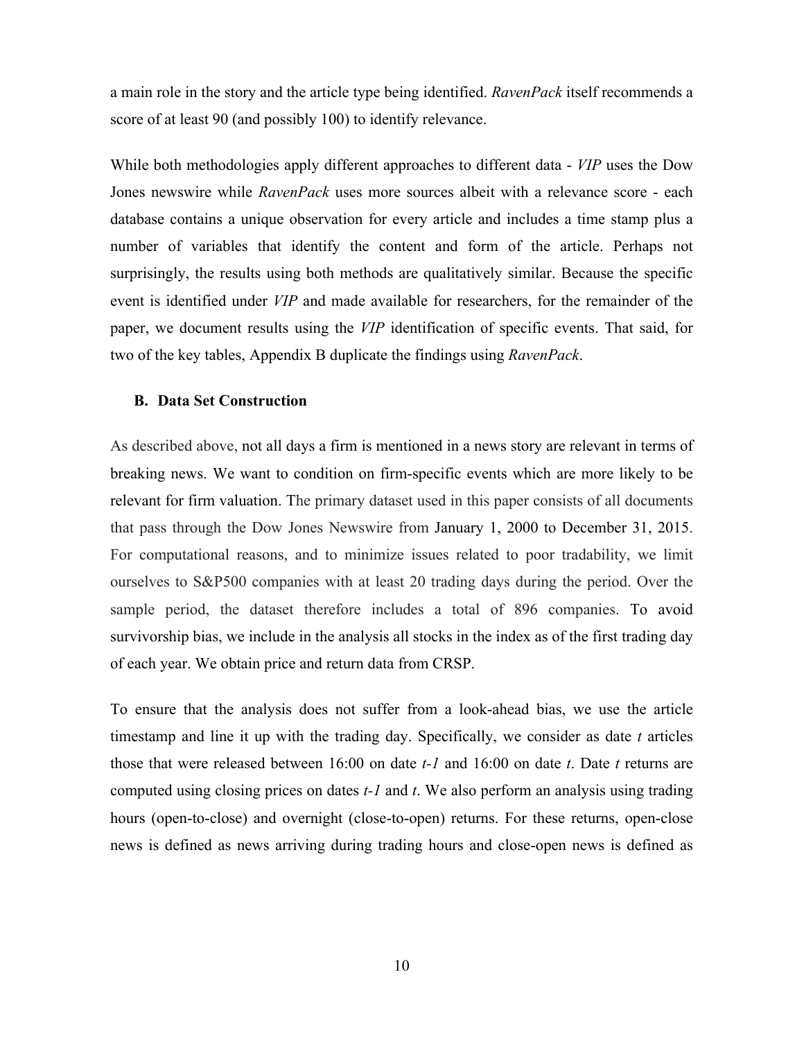a main role in the story and the article type being identified. *RavenPack* itself recommends a score of at least 90 (and possibly 100) to identify relevance.

While both methodologies apply different approaches to different data - *VIP* uses the Dow Jones newswire while *RavenPack* uses more sources albeit with a relevance score - each database contains a unique observation for every article and includes a time stamp plus a number of variables that identify the content and form of the article. Perhaps not surprisingly, the results using both methods are qualitatively similar. Because the specific event is identified under *VIP* and made available for researchers, for the remainder of the paper, we document results using the *VIP* identification of specific events. That said, for two of the key tables, Appendix B duplicate the findings using *RavenPack*.

### B. Data Set Construction

As described above, not all days a firm is mentioned in a news story are relevant in terms of breaking news. We want to condition on firm-specific events which are more likely to be relevant for firm valuation. The primary dataset used in this paper consists of all documents that pass through the Dow Jones Newswire from January 1, 2000 to December 31, 2015. For computational reasons, and to minimize issues related to poor tradability, we limit ourselves to S&P500 companies with at least 20 trading days during the period. Over the sample period, the dataset therefore includes a total of 896 companies. To avoid survivorship bias, we include in the analysis all stocks in the index as of the first trading day of each year. We obtain price and return data from CRSP.

To ensure that the analysis does not suffer from a look-ahead bias, we use the article timestamp and line it up with the trading day. Specifically, we consider as date $t$ articles those that were released between 16:00 on date $t-1$ and 16:00 on date $t$. Date $t$ returns are computed using closing prices on dates $t-1$ and $t$. We also perform an analysis using trading hours (open-to-close) and overnight (close-to-open) returns. For these returns, open-close news is defined as news arriving during trading hours and close-open news is defined as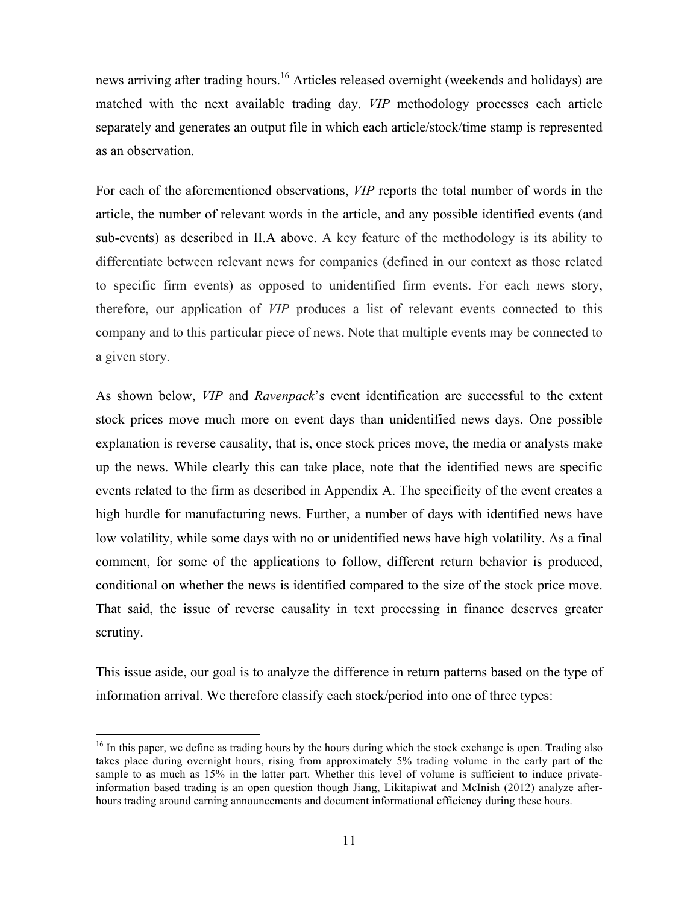news arriving after trading hours.[16] Articles released overnight (weekends and holidays) are matched with the next available trading day. *VIP* methodology processes each article separately and generates an output file in which each article/stock/time stamp is represented as an observation.

For each of the aforementioned observations, *VIP* reports the total number of words in the article, the number of relevant words in the article, and any possible identified events (and sub-events) as described in II.A above. A key feature of the methodology is its ability to differentiate between relevant news for companies (defined in our context as those related to specific firm events) as opposed to unidentified firm events. For each news story, therefore, our application of *VIP* produces a list of relevant events connected to this company and to this particular piece of news. Note that multiple events may be connected to a given story.

As shown below, *VIP* and *Ravenpack*'s event identification are successful to the extent stock prices move much more on event days than unidentified news days. One possible explanation is reverse causality, that is, once stock prices move, the media or analysts make up the news. While clearly this can take place, note that the identified news are specific events related to the firm as described in Appendix A. The specificity of the event creates a high hurdle for manufacturing news. Further, a number of days with identified news have low volatility, while some days with no or unidentified news have high volatility. As a final comment, for some of the applications to follow, different return behavior is produced, conditional on whether the news is identified compared to the size of the stock price move. That said, the issue of reverse causality in text processing in finance deserves greater scrutiny.

This issue aside, our goal is to analyze the difference in return patterns based on the type of information arrival. We therefore classify each stock/period into one of three types:

[16] In this paper, we define as trading hours by the hours during which the stock exchange is open. Trading also takes place during overnight hours, rising from approximately 5% trading volume in the early part of the sample to as much as 15% in the latter part. Whether this level of volume is sufficient to induce private-information based trading is an open question though Jiang, Likitapiwat and McInish (2012) analyze after-hours trading around earning announcements and document informational efficiency during these hours.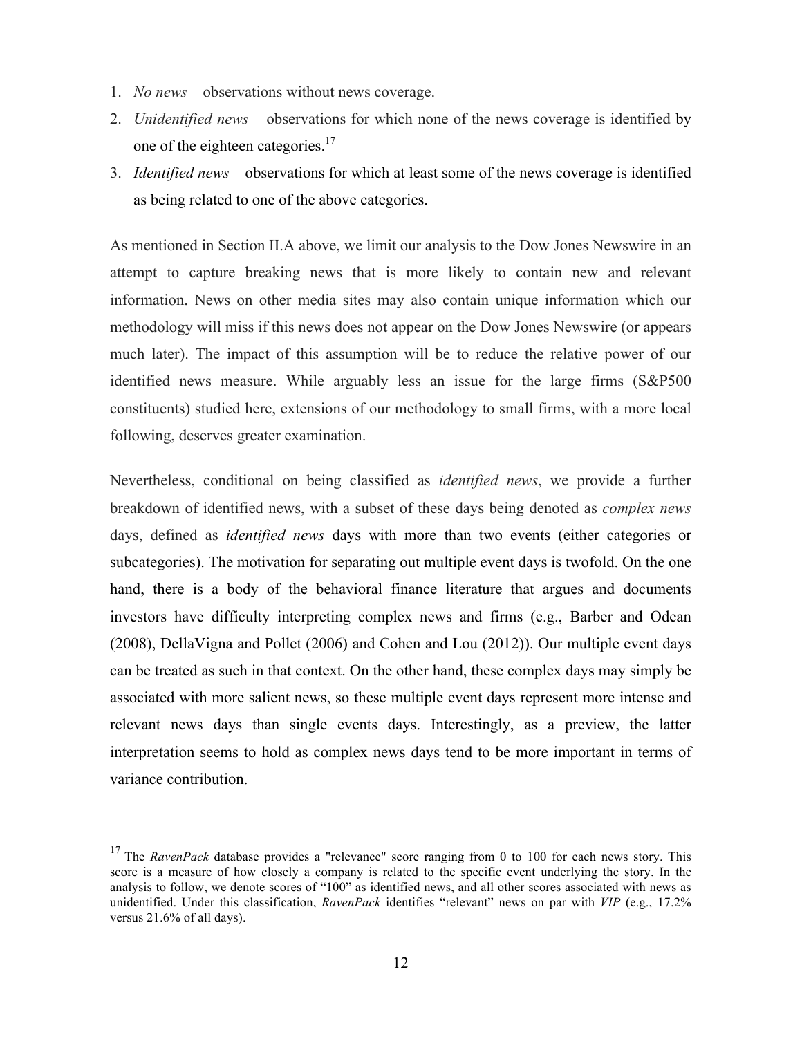1. *No news* – observations without news coverage.
2. *Unidentified news* – observations for which none of the news coverage is identified by one of the eighteen categories.[17]
3. *Identified news* – observations for which at least some of the news coverage is identified as being related to one of the above categories.

As mentioned in Section II.A above, we limit our analysis to the Dow Jones Newswire in an attempt to capture breaking news that is more likely to contain new and relevant information. News on other media sites may also contain unique information which our methodology will miss if this news does not appear on the Dow Jones Newswire (or appears much later). The impact of this assumption will be to reduce the relative power of our identified news measure. While arguably less an issue for the large firms (S&P500 constituents) studied here, extensions of our methodology to small firms, with a more local following, deserves greater examination.

Nevertheless, conditional on being classified as *identified news*, we provide a further breakdown of identified news, with a subset of these days being denoted as *complex news* days, defined as *identified news* days with more than two events (either categories or subcategories). The motivation for separating out multiple event days is twofold. On the one hand, there is a body of the behavioral finance literature that argues and documents investors have difficulty interpreting complex news and firms (e.g., Barber and Odean (2008), DellaVigna and Pollet (2006) and Cohen and Lou (2012)). Our multiple event days can be treated as such in that context. On the other hand, these complex days may simply be associated with more salient news, so these multiple event days represent more intense and relevant news days than single events days. Interestingly, as a preview, the latter interpretation seems to hold as complex news days tend to be more important in terms of variance contribution.

---

[17] The *RavenPack* database provides a "relevance" score ranging from 0 to 100 for each news story. This score is a measure of how closely a company is related to the specific event underlying the story. In the analysis to follow, we denote scores of "100" as identified news, and all other scores associated with news as unidentified. Under this classification, *RavenPack* identifies "relevant" news on par with *VIP* (e.g., 17.2% versus 21.6% of all days).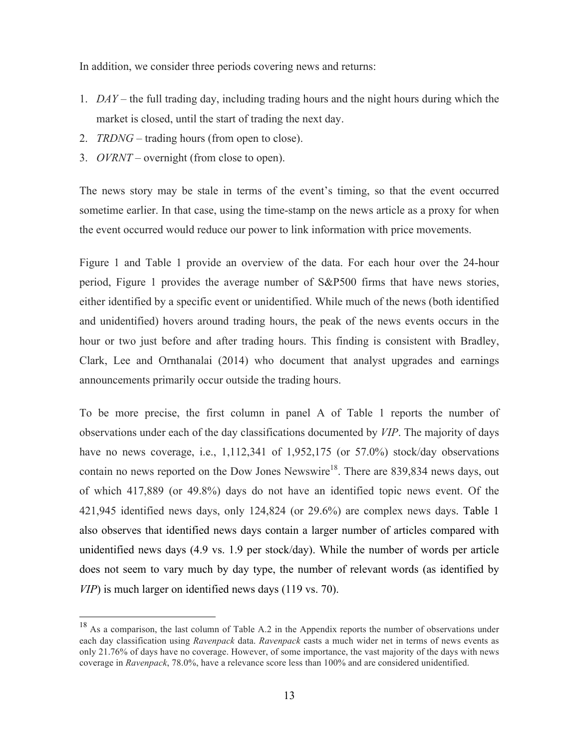In addition, we consider three periods covering news and returns:

1. *DAY* – the full trading day, including trading hours and the night hours during which the market is closed, until the start of trading the next day.
2. *TRDNG* – trading hours (from open to close).
3. *OVRNT* – overnight (from close to open).

The news story may be stale in terms of the event's timing, so that the event occurred sometime earlier. In that case, using the time-stamp on the news article as a proxy for when the event occurred would reduce our power to link information with price movements.

Figure 1 and Table 1 provide an overview of the data. For each hour over the 24-hour period, Figure 1 provides the average number of S&P500 firms that have news stories, either identified by a specific event or unidentified. While much of the news (both identified and unidentified) hovers around trading hours, the peak of the news events occurs in the hour or two just before and after trading hours. This finding is consistent with Bradley, Clark, Lee and Ornthanalai (2014) who document that analyst upgrades and earnings announcements primarily occur outside the trading hours.

To be more precise, the first column in panel A of Table 1 reports the number of observations under each of the day classifications documented by *VIP*. The majority of days have no news coverage, i.e., 1,112,341 of 1,952,175 (or 57.0%) stock/day observations contain no news reported on the Dow Jones Newswire[18]. There are 839,834 news days, out of which 417,889 (or 49.8%) days do not have an identified topic news event. Of the 421,945 identified news days, only 124,824 (or 29.6%) are complex news days. Table 1 also observes that identified news days contain a larger number of articles compared with unidentified news days (4.9 vs. 1.9 per stock/day). While the number of words per article does not seem to vary much by day type, the number of relevant words (as identified by *VIP*) is much larger on identified news days (119 vs. 70).

---

[18] As a comparison, the last column of Table A.2 in the Appendix reports the number of observations under each day classification using *Ravenpack* data. *Ravenpack* casts a much wider net in terms of news events as only 21.76% of days have no coverage. However, of some importance, the vast majority of the days with news coverage in *Ravenpack*, 78.0%, have a relevance score less than 100% and are considered unidentified.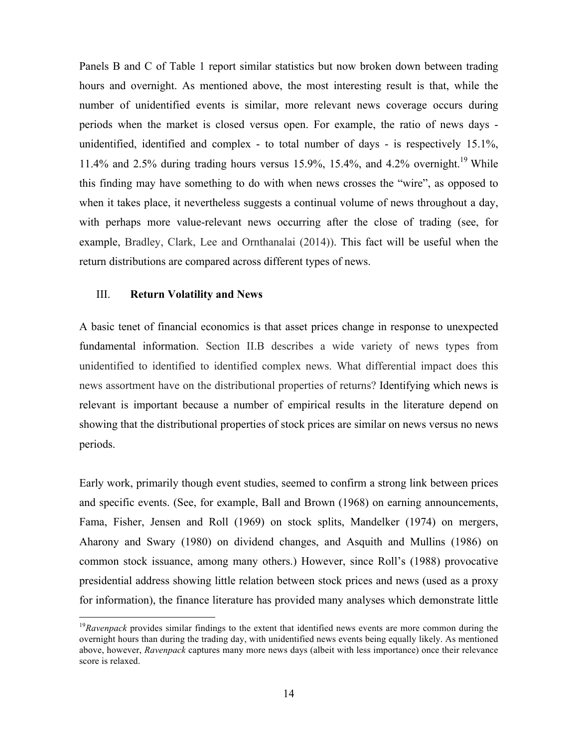Panels B and C of Table 1 report similar statistics but now broken down between trading hours and overnight. As mentioned above, the most interesting result is that, while the number of unidentified events is similar, more relevant news coverage occurs during periods when the market is closed versus open. For example, the ratio of news days - unidentified, identified and complex - to total number of days - is respectively 15.1%, 11.4% and 2.5% during trading hours versus 15.9%, 15.4%, and 4.2% overnight.[19] While this finding may have something to do with when news crosses the "wire", as opposed to when it takes place, it nevertheless suggests a continual volume of news throughout a day, with perhaps more value-relevant news occurring after the close of trading (see, for example, Bradley, Clark, Lee and Ornthanalai (2014)). This fact will be useful when the return distributions are compared across different types of news.

## III. **Return Volatility and News**

A basic tenet of financial economics is that asset prices change in response to unexpected fundamental information. Section II.B describes a wide variety of news types from unidentified to identified to identified complex news. What differential impact does this news assortment have on the distributional properties of returns? Identifying which news is relevant is important because a number of empirical results in the literature depend on showing that the distributional properties of stock prices are similar on news versus no news periods.

Early work, primarily though event studies, seemed to confirm a strong link between prices and specific events. (See, for example, Ball and Brown (1968) on earning announcements, Fama, Fisher, Jensen and Roll (1969) on stock splits, Mandelker (1974) on mergers, Aharony and Swary (1980) on dividend changes, and Asquith and Mullins (1986) on common stock issuance, among many others.) However, since Roll's (1988) provocative presidential address showing little relation between stock prices and news (used as a proxy for information), the finance literature has provided many analyses which demonstrate little

[19] *Ravenpack* provides similar findings to the extent that identified news events are more common during the overnight hours than during the trading day, with unidentified news events being equally likely. As mentioned above, however, *Ravenpack* captures many more news days (albeit with less importance) once their relevance score is relaxed.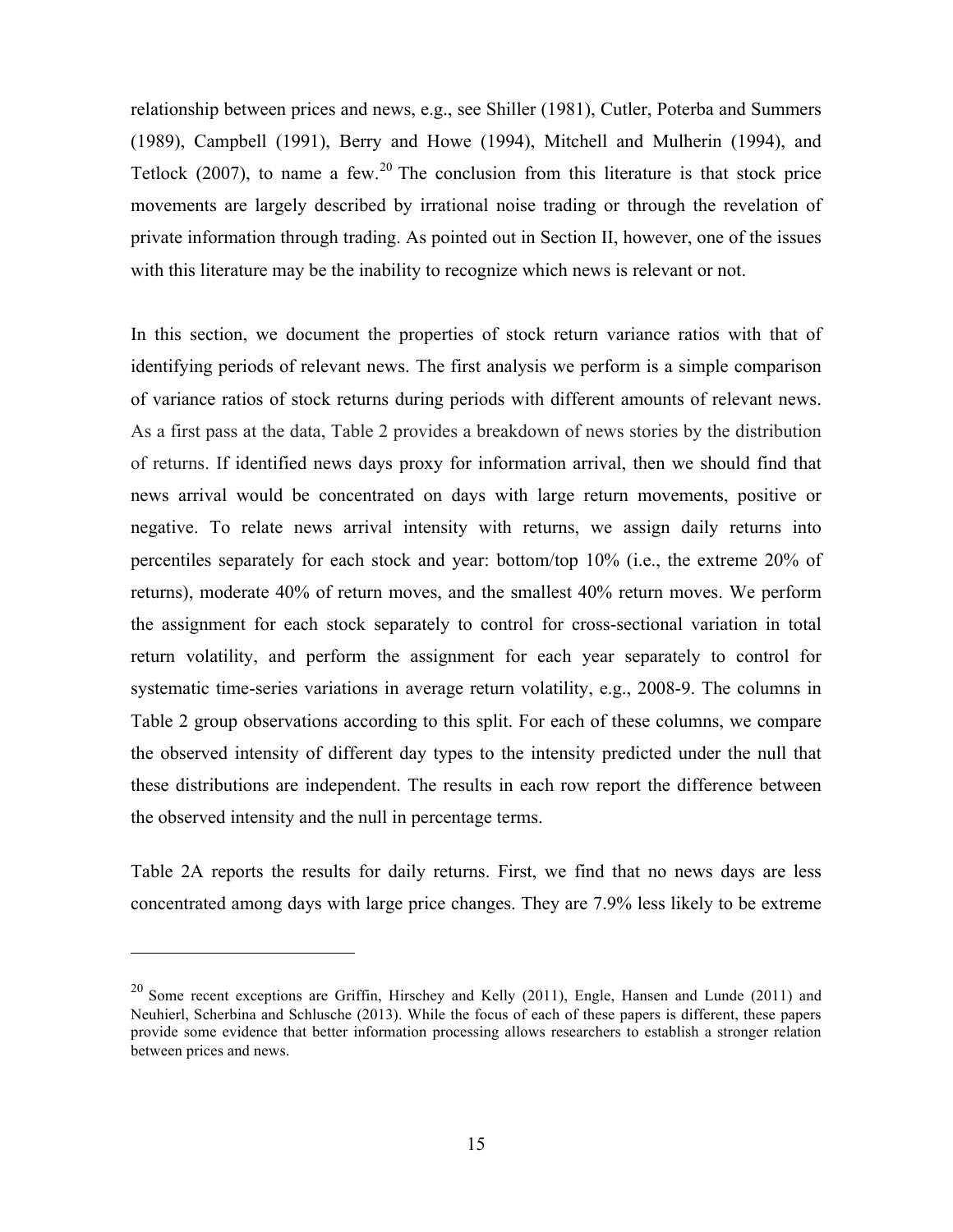relationship between prices and news, e.g., see Shiller (1981), Cutler, Poterba and Summers (1989), Campbell (1991), Berry and Howe (1994), Mitchell and Mulherin (1994), and Tetlock (2007), to name a few.[20] The conclusion from this literature is that stock price movements are largely described by irrational noise trading or through the revelation of private information through trading. As pointed out in Section II, however, one of the issues with this literature may be the inability to recognize which news is relevant or not.

In this section, we document the properties of stock return variance ratios with that of identifying periods of relevant news. The first analysis we perform is a simple comparison of variance ratios of stock returns during periods with different amounts of relevant news. As a first pass at the data, Table 2 provides a breakdown of news stories by the distribution of returns. If identified news days proxy for information arrival, then we should find that news arrival would be concentrated on days with large return movements, positive or negative. To relate news arrival intensity with returns, we assign daily returns into percentiles separately for each stock and year: bottom/top 10% (i.e., the extreme 20% of returns), moderate 40% of return moves, and the smallest 40% return moves. We perform the assignment for each stock separately to control for cross-sectional variation in total return volatility, and perform the assignment for each year separately to control for systematic time-series variations in average return volatility, e.g., 2008-9. The columns in Table 2 group observations according to this split. For each of these columns, we compare the observed intensity of different day types to the intensity predicted under the null that these distributions are independent. The results in each row report the difference between the observed intensity and the null in percentage terms.

Table 2A reports the results for daily returns. First, we find that no news days are less concentrated among days with large price changes. They are 7.9% less likely to be extreme

[20] Some recent exceptions are Griffin, Hirschey and Kelly (2011), Engle, Hansen and Lunde (2011) and Neuhierl, Scherbina and Schlusche (2013). While the focus of each of these papers is different, these papers provide some evidence that better information processing allows researchers to establish a stronger relation between prices and news.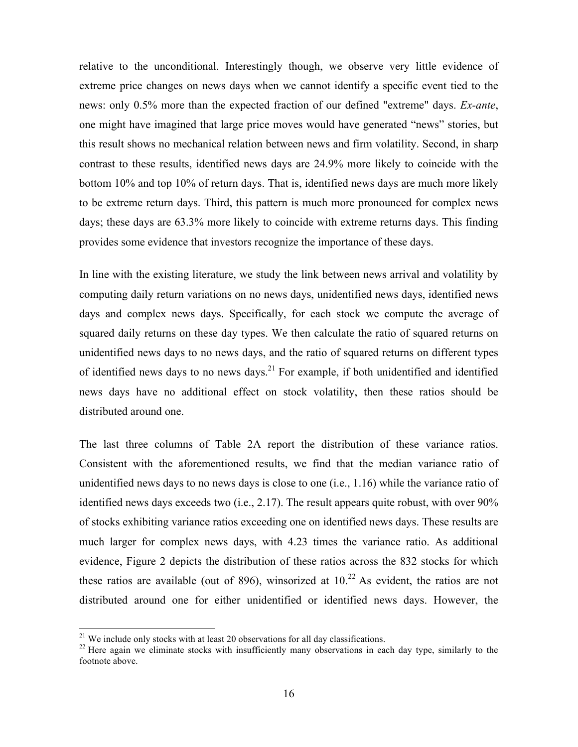relative to the unconditional. Interestingly though, we observe very little evidence of extreme price changes on news days when we cannot identify a specific event tied to the news: only 0.5% more than the expected fraction of our defined "extreme" days. *Ex-ante*, one might have imagined that large price moves would have generated "news" stories, but this result shows no mechanical relation between news and firm volatility. Second, in sharp contrast to these results, identified news days are 24.9% more likely to coincide with the bottom 10% and top 10% of return days. That is, identified news days are much more likely to be extreme return days. Third, this pattern is much more pronounced for complex news days; these days are 63.3% more likely to coincide with extreme returns days. This finding provides some evidence that investors recognize the importance of these days.

In line with the existing literature, we study the link between news arrival and volatility by computing daily return variations on no news days, unidentified news days, identified news days and complex news days. Specifically, for each stock we compute the average of squared daily returns on these day types. We then calculate the ratio of squared returns on unidentified news days to no news days, and the ratio of squared returns on different types of identified news days to no news days.[21] For example, if both unidentified and identified news days have no additional effect on stock volatility, then these ratios should be distributed around one.

The last three columns of Table 2A report the distribution of these variance ratios. Consistent with the aforementioned results, we find that the median variance ratio of unidentified news days to no news days is close to one (i.e., 1.16) while the variance ratio of identified news days exceeds two (i.e., 2.17). The result appears quite robust, with over 90% of stocks exhibiting variance ratios exceeding one on identified news days. These results are much larger for complex news days, with 4.23 times the variance ratio. As additional evidence, Figure 2 depicts the distribution of these ratios across the 832 stocks for which these ratios are available (out of 896), winsorized at 10.[22] As evident, the ratios are not distributed around one for either unidentified or identified news days. However, the

[21] We include only stocks with at least 20 observations for all day classifications.

[22] Here again we eliminate stocks with insufficiently many observations in each day type, similarly to the footnote above.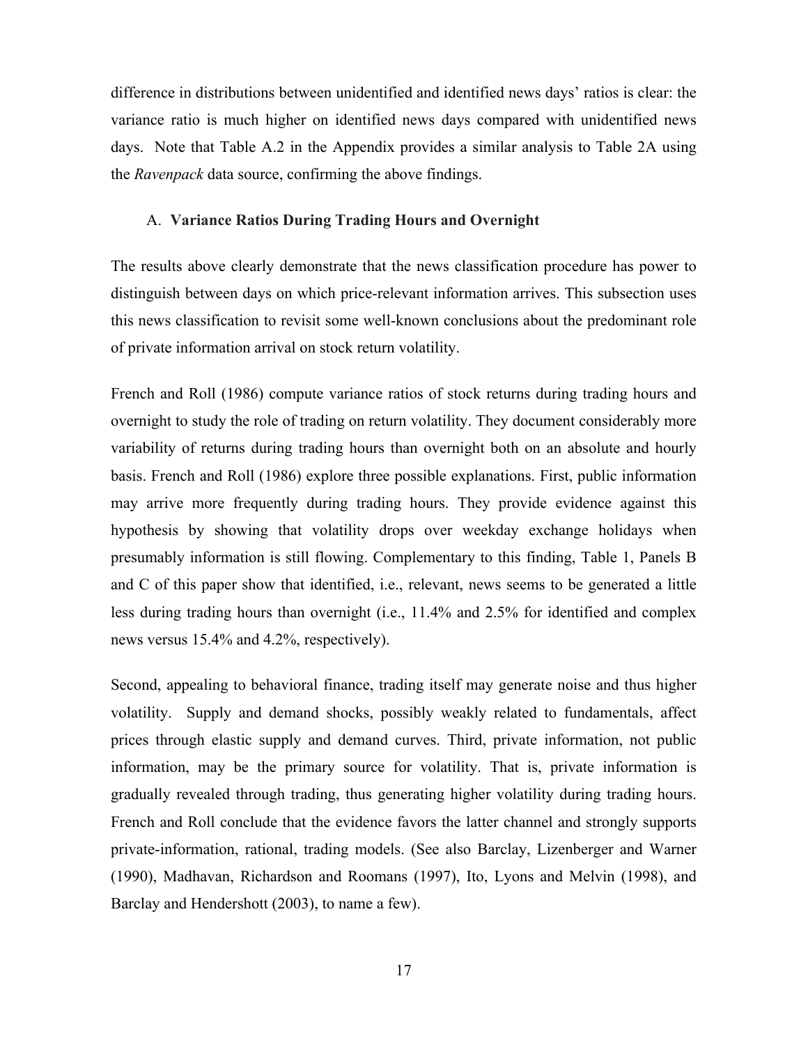difference in distributions between unidentified and identified news days' ratios is clear: the variance ratio is much higher on identified news days compared with unidentified news days. Note that Table A.2 in the Appendix provides a similar analysis to Table 2A using the *Ravenpack* data source, confirming the above findings.

### A. **Variance Ratios During Trading Hours and Overnight**

The results above clearly demonstrate that the news classification procedure has power to distinguish between days on which price-relevant information arrives. This subsection uses this news classification to revisit some well-known conclusions about the predominant role of private information arrival on stock return volatility.

French and Roll (1986) compute variance ratios of stock returns during trading hours and overnight to study the role of trading on return volatility. They document considerably more variability of returns during trading hours than overnight both on an absolute and hourly basis. French and Roll (1986) explore three possible explanations. First, public information may arrive more frequently during trading hours. They provide evidence against this hypothesis by showing that volatility drops over weekday exchange holidays when presumably information is still flowing. Complementary to this finding, Table 1, Panels B and C of this paper show that identified, i.e., relevant, news seems to be generated a little less during trading hours than overnight (i.e., 11.4% and 2.5% for identified and complex news versus 15.4% and 4.2%, respectively).

Second, appealing to behavioral finance, trading itself may generate noise and thus higher volatility. Supply and demand shocks, possibly weakly related to fundamentals, affect prices through elastic supply and demand curves. Third, private information, not public information, may be the primary source for volatility. That is, private information is gradually revealed through trading, thus generating higher volatility during trading hours. French and Roll conclude that the evidence favors the latter channel and strongly supports private-information, rational, trading models. (See also Barclay, Lizenberger and Warner (1990), Madhavan, Richardson and Roomans (1997), Ito, Lyons and Melvin (1998), and Barclay and Hendershott (2003), to name a few).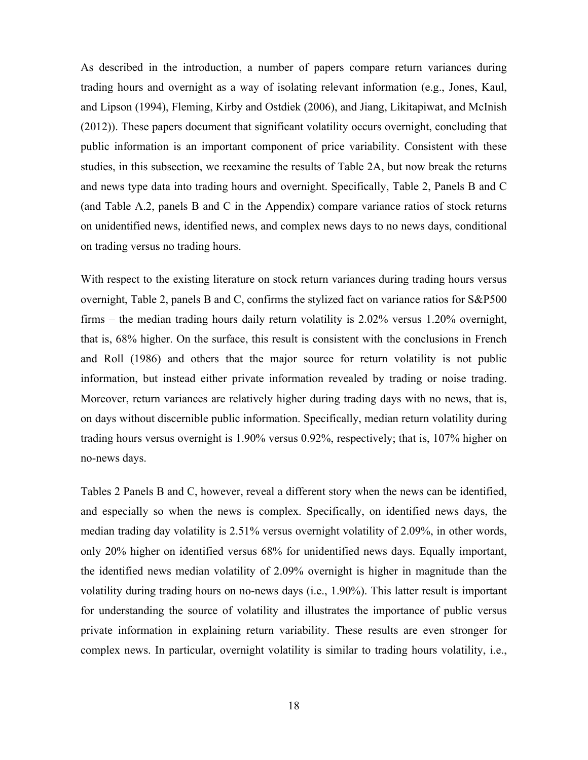As described in the introduction, a number of papers compare return variances during trading hours and overnight as a way of isolating relevant information (e.g., Jones, Kaul, and Lipson (1994), Fleming, Kirby and Ostdiek (2006), and Jiang, Likitapiwat, and McInish (2012)). These papers document that significant volatility occurs overnight, concluding that public information is an important component of price variability. Consistent with these studies, in this subsection, we reexamine the results of Table 2A, but now break the returns and news type data into trading hours and overnight. Specifically, Table 2, Panels B and C (and Table A.2, panels B and C in the Appendix) compare variance ratios of stock returns on unidentified news, identified news, and complex news days to no news days, conditional on trading versus no trading hours.

With respect to the existing literature on stock return variances during trading hours versus overnight, Table 2, panels B and C, confirms the stylized fact on variance ratios for S&P500 firms – the median trading hours daily return volatility is 2.02% versus 1.20% overnight, that is, 68% higher. On the surface, this result is consistent with the conclusions in French and Roll (1986) and others that the major source for return volatility is not public information, but instead either private information revealed by trading or noise trading. Moreover, return variances are relatively higher during trading days with no news, that is, on days without discernible public information. Specifically, median return volatility during trading hours versus overnight is 1.90% versus 0.92%, respectively; that is, 107% higher on no-news days.

Tables 2 Panels B and C, however, reveal a different story when the news can be identified, and especially so when the news is complex. Specifically, on identified news days, the median trading day volatility is 2.51% versus overnight volatility of 2.09%, in other words, only 20% higher on identified versus 68% for unidentified news days. Equally important, the identified news median volatility of 2.09% overnight is higher in magnitude than the volatility during trading hours on no-news days (i.e., 1.90%). This latter result is important for understanding the source of volatility and illustrates the importance of public versus private information in explaining return variability. These results are even stronger for complex news. In particular, overnight volatility is similar to trading hours volatility, i.e.,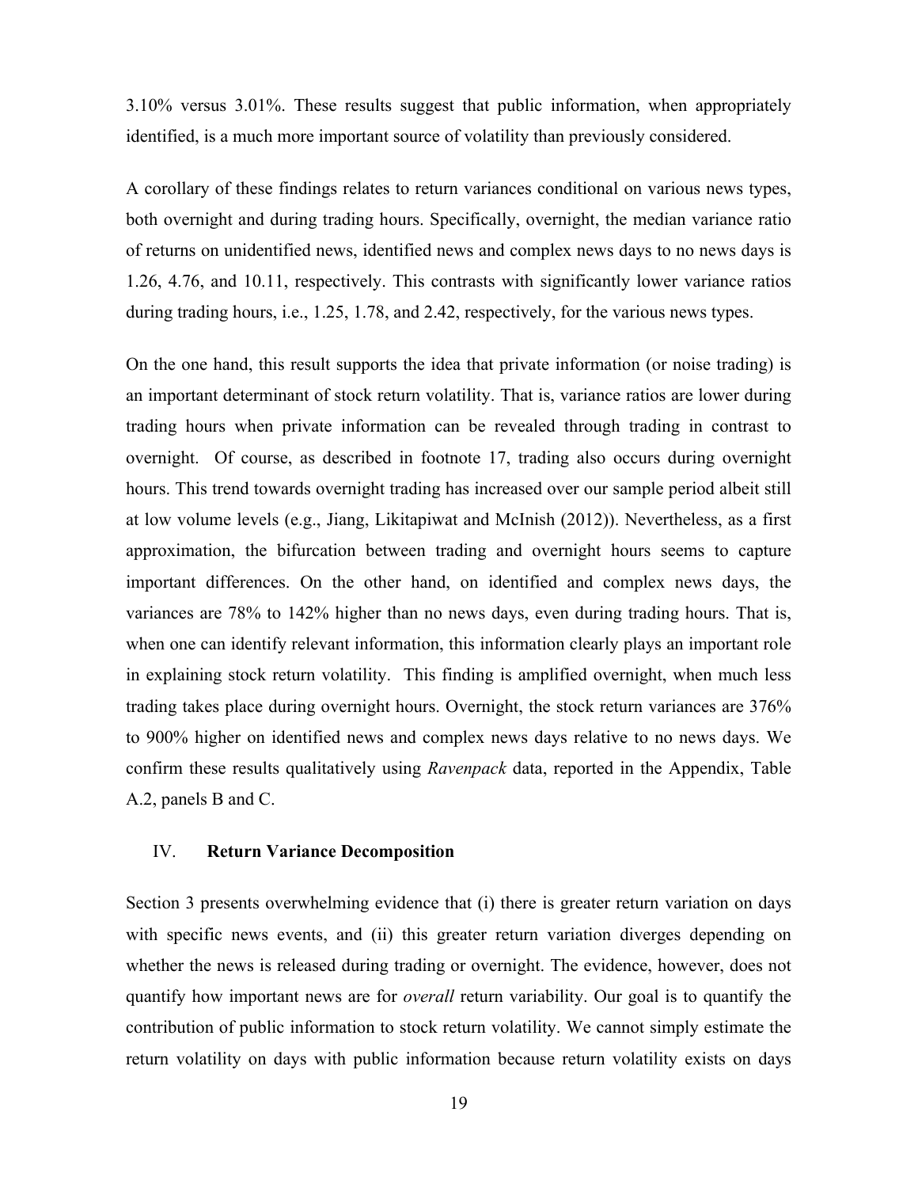3.10% versus 3.01%. These results suggest that public information, when appropriately identified, is a much more important source of volatility than previously considered.

A corollary of these findings relates to return variances conditional on various news types, both overnight and during trading hours. Specifically, overnight, the median variance ratio of returns on unidentified news, identified news and complex news days to no news days is 1.26, 4.76, and 10.11, respectively. This contrasts with significantly lower variance ratios during trading hours, i.e., 1.25, 1.78, and 2.42, respectively, for the various news types.

On the one hand, this result supports the idea that private information (or noise trading) is an important determinant of stock return volatility. That is, variance ratios are lower during trading hours when private information can be revealed through trading in contrast to overnight. Of course, as described in footnote 17, trading also occurs during overnight hours. This trend towards overnight trading has increased over our sample period albeit still at low volume levels (e.g., Jiang, Likitapiwat and McInish (2012)). Nevertheless, as a first approximation, the bifurcation between trading and overnight hours seems to capture important differences. On the other hand, on identified and complex news days, the variances are 78% to 142% higher than no news days, even during trading hours. That is, when one can identify relevant information, this information clearly plays an important role in explaining stock return volatility. This finding is amplified overnight, when much less trading takes place during overnight hours. Overnight, the stock return variances are 376% to 900% higher on identified news and complex news days relative to no news days. We confirm these results qualitatively using *Ravenpack* data, reported in the Appendix, Table A.2, panels B and C.

## IV. **Return Variance Decomposition**

Section 3 presents overwhelming evidence that (i) there is greater return variation on days with specific news events, and (ii) this greater return variation diverges depending on whether the news is released during trading or overnight. The evidence, however, does not quantify how important news are for *overall* return variability. Our goal is to quantify the contribution of public information to stock return volatility. We cannot simply estimate the return volatility on days with public information because return volatility exists on days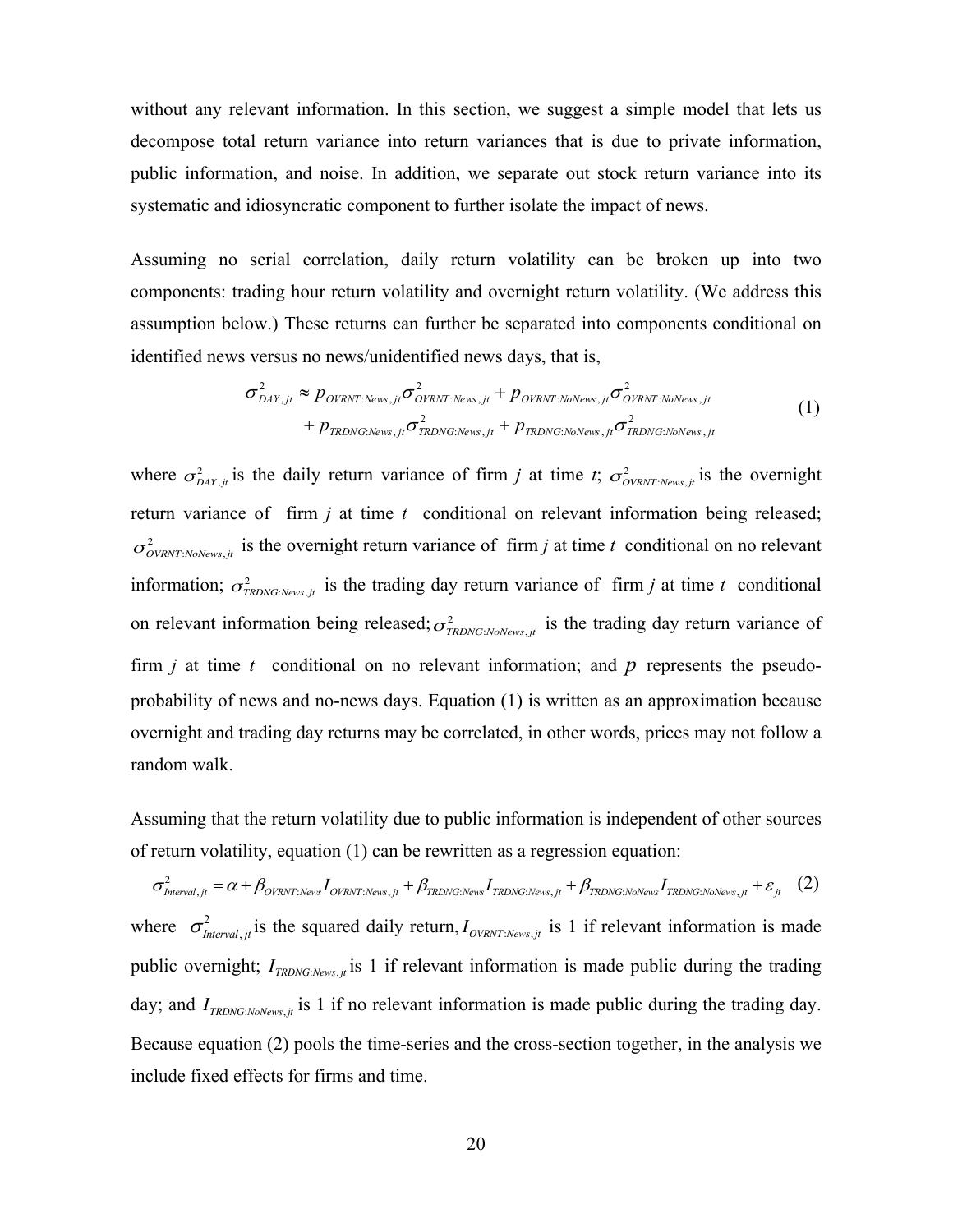without any relevant information. In this section, we suggest a simple model that lets us decompose total return variance into return variances that is due to private information, public information, and noise. In addition, we separate out stock return variance into its systematic and idiosyncratic component to further isolate the impact of news.

Assuming no serial correlation, daily return volatility can be broken up into two components: trading hour return volatility and overnight return volatility. (We address this assumption below.) These returns can further be separated into components conditional on identified news versus no news/unidentified news days, that is,

$$
\begin{aligned}
\sigma^2_{DAY,jt} \approx\ & p_{OVRNT:News,jt}\sigma^2_{OVRNT:News,jt} + p_{OVRNT:NoNews,jt}\sigma^2_{OVRNT:NoNews,jt} \\
& + p_{TRDNG:News,jt}\sigma^2_{TRDNG:News,jt} + p_{TRDNG:NoNews,jt}\sigma^2_{TRDNG:NoNews,jt}
\end{aligned}
\tag{1}
$$

where $\sigma^2_{DAY,jt}$ is the daily return variance of firm *j* at time *t*; $\sigma^2_{OVRNT:News,jt}$ is the overnight return variance of firm *j* at time *t* conditional on relevant information being released; $\sigma^2_{OVRNT:NoNews,jt}$ is the overnight return variance of firm *j* at time *t* conditional on no relevant information; $\sigma^2_{TRDNG:News,jt}$ is the trading day return variance of firm *j* at time *t* conditional on relevant information being released; $\sigma^2_{TRDNG:NoNews,jt}$ is the trading day return variance of firm *j* at time *t* conditional on no relevant information; and $p$ represents the pseudo-probability of news and no-news days. Equation (1) is written as an approximation because overnight and trading day returns may be correlated, in other words, prices may not follow a random walk.

Assuming that the return volatility due to public information is independent of other sources of return volatility, equation (1) can be rewritten as a regression equation:

$$
\sigma^2_{Interval,jt} = \alpha + \beta_{OVRNT:News} I_{OVRNT:News,jt} + \beta_{TRDNG:News} I_{TRDNG:News,jt} + \beta_{TRDNG:NoNews} I_{TRDNG:NoNews,jt} + \varepsilon_{jt} \tag{2}
$$

where $\sigma^2_{Interval,jt}$ is the squared daily return, $I_{OVRNT:News,jt}$ is 1 if relevant information is made public overnight; $I_{TRDNG:News,jt}$ is 1 if relevant information is made public during the trading day; and $I_{TRDNG:NoNews,jt}$ is 1 if no relevant information is made public during the trading day. Because equation (2) pools the time-series and the cross-section together, in the analysis we include fixed effects for firms and time.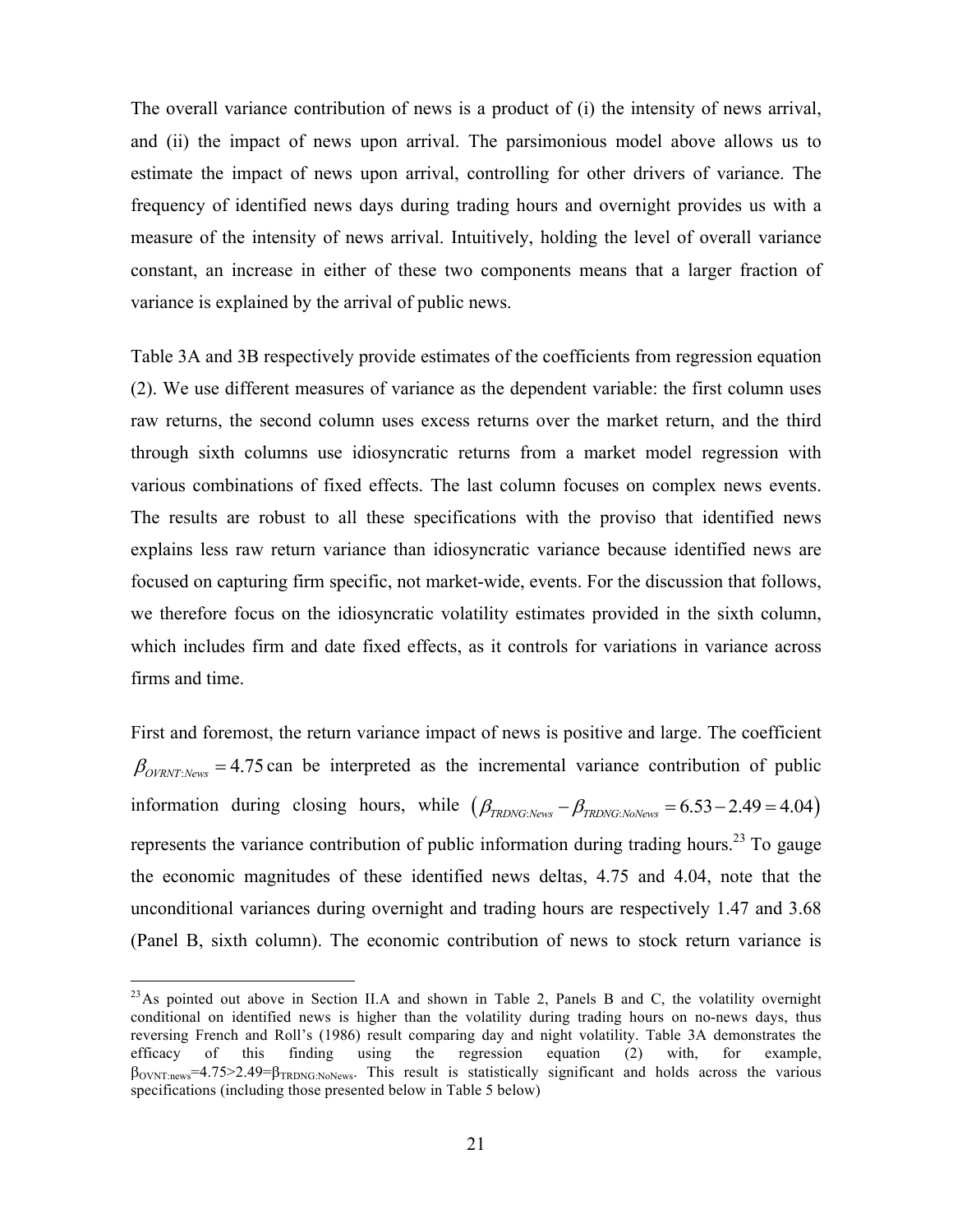The overall variance contribution of news is a product of (i) the intensity of news arrival, and (ii) the impact of news upon arrival. The parsimonious model above allows us to estimate the impact of news upon arrival, controlling for other drivers of variance. The frequency of identified news days during trading hours and overnight provides us with a measure of the intensity of news arrival. Intuitively, holding the level of overall variance constant, an increase in either of these two components means that a larger fraction of variance is explained by the arrival of public news.

Table 3A and 3B respectively provide estimates of the coefficients from regression equation (2). We use different measures of variance as the dependent variable: the first column uses raw returns, the second column uses excess returns over the market return, and the third through sixth columns use idiosyncratic returns from a market model regression with various combinations of fixed effects. The last column focuses on complex news events. The results are robust to all these specifications with the proviso that identified news explains less raw return variance than idiosyncratic variance because identified news are focused on capturing firm specific, not market-wide, events. For the discussion that follows, we therefore focus on the idiosyncratic volatility estimates provided in the sixth column, which includes firm and date fixed effects, as it controls for variations in variance across firms and time.

First and foremost, the return variance impact of news is positive and large. The coefficient $\beta_{OVRNT:News} = 4.75$ can be interpreted as the incremental variance contribution of public information during closing hours, while $\left(\beta_{TRDNG:News} - \beta_{TRDNG:NoNews} = 6.53 - 2.49 = 4.04\right)$ represents the variance contribution of public information during trading hours.[23] To gauge the economic magnitudes of these identified news deltas, 4.75 and 4.04, note that the unconditional variances during overnight and trading hours are respectively 1.47 and 3.68 (Panel B, sixth column). The economic contribution of news to stock return variance is

[23] As pointed out above in Section II.A and shown in Table 2, Panels B and C, the volatility overnight conditional on identified news is higher than the volatility during trading hours on no-news days, thus reversing French and Roll's (1986) result comparing day and night volatility. Table 3A demonstrates the efficacy of this finding using the regression equation (2) with, for example, $\beta_{OVNT:news}=4.75>2.49=\beta_{TRDNG:NoNews}$. This result is statistically significant and holds across the various specifications (including those presented below in Table 5 below)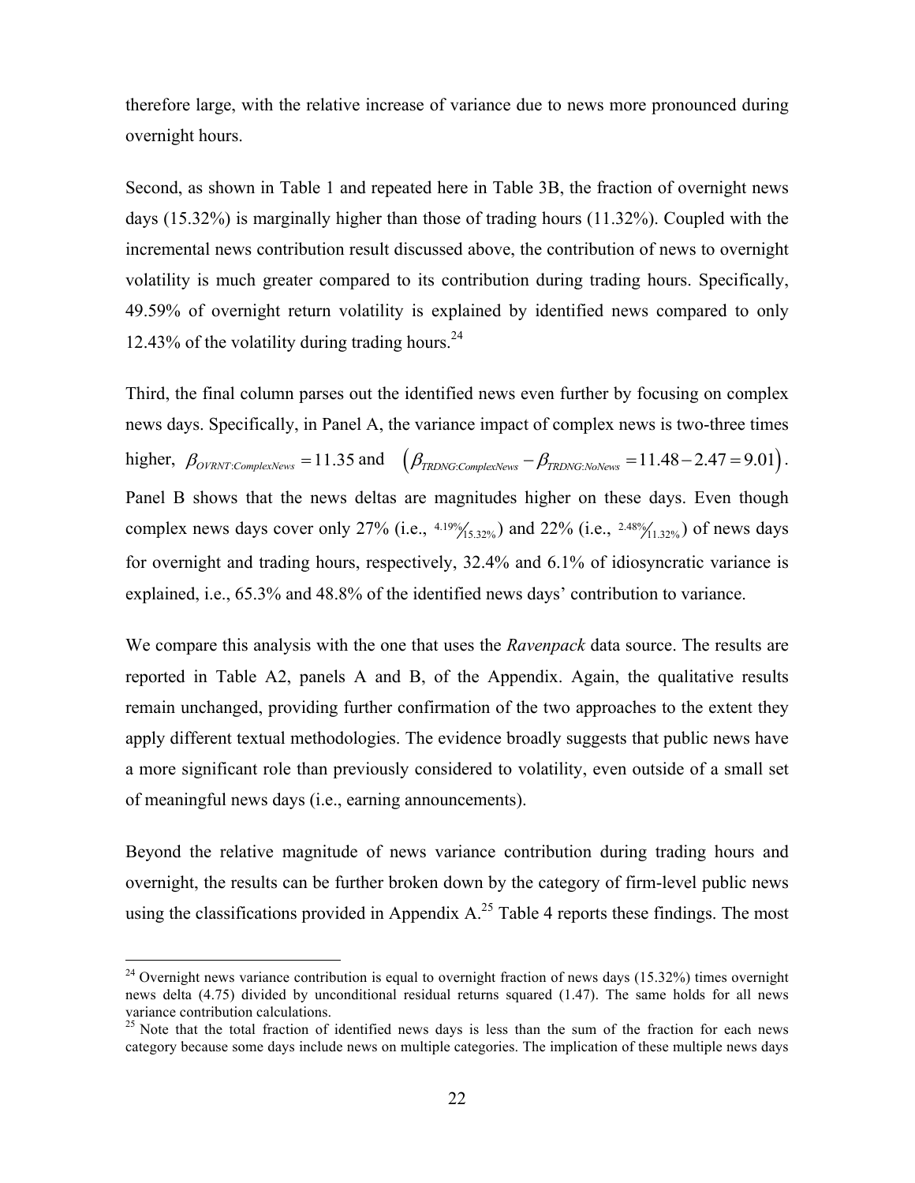therefore large, with the relative increase of variance due to news more pronounced during overnight hours.

Second, as shown in Table 1 and repeated here in Table 3B, the fraction of overnight news days (15.32%) is marginally higher than those of trading hours (11.32%). Coupled with the incremental news contribution result discussed above, the contribution of news to overnight volatility is much greater compared to its contribution during trading hours. Specifically, 49.59% of overnight return volatility is explained by identified news compared to only 12.43% of the volatility during trading hours.[24]

Third, the final column parses out the identified news even further by focusing on complex news days. Specifically, in Panel A, the variance impact of complex news is two-three times higher, $\beta_{OVRNT:ComplexNews} = 11.35$ and $\left(\beta_{TRDNG:ComplexNews} - \beta_{TRDNG:NoNews} = 11.48 - 2.47 = 9.01\right)$. Panel B shows that the news deltas are magnitudes higher on these days. Even though complex news days cover only 27% (i.e., $^{4.19\%}/_{15.32\%}$) and 22% (i.e., $^{2.48\%}/_{11.32\%}$) of news days for overnight and trading hours, respectively, 32.4% and 6.1% of idiosyncratic variance is explained, i.e., 65.3% and 48.8% of the identified news days' contribution to variance.

We compare this analysis with the one that uses the *Ravenpack* data source. The results are reported in Table A2, panels A and B, of the Appendix. Again, the qualitative results remain unchanged, providing further confirmation of the two approaches to the extent they apply different textual methodologies. The evidence broadly suggests that public news have a more significant role than previously considered to volatility, even outside of a small set of meaningful news days (i.e., earning announcements).

Beyond the relative magnitude of news variance contribution during trading hours and overnight, the results can be further broken down by the category of firm-level public news using the classifications provided in Appendix A.[25] Table 4 reports these findings. The most

---

[24] Overnight news variance contribution is equal to overnight fraction of news days (15.32%) times overnight news delta (4.75) divided by unconditional residual returns squared (1.47). The same holds for all news variance contribution calculations.

[25] Note that the total fraction of identified news days is less than the sum of the fraction for each news category because some days include news on multiple categories. The implication of these multiple news days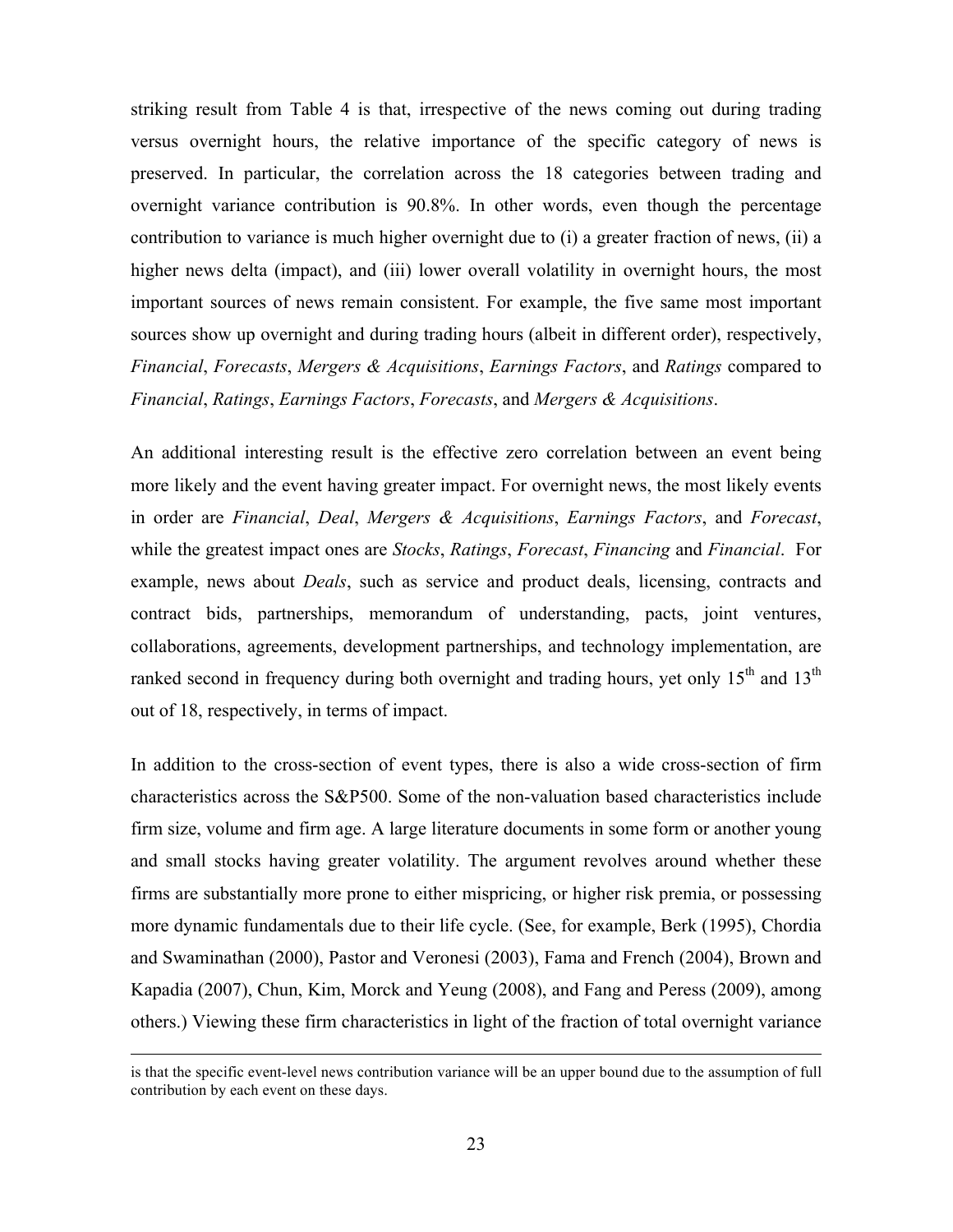striking result from Table 4 is that, irrespective of the news coming out during trading versus overnight hours, the relative importance of the specific category of news is preserved. In particular, the correlation across the 18 categories between trading and overnight variance contribution is 90.8%. In other words, even though the percentage contribution to variance is much higher overnight due to (i) a greater fraction of news, (ii) a higher news delta (impact), and (iii) lower overall volatility in overnight hours, the most important sources of news remain consistent. For example, the five same most important sources show up overnight and during trading hours (albeit in different order), respectively, *Financial*, *Forecasts*, *Mergers & Acquisitions*, *Earnings Factors*, and *Ratings* compared to *Financial*, *Ratings*, *Earnings Factors*, *Forecasts*, and *Mergers & Acquisitions*.

An additional interesting result is the effective zero correlation between an event being more likely and the event having greater impact. For overnight news, the most likely events in order are *Financial*, *Deal*, *Mergers & Acquisitions*, *Earnings Factors*, and *Forecast*, while the greatest impact ones are *Stocks*, *Ratings*, *Forecast*, *Financing* and *Financial*. For example, news about *Deals*, such as service and product deals, licensing, contracts and contract bids, partnerships, memorandum of understanding, pacts, joint ventures, collaborations, agreements, development partnerships, and technology implementation, are ranked second in frequency during both overnight and trading hours, yet only 15th and 13th out of 18, respectively, in terms of impact.

In addition to the cross-section of event types, there is also a wide cross-section of firm characteristics across the S&P500. Some of the non-valuation based characteristics include firm size, volume and firm age. A large literature documents in some form or another young and small stocks having greater volatility. The argument revolves around whether these firms are substantially more prone to either mispricing, or higher risk premia, or possessing more dynamic fundamentals due to their life cycle. (See, for example, Berk (1995), Chordia and Swaminathan (2000), Pastor and Veronesi (2003), Fama and French (2004), Brown and Kapadia (2007), Chun, Kim, Morck and Yeung (2008), and Fang and Peress (2009), among others.) Viewing these firm characteristics in light of the fraction of total overnight variance

is that the specific event-level news contribution variance will be an upper bound due to the assumption of full contribution by each event on these days.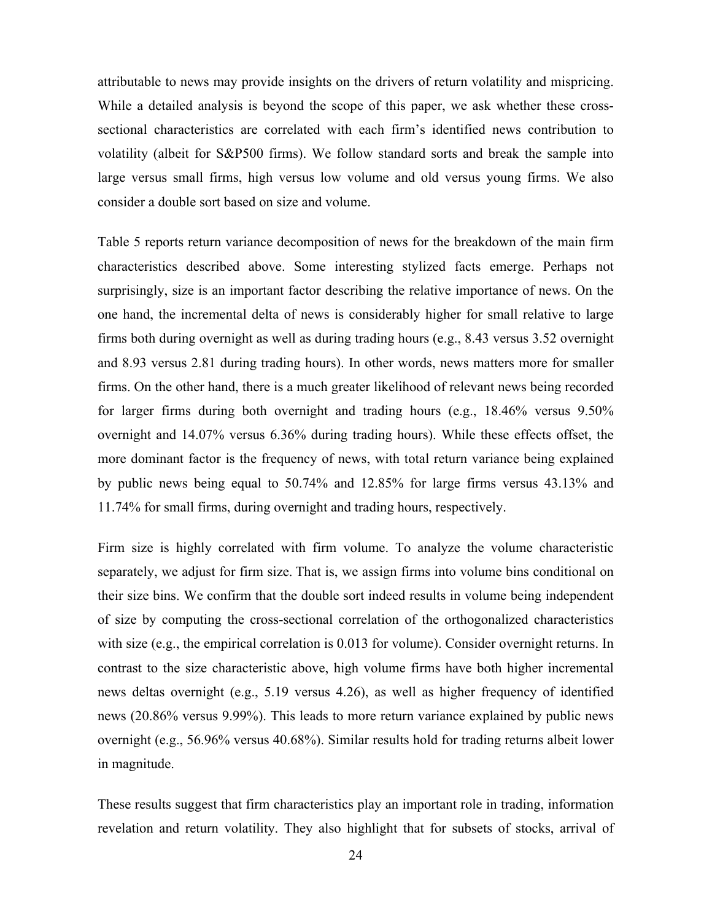attributable to news may provide insights on the drivers of return volatility and mispricing. While a detailed analysis is beyond the scope of this paper, we ask whether these cross-sectional characteristics are correlated with each firm's identified news contribution to volatility (albeit for S&P500 firms). We follow standard sorts and break the sample into large versus small firms, high versus low volume and old versus young firms. We also consider a double sort based on size and volume.

Table 5 reports return variance decomposition of news for the breakdown of the main firm characteristics described above. Some interesting stylized facts emerge. Perhaps not surprisingly, size is an important factor describing the relative importance of news. On the one hand, the incremental delta of news is considerably higher for small relative to large firms both during overnight as well as during trading hours (e.g., 8.43 versus 3.52 overnight and 8.93 versus 2.81 during trading hours). In other words, news matters more for smaller firms. On the other hand, there is a much greater likelihood of relevant news being recorded for larger firms during both overnight and trading hours (e.g., 18.46% versus 9.50% overnight and 14.07% versus 6.36% during trading hours). While these effects offset, the more dominant factor is the frequency of news, with total return variance being explained by public news being equal to 50.74% and 12.85% for large firms versus 43.13% and 11.74% for small firms, during overnight and trading hours, respectively.

Firm size is highly correlated with firm volume. To analyze the volume characteristic separately, we adjust for firm size. That is, we assign firms into volume bins conditional on their size bins. We confirm that the double sort indeed results in volume being independent of size by computing the cross-sectional correlation of the orthogonalized characteristics with size (e.g., the empirical correlation is 0.013 for volume). Consider overnight returns. In contrast to the size characteristic above, high volume firms have both higher incremental news deltas overnight (e.g., 5.19 versus 4.26), as well as higher frequency of identified news (20.86% versus 9.99%). This leads to more return variance explained by public news overnight (e.g., 56.96% versus 40.68%). Similar results hold for trading returns albeit lower in magnitude.

These results suggest that firm characteristics play an important role in trading, information revelation and return volatility. They also highlight that for subsets of stocks, arrival of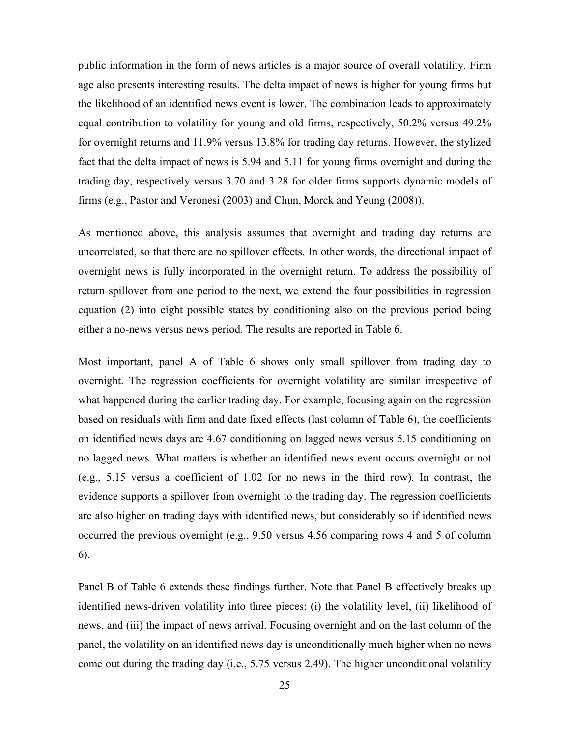public information in the form of news articles is a major source of overall volatility. Firm age also presents interesting results. The delta impact of news is higher for young firms but the likelihood of an identified news event is lower. The combination leads to approximately equal contribution to volatility for young and old firms, respectively, 50.2% versus 49.2% for overnight returns and 11.9% versus 13.8% for trading day returns. However, the stylized fact that the delta impact of news is 5.94 and 5.11 for young firms overnight and during the trading day, respectively versus 3.70 and 3.28 for older firms supports dynamic models of firms (e.g., Pastor and Veronesi (2003) and Chun, Morck and Yeung (2008)).

As mentioned above, this analysis assumes that overnight and trading day returns are uncorrelated, so that there are no spillover effects. In other words, the directional impact of overnight news is fully incorporated in the overnight return. To address the possibility of return spillover from one period to the next, we extend the four possibilities in regression equation (2) into eight possible states by conditioning also on the previous period being either a no-news versus news period. The results are reported in Table 6.

Most important, panel A of Table 6 shows only small spillover from trading day to overnight. The regression coefficients for overnight volatility are similar irrespective of what happened during the earlier trading day. For example, focusing again on the regression based on residuals with firm and date fixed effects (last column of Table 6), the coefficients on identified news days are 4.67 conditioning on lagged news versus 5.15 conditioning on no lagged news. What matters is whether an identified news event occurs overnight or not (e.g., 5.15 versus a coefficient of 1.02 for no news in the third row). In contrast, the evidence supports a spillover from overnight to the trading day. The regression coefficients are also higher on trading days with identified news, but considerably so if identified news occurred the previous overnight (e.g., 9.50 versus 4.56 comparing rows 4 and 5 of column 6).

Panel B of Table 6 extends these findings further. Note that Panel B effectively breaks up identified news-driven volatility into three pieces: (i) the volatility level, (ii) likelihood of news, and (iii) the impact of news arrival. Focusing overnight and on the last column of the panel, the volatility on an identified news day is unconditionally much higher when no news come out during the trading day (i.e., 5.75 versus 2.49). The higher unconditional volatility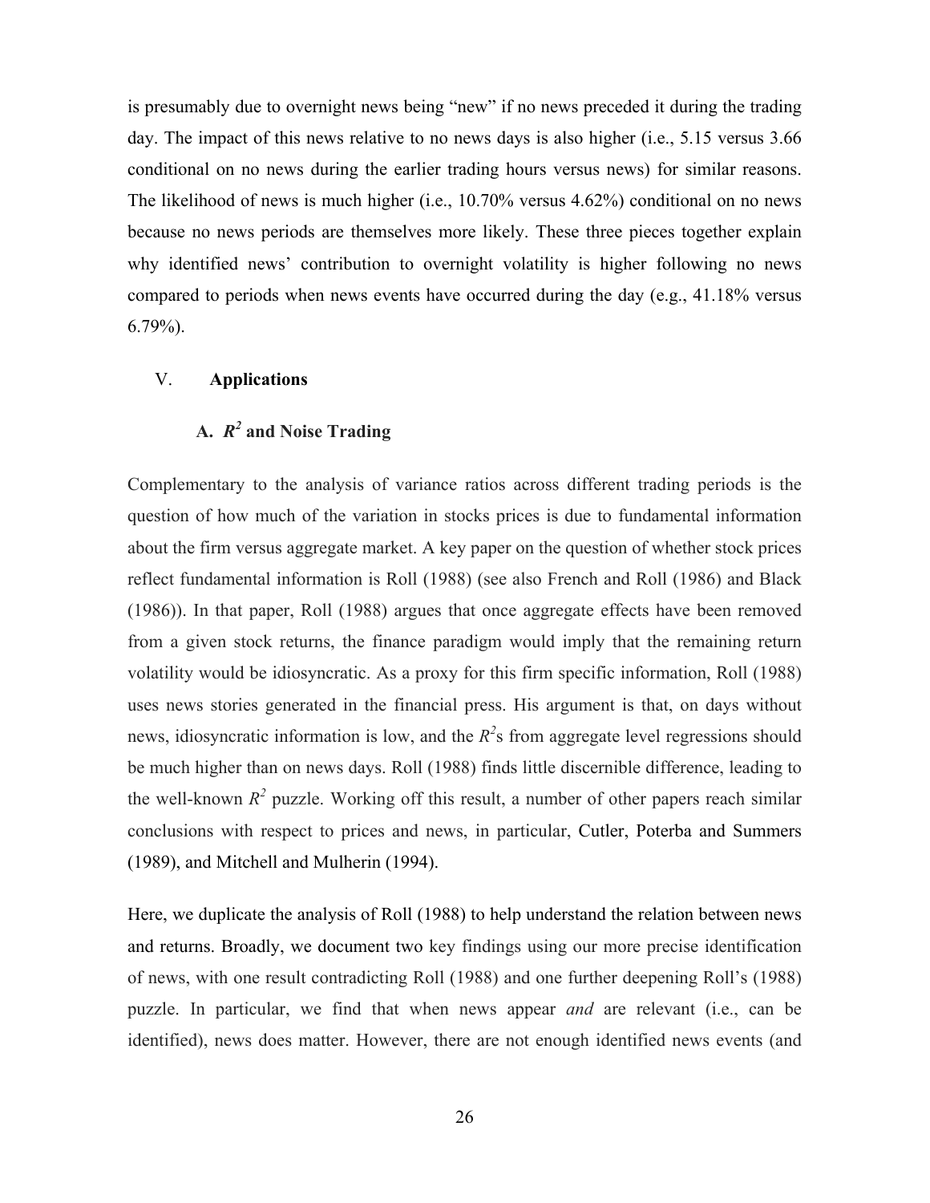is presumably due to overnight news being "new" if no news preceded it during the trading day. The impact of this news relative to no news days is also higher (i.e., 5.15 versus 3.66 conditional on no news during the earlier trading hours versus news) for similar reasons. The likelihood of news is much higher (i.e., 10.70% versus 4.62%) conditional on no news because no news periods are themselves more likely. These three pieces together explain why identified news' contribution to overnight volatility is higher following no news compared to periods when news events have occurred during the day (e.g., 41.18% versus 6.79%).

## V. Applications

### A. $R^2$ and Noise Trading

Complementary to the analysis of variance ratios across different trading periods is the question of how much of the variation in stocks prices is due to fundamental information about the firm versus aggregate market. A key paper on the question of whether stock prices reflect fundamental information is Roll (1988) (see also French and Roll (1986) and Black (1986)). In that paper, Roll (1988) argues that once aggregate effects have been removed from a given stock returns, the finance paradigm would imply that the remaining return volatility would be idiosyncratic. As a proxy for this firm specific information, Roll (1988) uses news stories generated in the financial press. His argument is that, on days without news, idiosyncratic information is low, and the $R^2$s from aggregate level regressions should be much higher than on news days. Roll (1988) finds little discernible difference, leading to the well-known $R^2$ puzzle. Working off this result, a number of other papers reach similar conclusions with respect to prices and news, in particular, Cutler, Poterba and Summers (1989), and Mitchell and Mulherin (1994).

Here, we duplicate the analysis of Roll (1988) to help understand the relation between news and returns. Broadly, we document two key findings using our more precise identification of news, with one result contradicting Roll (1988) and one further deepening Roll's (1988) puzzle. In particular, we find that when news appear *and* are relevant (i.e., can be identified), news does matter. However, there are not enough identified news events (and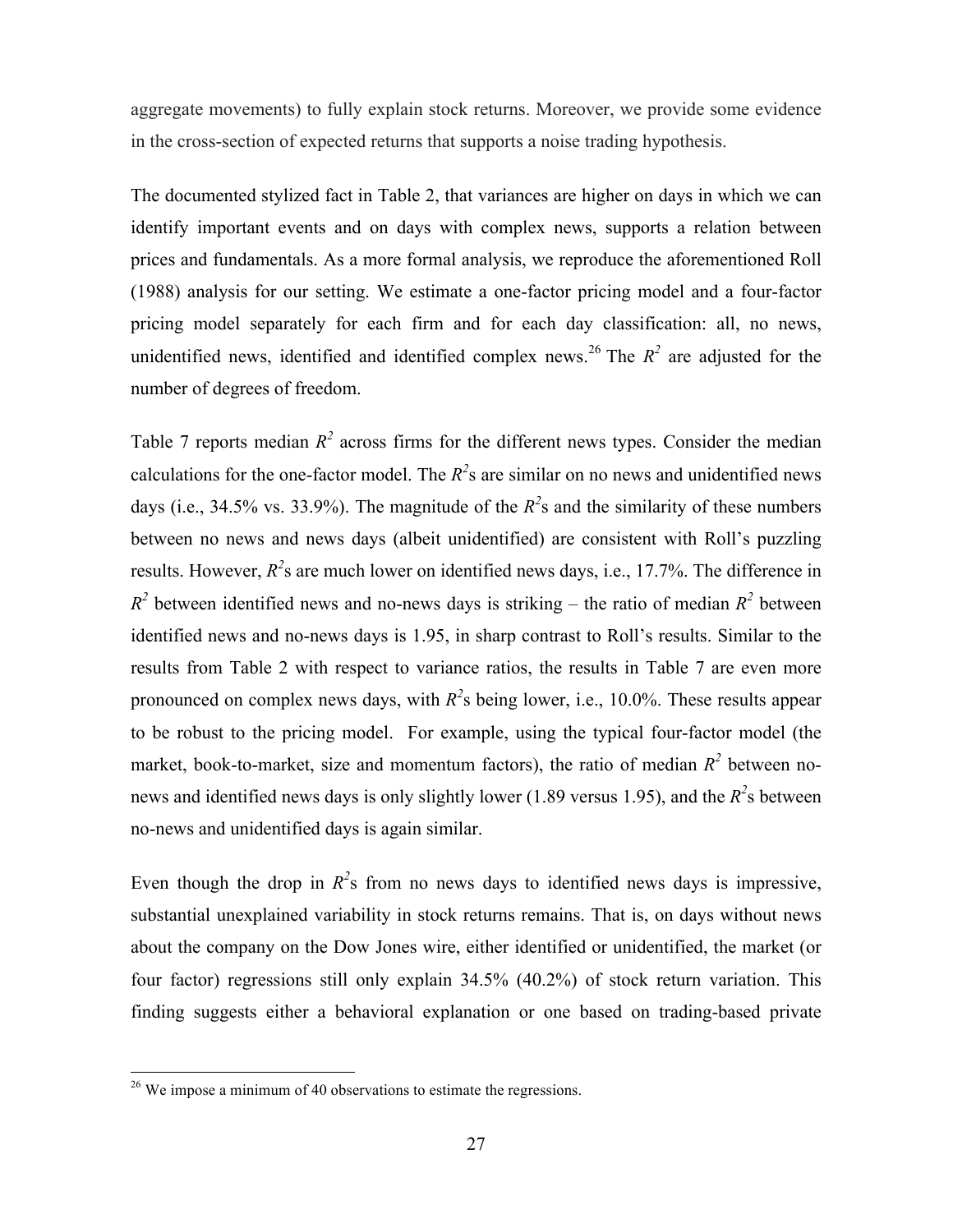aggregate movements) to fully explain stock returns. Moreover, we provide some evidence in the cross-section of expected returns that supports a noise trading hypothesis.

The documented stylized fact in Table 2, that variances are higher on days in which we can identify important events and on days with complex news, supports a relation between prices and fundamentals. As a more formal analysis, we reproduce the aforementioned Roll (1988) analysis for our setting. We estimate a one-factor pricing model and a four-factor pricing model separately for each firm and for each day classification: all, no news, unidentified news, identified and identified complex news.[26] The $R^2$ are adjusted for the number of degrees of freedom.

Table 7 reports median $R^2$ across firms for the different news types. Consider the median calculations for the one-factor model. The $R^2$s are similar on no news and unidentified news days (i.e., 34.5% vs. 33.9%). The magnitude of the $R^2$s and the similarity of these numbers between no news and news days (albeit unidentified) are consistent with Roll's puzzling results. However, $R^2$s are much lower on identified news days, i.e., 17.7%. The difference in $R^2$ between identified news and no-news days is striking – the ratio of median $R^2$ between identified news and no-news days is 1.95, in sharp contrast to Roll's results. Similar to the results from Table 2 with respect to variance ratios, the results in Table 7 are even more pronounced on complex news days, with $R^2$s being lower, i.e., 10.0%. These results appear to be robust to the pricing model. For example, using the typical four-factor model (the market, book-to-market, size and momentum factors), the ratio of median $R^2$ between no-news and identified news days is only slightly lower (1.89 versus 1.95), and the $R^2$s between no-news and unidentified days is again similar.

Even though the drop in $R^2$s from no news days to identified news days is impressive, substantial unexplained variability in stock returns remains. That is, on days without news about the company on the Dow Jones wire, either identified or unidentified, the market (or four factor) regressions still only explain 34.5% (40.2%) of stock return variation. This finding suggests either a behavioral explanation or one based on trading-based private

[26] We impose a minimum of 40 observations to estimate the regressions.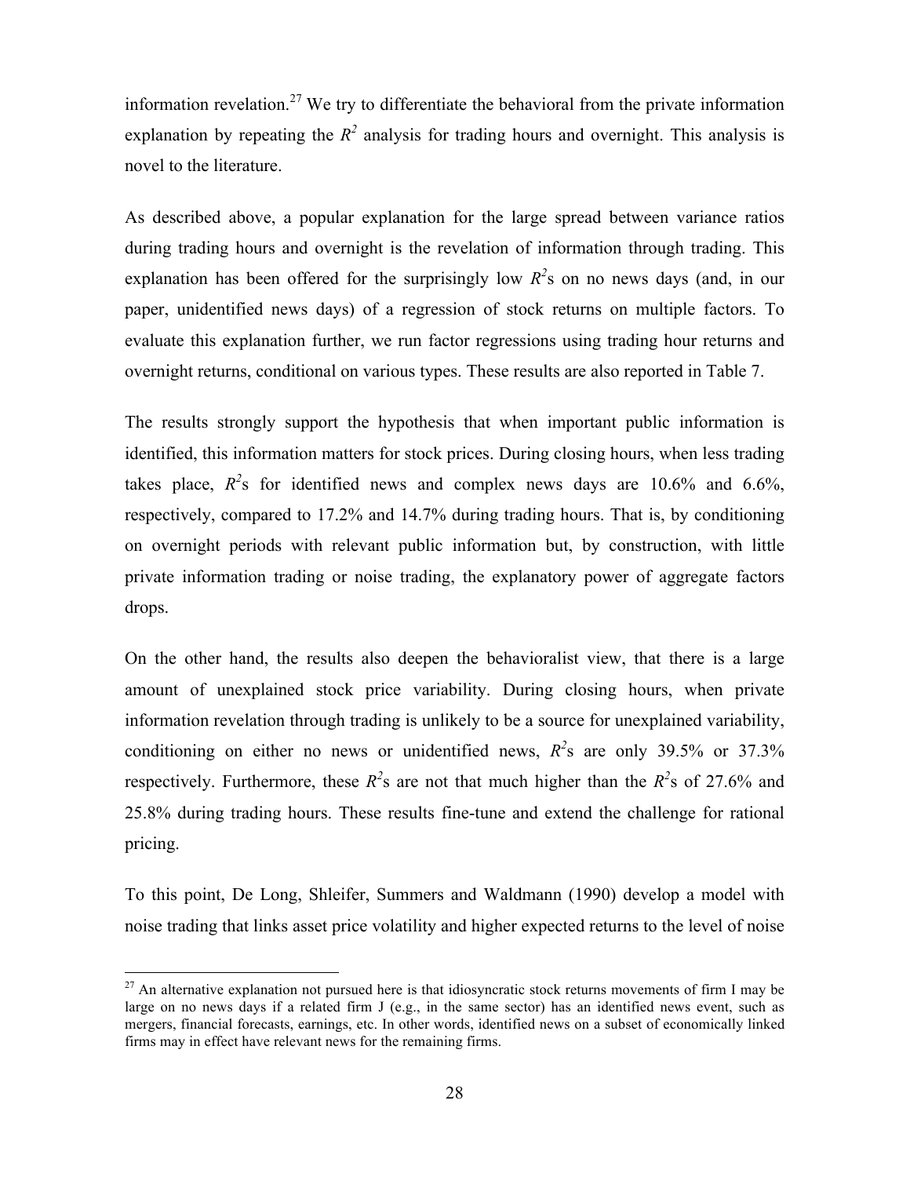information revelation.[27] We try to differentiate the behavioral from the private information explanation by repeating the $R^2$ analysis for trading hours and overnight. This analysis is novel to the literature.

As described above, a popular explanation for the large spread between variance ratios during trading hours and overnight is the revelation of information through trading. This explanation has been offered for the surprisingly low $R^2$s on no news days (and, in our paper, unidentified news days) of a regression of stock returns on multiple factors. To evaluate this explanation further, we run factor regressions using trading hour returns and overnight returns, conditional on various types. These results are also reported in Table 7.

The results strongly support the hypothesis that when important public information is identified, this information matters for stock prices. During closing hours, when less trading takes place, $R^2$s for identified news and complex news days are 10.6% and 6.6%, respectively, compared to 17.2% and 14.7% during trading hours. That is, by conditioning on overnight periods with relevant public information but, by construction, with little private information trading or noise trading, the explanatory power of aggregate factors drops.

On the other hand, the results also deepen the behavioralist view, that there is a large amount of unexplained stock price variability. During closing hours, when private information revelation through trading is unlikely to be a source for unexplained variability, conditioning on either no news or unidentified news, $R^2$s are only 39.5% or 37.3% respectively. Furthermore, these $R^2$s are not that much higher than the $R^2$s of 27.6% and 25.8% during trading hours. These results fine-tune and extend the challenge for rational pricing.

To this point, De Long, Shleifer, Summers and Waldmann (1990) develop a model with noise trading that links asset price volatility and higher expected returns to the level of noise

[27] An alternative explanation not pursued here is that idiosyncratic stock returns movements of firm I may be large on no news days if a related firm J (e.g., in the same sector) has an identified news event, such as mergers, financial forecasts, earnings, etc. In other words, identified news on a subset of economically linked firms may in effect have relevant news for the remaining firms.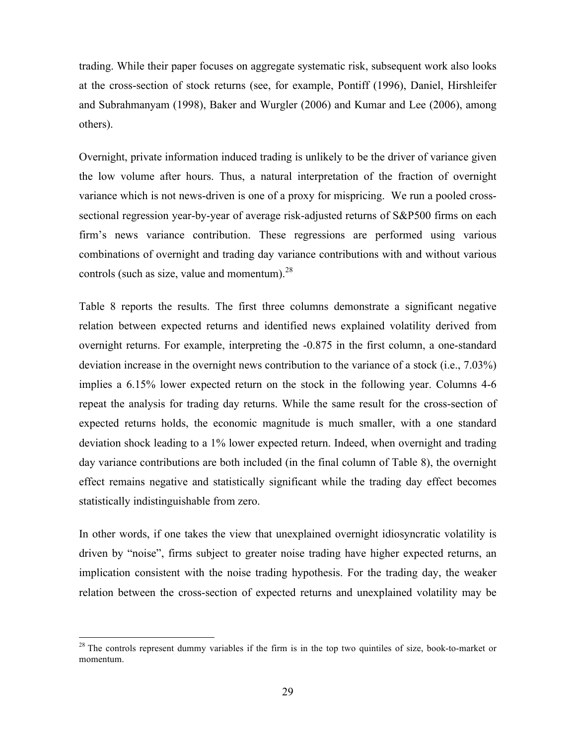trading. While their paper focuses on aggregate systematic risk, subsequent work also looks at the cross-section of stock returns (see, for example, Pontiff (1996), Daniel, Hirshleifer and Subrahmanyam (1998), Baker and Wurgler (2006) and Kumar and Lee (2006), among others).

Overnight, private information induced trading is unlikely to be the driver of variance given the low volume after hours. Thus, a natural interpretation of the fraction of overnight variance which is not news-driven is one of a proxy for mispricing. We run a pooled cross-sectional regression year-by-year of average risk-adjusted returns of S&P500 firms on each firm's news variance contribution. These regressions are performed using various combinations of overnight and trading day variance contributions with and without various controls (such as size, value and momentum).[28]

Table 8 reports the results. The first three columns demonstrate a significant negative relation between expected returns and identified news explained volatility derived from overnight returns. For example, interpreting the -0.875 in the first column, a one-standard deviation increase in the overnight news contribution to the variance of a stock (i.e., 7.03%) implies a 6.15% lower expected return on the stock in the following year. Columns 4-6 repeat the analysis for trading day returns. While the same result for the cross-section of expected returns holds, the economic magnitude is much smaller, with a one standard deviation shock leading to a 1% lower expected return. Indeed, when overnight and trading day variance contributions are both included (in the final column of Table 8), the overnight effect remains negative and statistically significant while the trading day effect becomes statistically indistinguishable from zero.

In other words, if one takes the view that unexplained overnight idiosyncratic volatility is driven by "noise", firms subject to greater noise trading have higher expected returns, an implication consistent with the noise trading hypothesis. For the trading day, the weaker relation between the cross-section of expected returns and unexplained volatility may be

[28] The controls represent dummy variables if the firm is in the top two quintiles of size, book-to-market or momentum.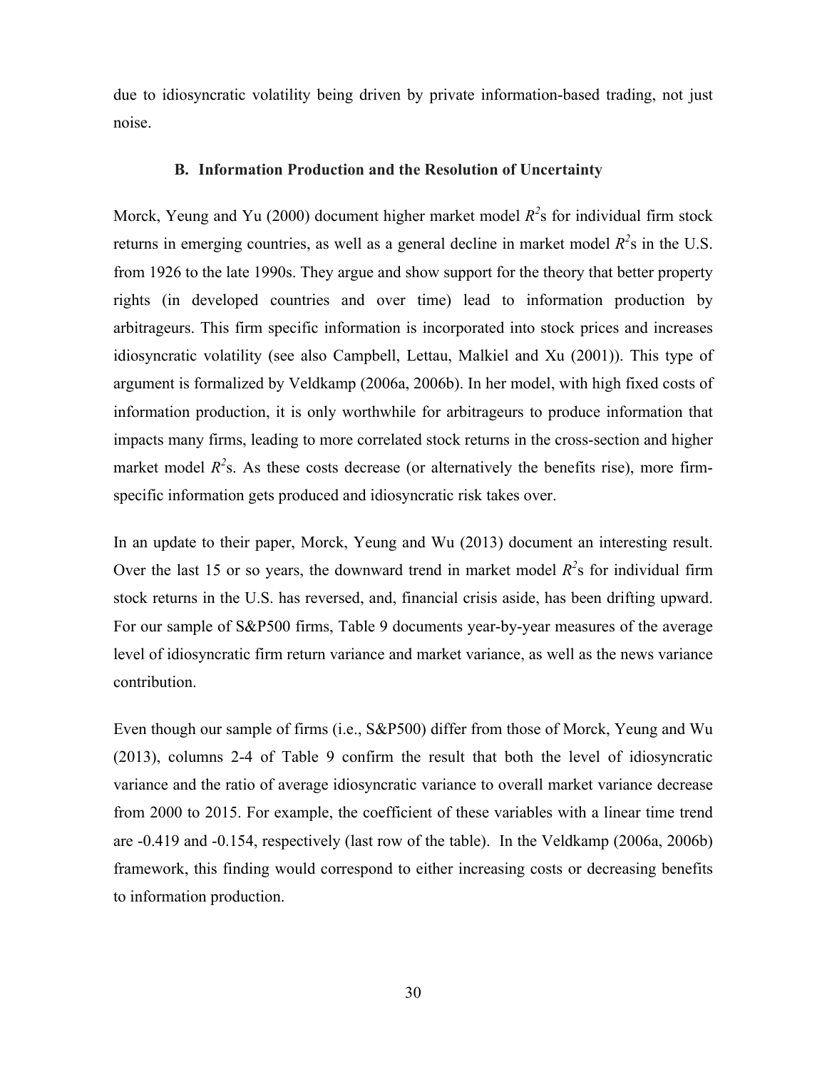due to idiosyncratic volatility being driven by private information-based trading, not just noise.

### B. Information Production and the Resolution of Uncertainty

Morck, Yeung and Yu (2000) document higher market model $R^2$s for individual firm stock returns in emerging countries, as well as a general decline in market model $R^2$s in the U.S. from 1926 to the late 1990s. They argue and show support for the theory that better property rights (in developed countries and over time) lead to information production by arbitrageurs. This firm specific information is incorporated into stock prices and increases idiosyncratic volatility (see also Campbell, Lettau, Malkiel and Xu (2001)). This type of argument is formalized by Veldkamp (2006a, 2006b). In her model, with high fixed costs of information production, it is only worthwhile for arbitrageurs to produce information that impacts many firms, leading to more correlated stock returns in the cross-section and higher market model $R^2$s. As these costs decrease (or alternatively the benefits rise), more firm-specific information gets produced and idiosyncratic risk takes over.

In an update to their paper, Morck, Yeung and Wu (2013) document an interesting result. Over the last 15 or so years, the downward trend in market model $R^2$s for individual firm stock returns in the U.S. has reversed, and, financial crisis aside, has been drifting upward. For our sample of S&P500 firms, Table 9 documents year-by-year measures of the average level of idiosyncratic firm return variance and market variance, as well as the news variance contribution.

Even though our sample of firms (i.e., S&P500) differ from those of Morck, Yeung and Wu (2013), columns 2-4 of Table 9 confirm the result that both the level of idiosyncratic variance and the ratio of average idiosyncratic variance to overall market variance decrease from 2000 to 2015. For example, the coefficient of these variables with a linear time trend are -0.419 and -0.154, respectively (last row of the table). In the Veldkamp (2006a, 2006b) framework, this finding would correspond to either increasing costs or decreasing benefits to information production.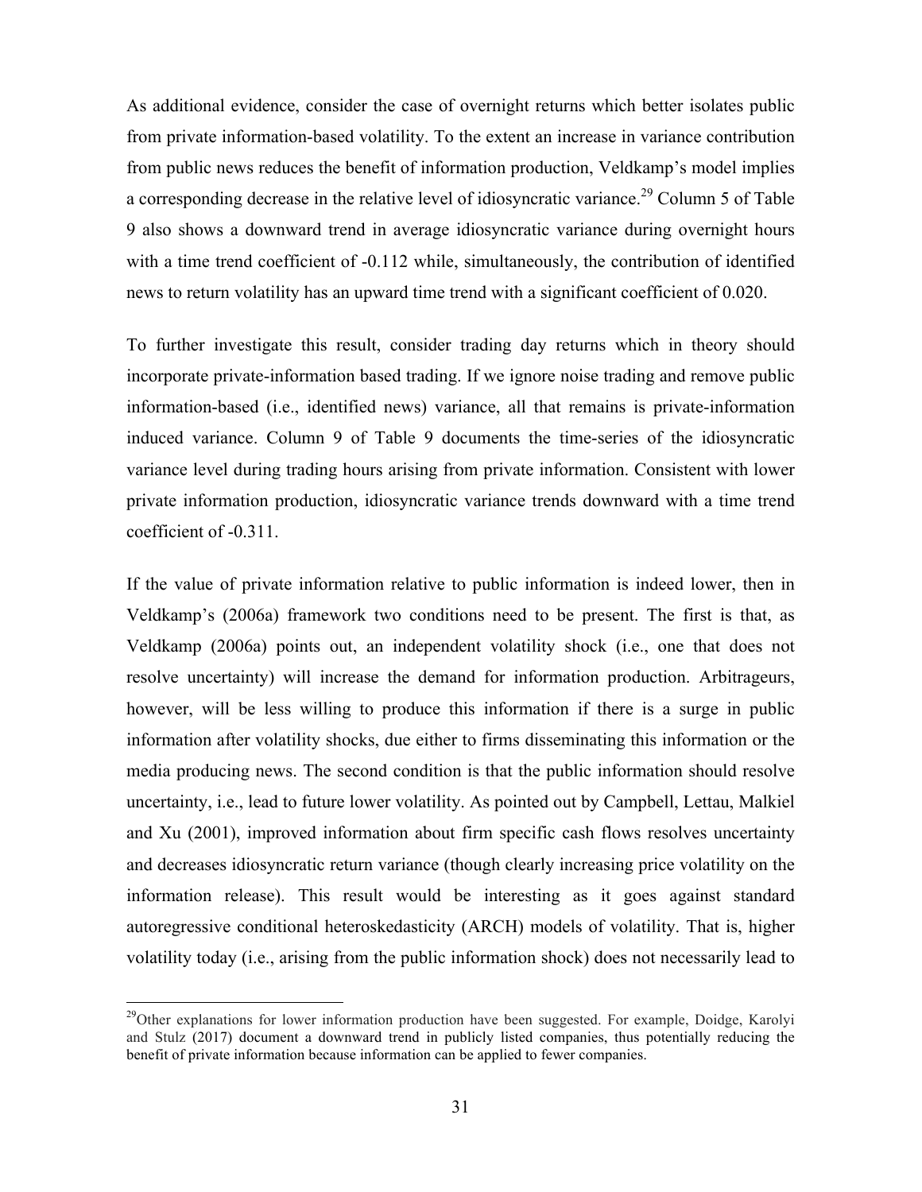As additional evidence, consider the case of overnight returns which better isolates public from private information-based volatility. To the extent an increase in variance contribution from public news reduces the benefit of information production, Veldkamp's model implies a corresponding decrease in the relative level of idiosyncratic variance.[29] Column 5 of Table 9 also shows a downward trend in average idiosyncratic variance during overnight hours with a time trend coefficient of -0.112 while, simultaneously, the contribution of identified news to return volatility has an upward time trend with a significant coefficient of 0.020.

To further investigate this result, consider trading day returns which in theory should incorporate private-information based trading. If we ignore noise trading and remove public information-based (i.e., identified news) variance, all that remains is private-information induced variance. Column 9 of Table 9 documents the time-series of the idiosyncratic variance level during trading hours arising from private information. Consistent with lower private information production, idiosyncratic variance trends downward with a time trend coefficient of -0.311.

If the value of private information relative to public information is indeed lower, then in Veldkamp's (2006a) framework two conditions need to be present. The first is that, as Veldkamp (2006a) points out, an independent volatility shock (i.e., one that does not resolve uncertainty) will increase the demand for information production. Arbitrageurs, however, will be less willing to produce this information if there is a surge in public information after volatility shocks, due either to firms disseminating this information or the media producing news. The second condition is that the public information should resolve uncertainty, i.e., lead to future lower volatility. As pointed out by Campbell, Lettau, Malkiel and Xu (2001), improved information about firm specific cash flows resolves uncertainty and decreases idiosyncratic return variance (though clearly increasing price volatility on the information release). This result would be interesting as it goes against standard autoregressive conditional heteroskedasticity (ARCH) models of volatility. That is, higher volatility today (i.e., arising from the public information shock) does not necessarily lead to

---

[29] Other explanations for lower information production have been suggested. For example, Doidge, Karolyi and Stulz (2017) document a downward trend in publicly listed companies, thus potentially reducing the benefit of private information because information can be applied to fewer companies.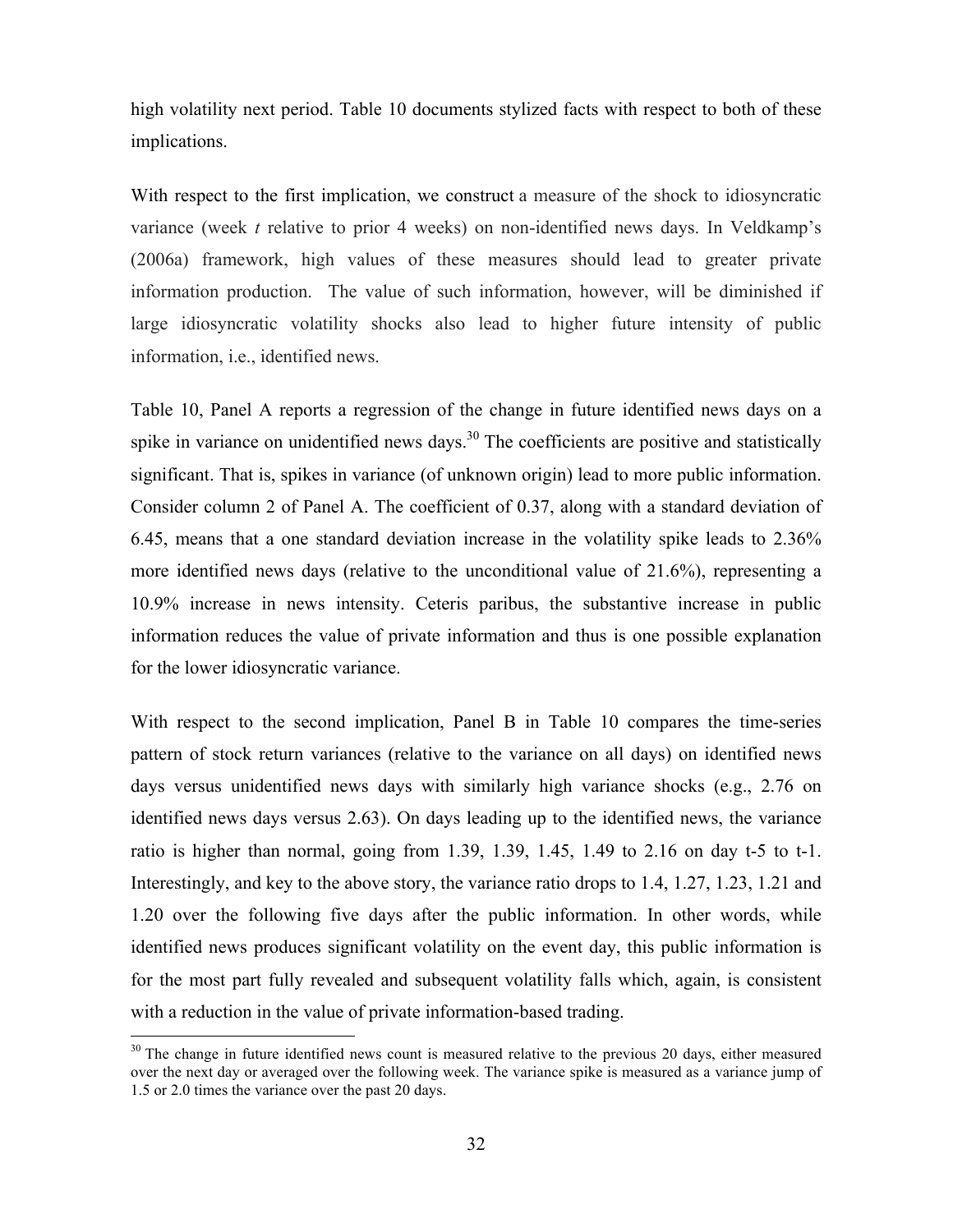high volatility next period. Table 10 documents stylized facts with respect to both of these implications.

With respect to the first implication, we construct a measure of the shock to idiosyncratic variance (week *t* relative to prior 4 weeks) on non-identified news days. In Veldkamp's (2006a) framework, high values of these measures should lead to greater private information production. The value of such information, however, will be diminished if large idiosyncratic volatility shocks also lead to higher future intensity of public information, i.e., identified news.

Table 10, Panel A reports a regression of the change in future identified news days on a spike in variance on unidentified news days.[30] The coefficients are positive and statistically significant. That is, spikes in variance (of unknown origin) lead to more public information. Consider column 2 of Panel A. The coefficient of 0.37, along with a standard deviation of 6.45, means that a one standard deviation increase in the volatility spike leads to 2.36% more identified news days (relative to the unconditional value of 21.6%), representing a 10.9% increase in news intensity. Ceteris paribus, the substantive increase in public information reduces the value of private information and thus is one possible explanation for the lower idiosyncratic variance.

With respect to the second implication, Panel B in Table 10 compares the time-series pattern of stock return variances (relative to the variance on all days) on identified news days versus unidentified news days with similarly high variance shocks (e.g., 2.76 on identified news days versus 2.63). On days leading up to the identified news, the variance ratio is higher than normal, going from 1.39, 1.39, 1.45, 1.49 to 2.16 on day t-5 to t-1. Interestingly, and key to the above story, the variance ratio drops to 1.4, 1.27, 1.23, 1.21 and 1.20 over the following five days after the public information. In other words, while identified news produces significant volatility on the event day, this public information is for the most part fully revealed and subsequent volatility falls which, again, is consistent with a reduction in the value of private information-based trading.

[30] The change in future identified news count is measured relative to the previous 20 days, either measured over the next day or averaged over the following week. The variance spike is measured as a variance jump of 1.5 or 2.0 times the variance over the past 20 days.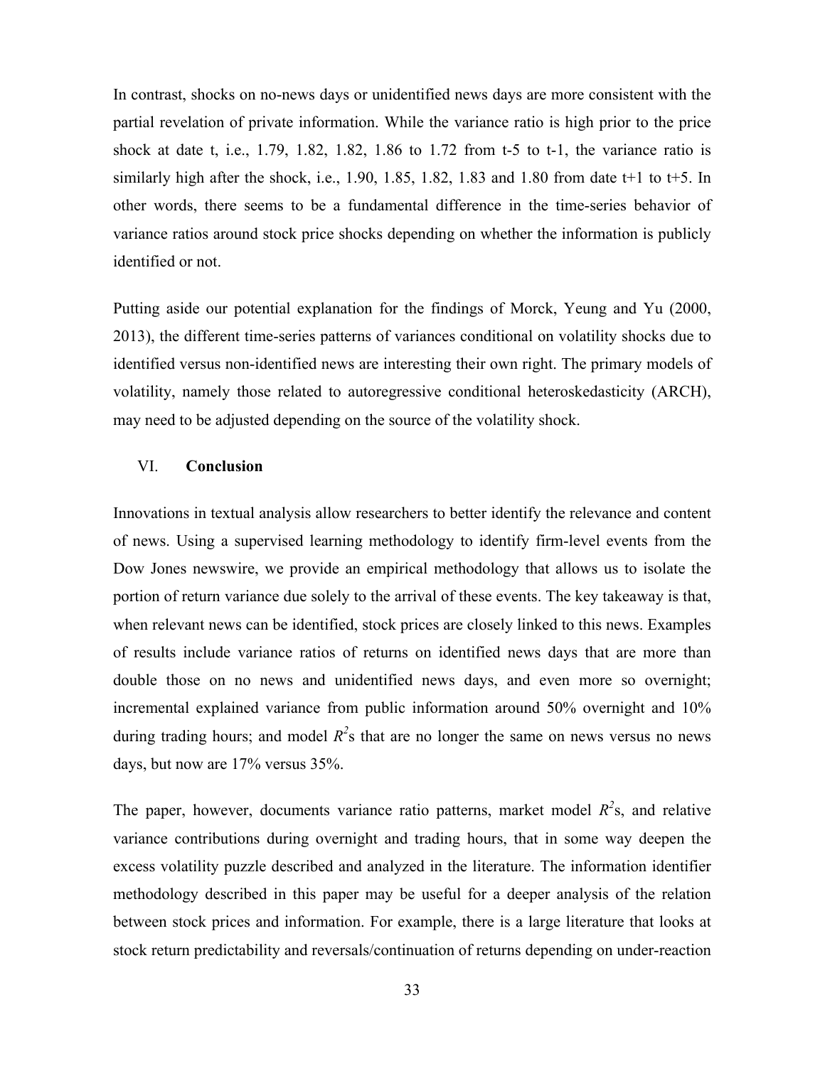In contrast, shocks on no-news days or unidentified news days are more consistent with the partial revelation of private information. While the variance ratio is high prior to the price shock at date t, i.e., 1.79, 1.82, 1.82, 1.86 to 1.72 from t-5 to t-1, the variance ratio is similarly high after the shock, i.e., 1.90, 1.85, 1.82, 1.83 and 1.80 from date t+1 to t+5. In other words, there seems to be a fundamental difference in the time-series behavior of variance ratios around stock price shocks depending on whether the information is publicly identified or not.

Putting aside our potential explanation for the findings of Morck, Yeung and Yu (2000, 2013), the different time-series patterns of variances conditional on volatility shocks due to identified versus non-identified news are interesting their own right. The primary models of volatility, namely those related to autoregressive conditional heteroskedasticity (ARCH), may need to be adjusted depending on the source of the volatility shock.

## VI. **Conclusion**

Innovations in textual analysis allow researchers to better identify the relevance and content of news. Using a supervised learning methodology to identify firm-level events from the Dow Jones newswire, we provide an empirical methodology that allows us to isolate the portion of return variance due solely to the arrival of these events. The key takeaway is that, when relevant news can be identified, stock prices are closely linked to this news. Examples of results include variance ratios of returns on identified news days that are more than double those on no news and unidentified news days, and even more so overnight; incremental explained variance from public information around 50% overnight and 10% during trading hours; and model $R^2$s that are no longer the same on news versus no news days, but now are 17% versus 35%.

The paper, however, documents variance ratio patterns, market model $R^2$s, and relative variance contributions during overnight and trading hours, that in some way deepen the excess volatility puzzle described and analyzed in the literature. The information identifier methodology described in this paper may be useful for a deeper analysis of the relation between stock prices and information. For example, there is a large literature that looks at stock return predictability and reversals/continuation of returns depending on under-reaction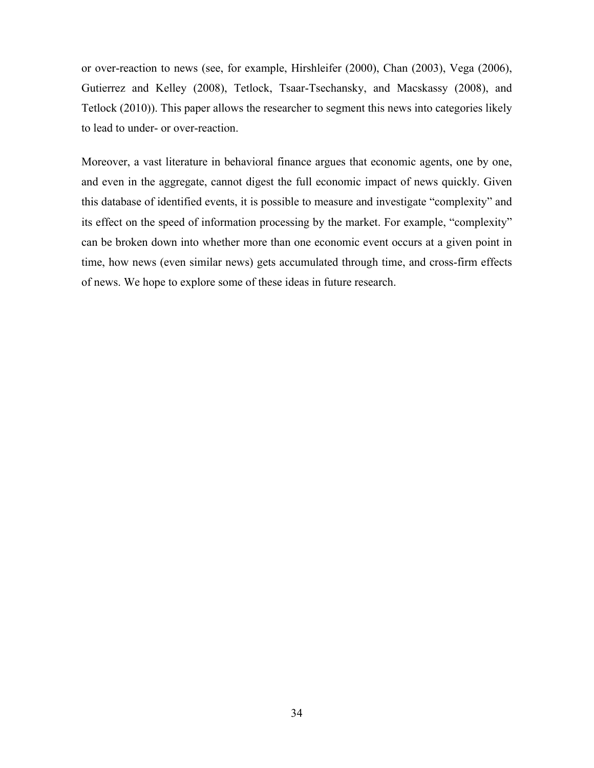or over-reaction to news (see, for example, Hirshleifer (2000), Chan (2003), Vega (2006), Gutierrez and Kelley (2008), Tetlock, Tsaar-Tsechansky, and Macskassy (2008), and Tetlock (2010)). This paper allows the researcher to segment this news into categories likely to lead to under- or over-reaction.

Moreover, a vast literature in behavioral finance argues that economic agents, one by one, and even in the aggregate, cannot digest the full economic impact of news quickly. Given this database of identified events, it is possible to measure and investigate "complexity" and its effect on the speed of information processing by the market. For example, "complexity" can be broken down into whether more than one economic event occurs at a given point in time, how news (even similar news) gets accumulated through time, and cross-firm effects of news. We hope to explore some of these ideas in future research.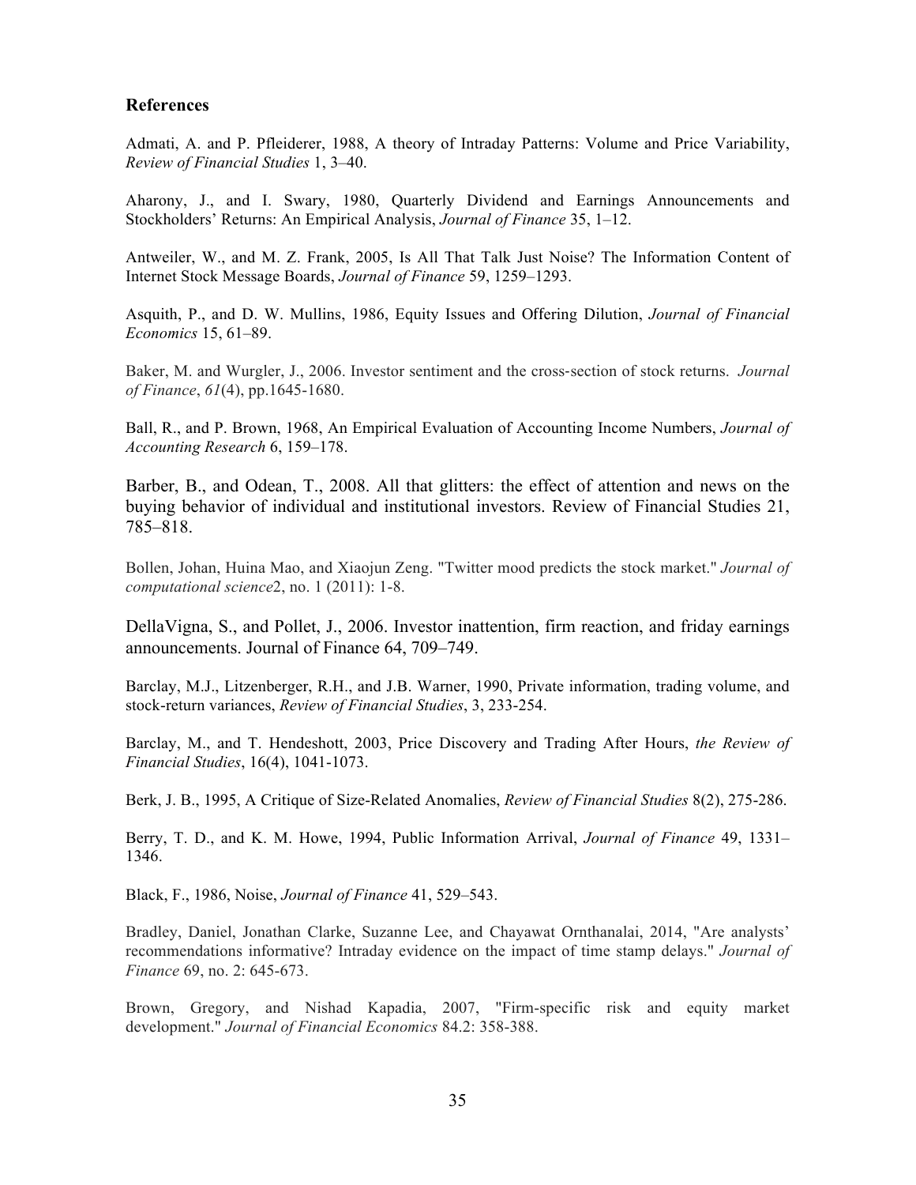## References

Admati, A. and P. Pfleiderer, 1988, A theory of Intraday Patterns: Volume and Price Variability, *Review of Financial Studies* 1, 3–40.

Aharony, J., and I. Swary, 1980, Quarterly Dividend and Earnings Announcements and Stockholders' Returns: An Empirical Analysis, *Journal of Finance* 35, 1–12.

Antweiler, W., and M. Z. Frank, 2005, Is All That Talk Just Noise? The Information Content of Internet Stock Message Boards, *Journal of Finance* 59, 1259–1293.

Asquith, P., and D. W. Mullins, 1986, Equity Issues and Offering Dilution, *Journal of Financial Economics* 15, 61–89.

Baker, M. and Wurgler, J., 2006. Investor sentiment and the cross-section of stock returns. *Journal of Finance*, *61*(4), pp.1645-1680.

Ball, R., and P. Brown, 1968, An Empirical Evaluation of Accounting Income Numbers, *Journal of Accounting Research* 6, 159–178.

Barber, B., and Odean, T., 2008. All that glitters: the effect of attention and news on the buying behavior of individual and institutional investors. Review of Financial Studies 21, 785–818.

Bollen, Johan, Huina Mao, and Xiaojun Zeng. "Twitter mood predicts the stock market." *Journal of computational science*2, no. 1 (2011): 1-8.

DellaVigna, S., and Pollet, J., 2006. Investor inattention, firm reaction, and friday earnings announcements. Journal of Finance 64, 709–749.

Barclay, M.J., Litzenberger, R.H., and J.B. Warner, 1990, Private information, trading volume, and stock-return variances, *Review of Financial Studies*, 3, 233-254.

Barclay, M., and T. Hendeshott, 2003, Price Discovery and Trading After Hours, *the Review of Financial Studies*, 16(4), 1041-1073.

Berk, J. B., 1995, A Critique of Size-Related Anomalies, *Review of Financial Studies* 8(2), 275-286.

Berry, T. D., and K. M. Howe, 1994, Public Information Arrival, *Journal of Finance* 49, 1331–1346.

Black, F., 1986, Noise, *Journal of Finance* 41, 529–543.

Bradley, Daniel, Jonathan Clarke, Suzanne Lee, and Chayawat Ornthanalai, 2014, "Are analysts' recommendations informative? Intraday evidence on the impact of time stamp delays." *Journal of Finance* 69, no. 2: 645-673.

Brown, Gregory, and Nishad Kapadia, 2007, "Firm-specific risk and equity market development." *Journal of Financial Economics* 84.2: 358-388.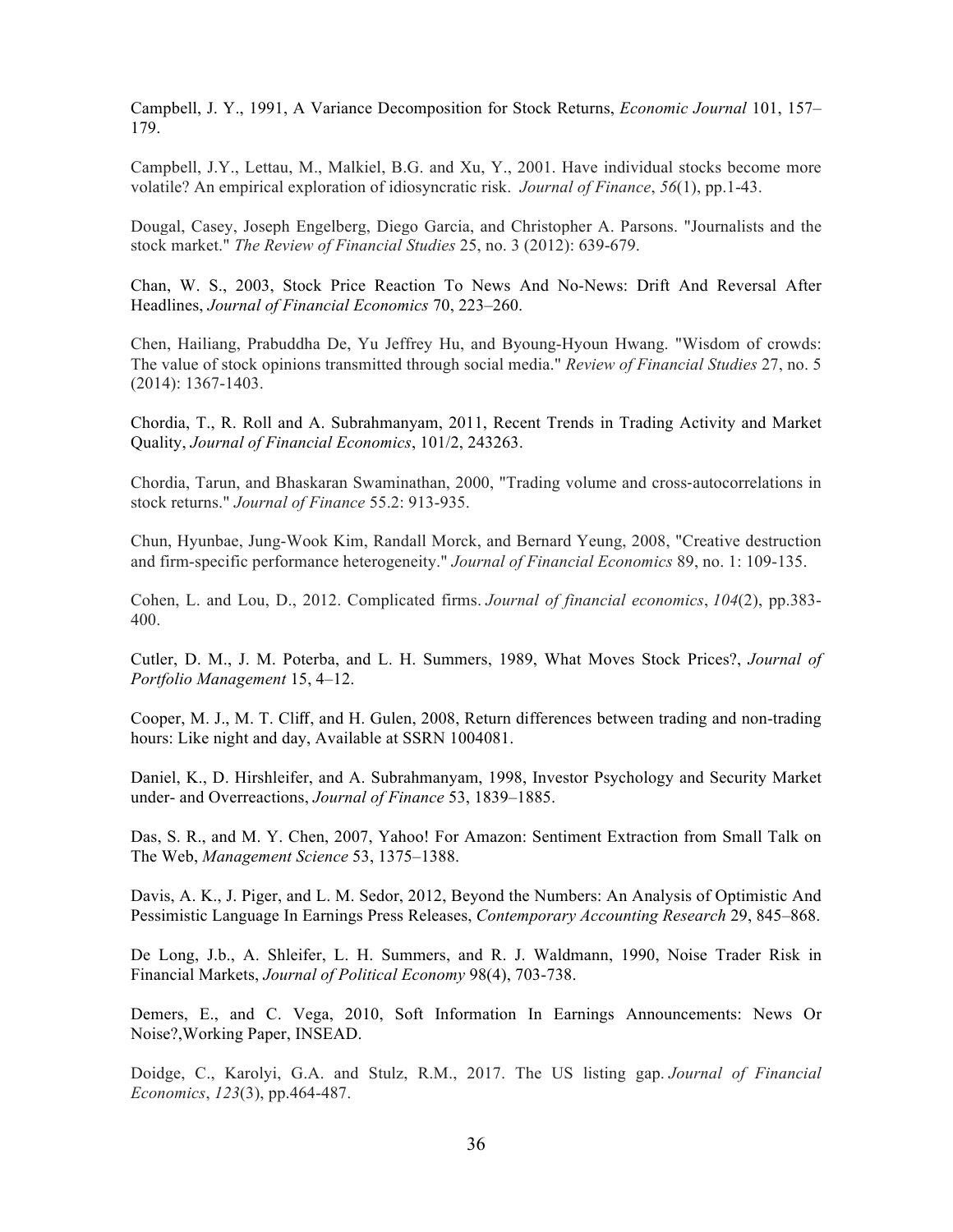Campbell, J. Y., 1991, A Variance Decomposition for Stock Returns, *Economic Journal* 101, 157–179.

Campbell, J.Y., Lettau, M., Malkiel, B.G. and Xu, Y., 2001. Have individual stocks become more volatile? An empirical exploration of idiosyncratic risk. *Journal of Finance*, *56*(1), pp.1-43.

Dougal, Casey, Joseph Engelberg, Diego Garcia, and Christopher A. Parsons. "Journalists and the stock market." *The Review of Financial Studies* 25, no. 3 (2012): 639-679.

Chan, W. S., 2003, Stock Price Reaction To News And No-News: Drift And Reversal After Headlines, *Journal of Financial Economics* 70, 223–260.

Chen, Hailiang, Prabuddha De, Yu Jeffrey Hu, and Byoung-Hyoun Hwang. "Wisdom of crowds: The value of stock opinions transmitted through social media." *Review of Financial Studies* 27, no. 5 (2014): 1367-1403.

Chordia, T., R. Roll and A. Subrahmanyam, 2011, Recent Trends in Trading Activity and Market Quality, *Journal of Financial Economics*, 101/2, 243263.

Chordia, Tarun, and Bhaskaran Swaminathan, 2000, "Trading volume and cross-autocorrelations in stock returns." *Journal of Finance* 55.2: 913-935.

Chun, Hyunbae, Jung-Wook Kim, Randall Morck, and Bernard Yeung, 2008, "Creative destruction and firm-specific performance heterogeneity." *Journal of Financial Economics* 89, no. 1: 109-135.

Cohen, L. and Lou, D., 2012. Complicated firms. *Journal of financial economics*, *104*(2), pp.383-400.

Cutler, D. M., J. M. Poterba, and L. H. Summers, 1989, What Moves Stock Prices?, *Journal of Portfolio Management* 15, 4–12.

Cooper, M. J., M. T. Cliff, and H. Gulen, 2008, Return differences between trading and non-trading hours: Like night and day, Available at SSRN 1004081.

Daniel, K., D. Hirshleifer, and A. Subrahmanyam, 1998, Investor Psychology and Security Market under- and Overreactions, *Journal of Finance* 53, 1839–1885.

Das, S. R., and M. Y. Chen, 2007, Yahoo! For Amazon: Sentiment Extraction from Small Talk on The Web, *Management Science* 53, 1375–1388.

Davis, A. K., J. Piger, and L. M. Sedor, 2012, Beyond the Numbers: An Analysis of Optimistic And Pessimistic Language In Earnings Press Releases, *Contemporary Accounting Research* 29, 845–868.

De Long, J.b., A. Shleifer, L. H. Summers, and R. J. Waldmann, 1990, Noise Trader Risk in Financial Markets, *Journal of Political Economy* 98(4), 703-738.

Demers, E., and C. Vega, 2010, Soft Information In Earnings Announcements: News Or Noise?,Working Paper, INSEAD.

Doidge, C., Karolyi, G.A. and Stulz, R.M., 2017. The US listing gap. *Journal of Financial Economics*, *123*(3), pp.464-487.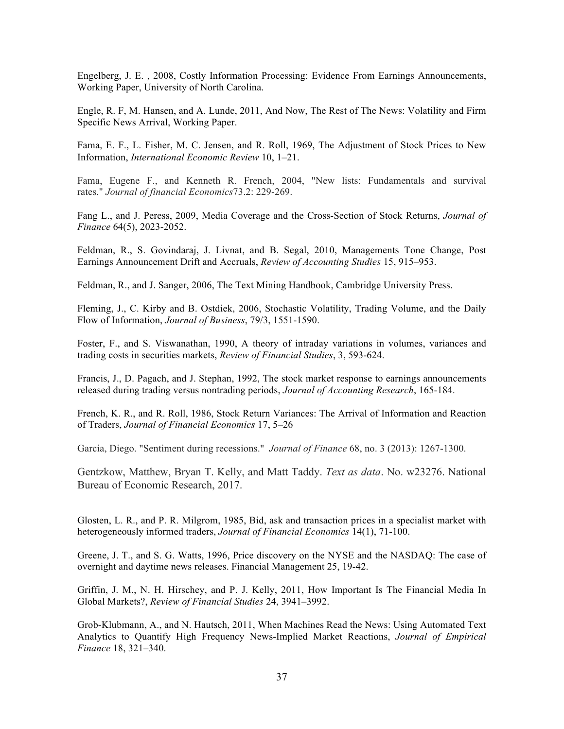Engelberg, J. E. , 2008, Costly Information Processing: Evidence From Earnings Announcements, Working Paper, University of North Carolina.

Engle, R. F, M. Hansen, and A. Lunde, 2011, And Now, The Rest of The News: Volatility and Firm Specific News Arrival, Working Paper.

Fama, E. F., L. Fisher, M. C. Jensen, and R. Roll, 1969, The Adjustment of Stock Prices to New Information, *International Economic Review* 10, 1–21.

Fama, Eugene F., and Kenneth R. French, 2004, "New lists: Fundamentals and survival rates." *Journal of financial Economics*73.2: 229-269.

Fang L., and J. Peress, 2009, Media Coverage and the Cross-Section of Stock Returns, *Journal of Finance* 64(5), 2023-2052.

Feldman, R., S. Govindaraj, J. Livnat, and B. Segal, 2010, Managements Tone Change, Post Earnings Announcement Drift and Accruals, *Review of Accounting Studies* 15, 915–953.

Feldman, R., and J. Sanger, 2006, The Text Mining Handbook, Cambridge University Press.

Fleming, J., C. Kirby and B. Ostdiek, 2006, Stochastic Volatility, Trading Volume, and the Daily Flow of Information, *Journal of Business*, 79/3, 1551-1590.

Foster, F., and S. Viswanathan, 1990, A theory of intraday variations in volumes, variances and trading costs in securities markets, *Review of Financial Studies*, 3, 593-624.

Francis, J., D. Pagach, and J. Stephan, 1992, The stock market response to earnings announcements released during trading versus nontrading periods, *Journal of Accounting Research*, 165-184.

French, K. R., and R. Roll, 1986, Stock Return Variances: The Arrival of Information and Reaction of Traders, *Journal of Financial Economics* 17, 5–26

Garcia, Diego. "Sentiment during recessions." *Journal of Finance* 68, no. 3 (2013): 1267-1300.

Gentzkow, Matthew, Bryan T. Kelly, and Matt Taddy. *Text as data*. No. w23276. National Bureau of Economic Research, 2017.

Glosten, L. R., and P. R. Milgrom, 1985, Bid, ask and transaction prices in a specialist market with heterogeneously informed traders, *Journal of Financial Economics* 14(1), 71-100.

Greene, J. T., and S. G. Watts, 1996, Price discovery on the NYSE and the NASDAQ: The case of overnight and daytime news releases. Financial Management 25, 19-42.

Griffin, J. M., N. H. Hirschey, and P. J. Kelly, 2011, How Important Is The Financial Media In Global Markets?, *Review of Financial Studies* 24, 3941–3992.

Grob-Klubmann, A., and N. Hautsch, 2011, When Machines Read the News: Using Automated Text Analytics to Quantify High Frequency News-Implied Market Reactions, *Journal of Empirical Finance* 18, 321–340.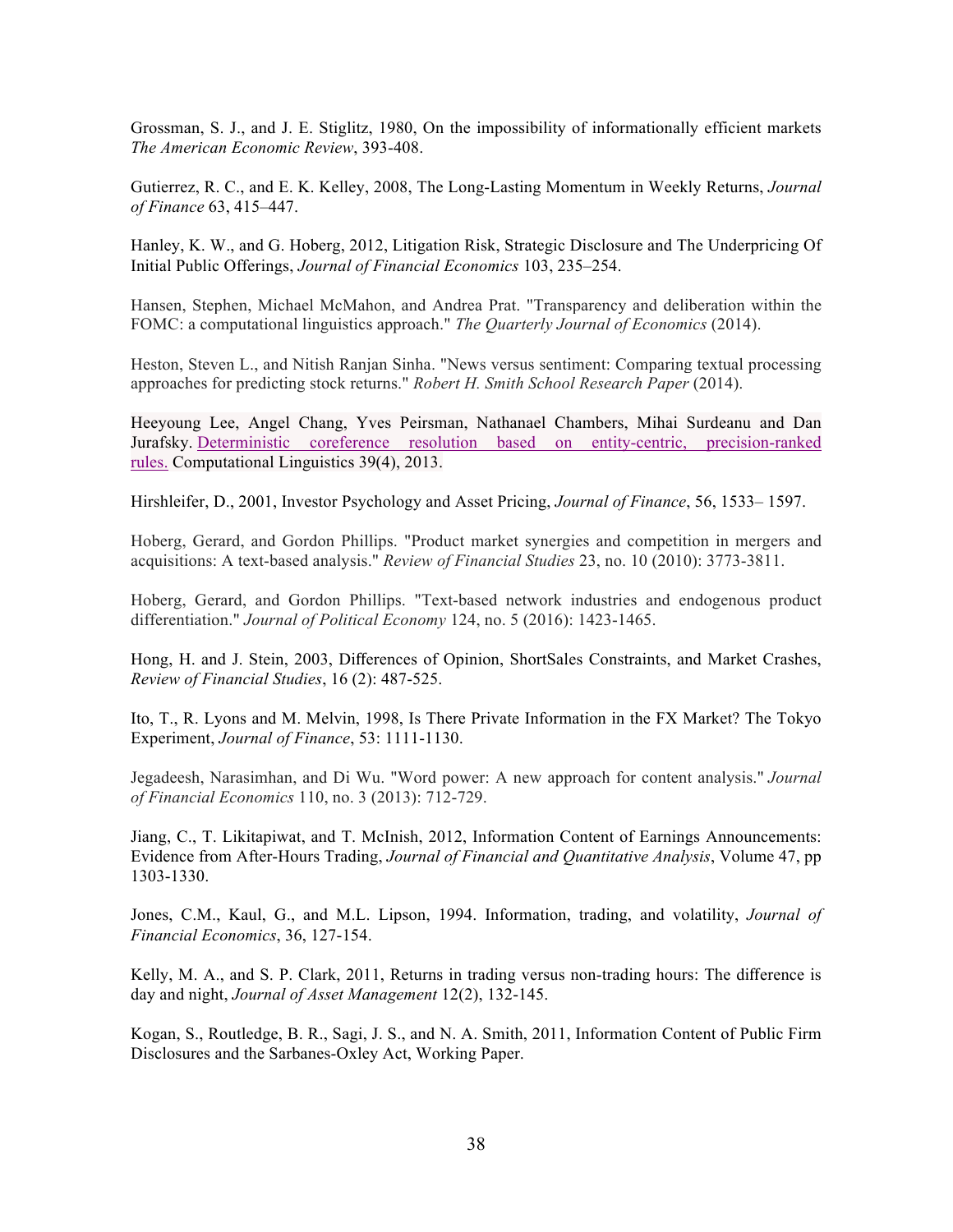Grossman, S. J., and J. E. Stiglitz, 1980, On the impossibility of informationally efficient markets *The American Economic Review*, 393-408.

Gutierrez, R. C., and E. K. Kelley, 2008, The Long-Lasting Momentum in Weekly Returns, *Journal of Finance* 63, 415–447.

Hanley, K. W., and G. Hoberg, 2012, Litigation Risk, Strategic Disclosure and The Underpricing Of Initial Public Offerings, *Journal of Financial Economics* 103, 235–254.

Hansen, Stephen, Michael McMahon, and Andrea Prat. "Transparency and deliberation within the FOMC: a computational linguistics approach." *The Quarterly Journal of Economics* (2014).

Heston, Steven L., and Nitish Ranjan Sinha. "News versus sentiment: Comparing textual processing approaches for predicting stock returns." *Robert H. Smith School Research Paper* (2014).

Heeyoung Lee, Angel Chang, Yves Peirsman, Nathanael Chambers, Mihai Surdeanu and Dan Jurafsky. Deterministic coreference resolution based on entity-centric, precision-ranked rules. Computational Linguistics 39(4), 2013.

Hirshleifer, D., 2001, Investor Psychology and Asset Pricing, *Journal of Finance*, 56, 1533– 1597.

Hoberg, Gerard, and Gordon Phillips. "Product market synergies and competition in mergers and acquisitions: A text-based analysis." *Review of Financial Studies* 23, no. 10 (2010): 3773-3811.

Hoberg, Gerard, and Gordon Phillips. "Text-based network industries and endogenous product differentiation." *Journal of Political Economy* 124, no. 5 (2016): 1423-1465.

Hong, H. and J. Stein, 2003, Differences of Opinion, ShortSales Constraints, and Market Crashes, *Review of Financial Studies*, 16 (2): 487-525.

Ito, T., R. Lyons and M. Melvin, 1998, Is There Private Information in the FX Market? The Tokyo Experiment, *Journal of Finance*, 53: 1111-1130.

Jegadeesh, Narasimhan, and Di Wu. "Word power: A new approach for content analysis." *Journal of Financial Economics* 110, no. 3 (2013): 712-729.

Jiang, C., T. Likitapiwat, and T. McInish, 2012, Information Content of Earnings Announcements: Evidence from After-Hours Trading, *Journal of Financial and Quantitative Analysis*, Volume 47, pp 1303-1330.

Jones, C.M., Kaul, G., and M.L. Lipson, 1994. Information, trading, and volatility, *Journal of Financial Economics*, 36, 127-154.

Kelly, M. A., and S. P. Clark, 2011, Returns in trading versus non-trading hours: The difference is day and night, *Journal of Asset Management* 12(2), 132-145.

Kogan, S., Routledge, B. R., Sagi, J. S., and N. A. Smith, 2011, Information Content of Public Firm Disclosures and the Sarbanes-Oxley Act, Working Paper.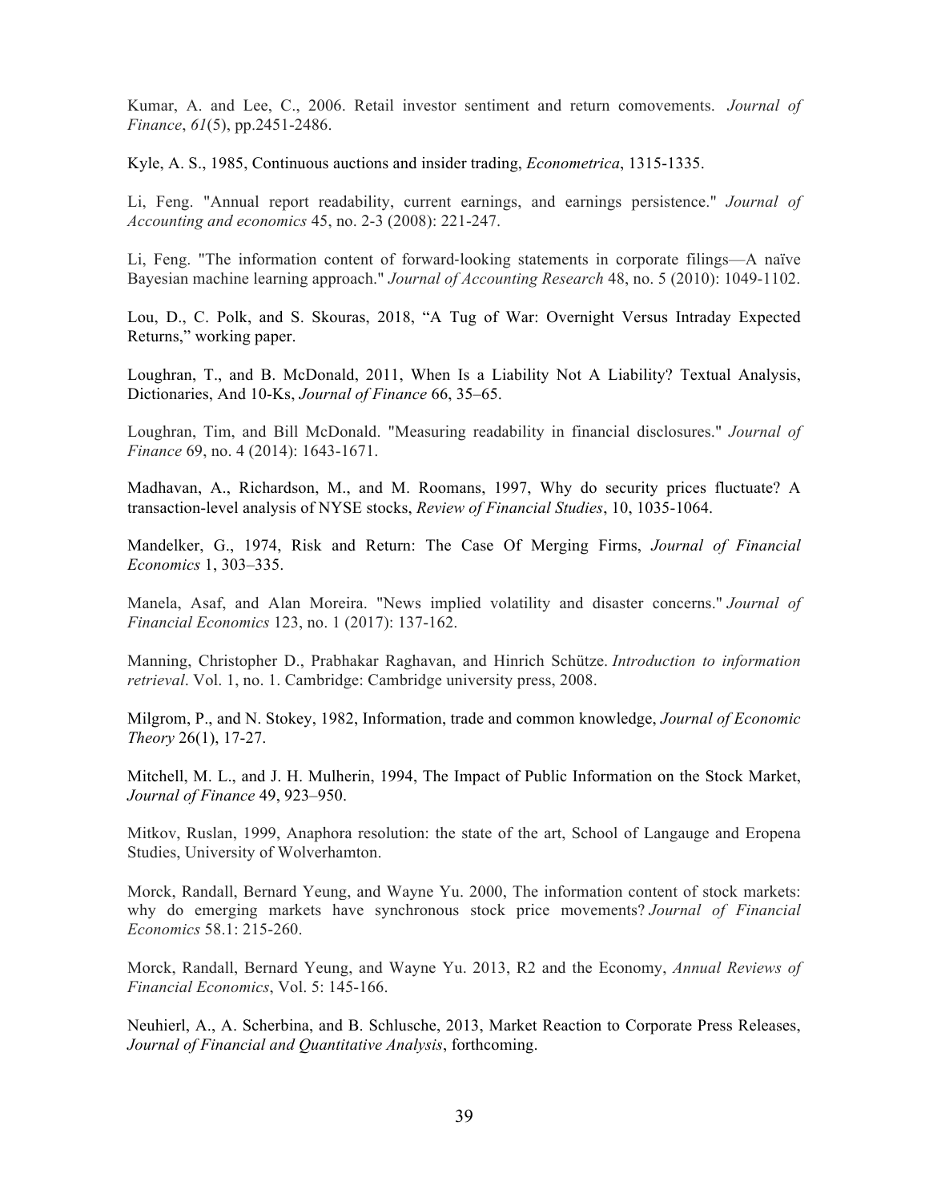Kumar, A. and Lee, C., 2006. Retail investor sentiment and return comovements. *Journal of Finance*, *61*(5), pp.2451-2486.

Kyle, A. S., 1985, Continuous auctions and insider trading, *Econometrica*, 1315-1335.

Li, Feng. "Annual report readability, current earnings, and earnings persistence." *Journal of Accounting and economics* 45, no. 2-3 (2008): 221-247.

Li, Feng. "The information content of forward-looking statements in corporate filings—A naïve Bayesian machine learning approach." *Journal of Accounting Research* 48, no. 5 (2010): 1049-1102.

Lou, D., C. Polk, and S. Skouras, 2018, "A Tug of War: Overnight Versus Intraday Expected Returns," working paper.

Loughran, T., and B. McDonald, 2011, When Is a Liability Not A Liability? Textual Analysis, Dictionaries, And 10-Ks, *Journal of Finance* 66, 35–65.

Loughran, Tim, and Bill McDonald. "Measuring readability in financial disclosures." *Journal of Finance* 69, no. 4 (2014): 1643-1671.

Madhavan, A., Richardson, M., and M. Roomans, 1997, Why do security prices fluctuate? A transaction-level analysis of NYSE stocks, *Review of Financial Studies*, 10, 1035-1064.

Mandelker, G., 1974, Risk and Return: The Case Of Merging Firms, *Journal of Financial Economics* 1, 303–335.

Manela, Asaf, and Alan Moreira. "News implied volatility and disaster concerns." *Journal of Financial Economics* 123, no. 1 (2017): 137-162.

Manning, Christopher D., Prabhakar Raghavan, and Hinrich Schütze. *Introduction to information retrieval*. Vol. 1, no. 1. Cambridge: Cambridge university press, 2008.

Milgrom, P., and N. Stokey, 1982, Information, trade and common knowledge, *Journal of Economic Theory* 26(1), 17-27.

Mitchell, M. L., and J. H. Mulherin, 1994, The Impact of Public Information on the Stock Market, *Journal of Finance* 49, 923–950.

Mitkov, Ruslan, 1999, Anaphora resolution: the state of the art, School of Langauge and Eropena Studies, University of Wolverhamton.

Morck, Randall, Bernard Yeung, and Wayne Yu. 2000, The information content of stock markets: why do emerging markets have synchronous stock price movements? *Journal of Financial Economics* 58.1: 215-260.

Morck, Randall, Bernard Yeung, and Wayne Yu. 2013, R2 and the Economy, *Annual Reviews of Financial Economics*, Vol. 5: 145-166.

Neuhierl, A., A. Scherbina, and B. Schlusche, 2013, Market Reaction to Corporate Press Releases, *Journal of Financial and Quantitative Analysis*, forthcoming.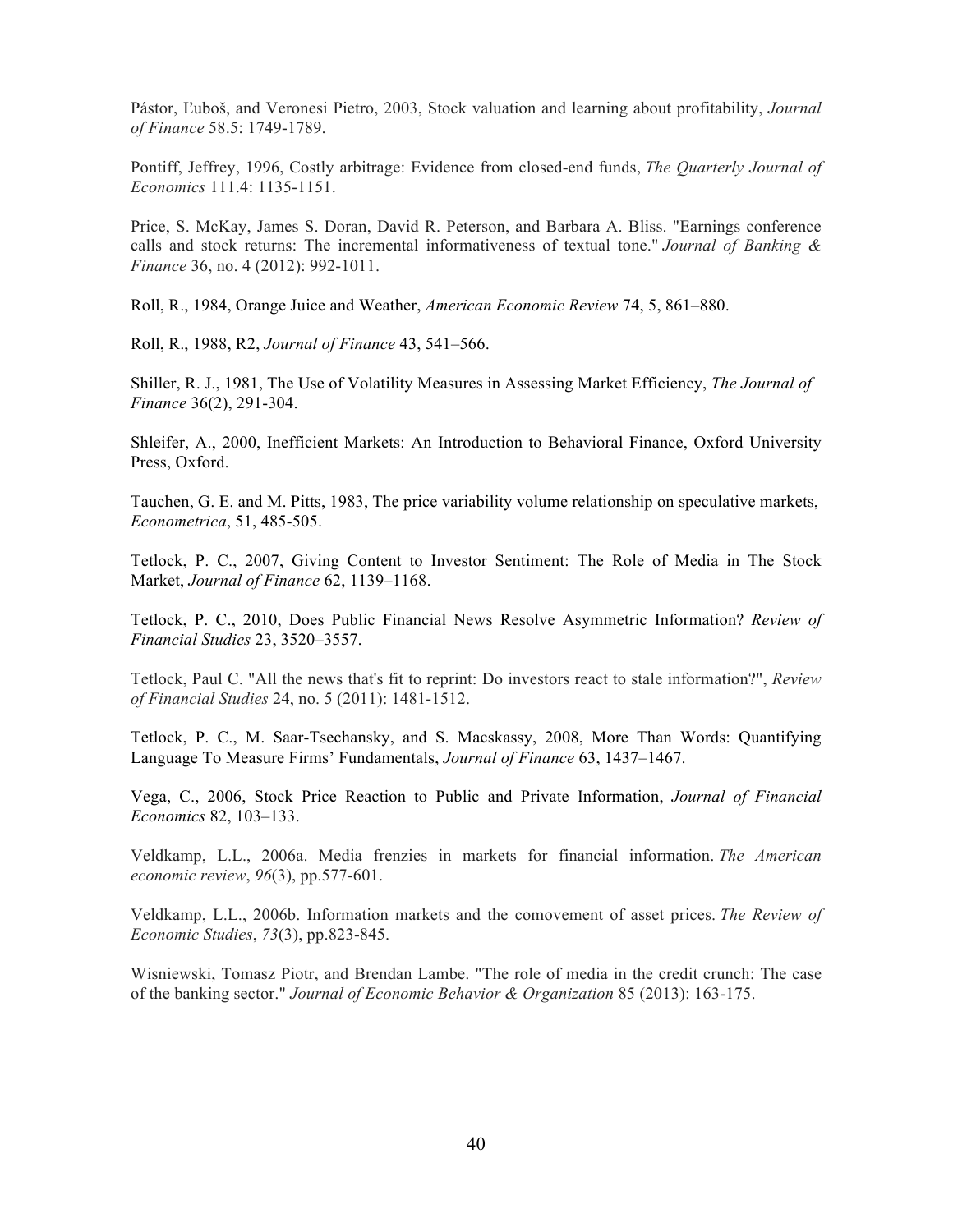Pástor, Ľuboš, and Veronesi Pietro, 2003, Stock valuation and learning about profitability, *Journal of Finance* 58.5: 1749-1789.

Pontiff, Jeffrey, 1996, Costly arbitrage: Evidence from closed-end funds, *The Quarterly Journal of Economics* 111.4: 1135-1151.

Price, S. McKay, James S. Doran, David R. Peterson, and Barbara A. Bliss. "Earnings conference calls and stock returns: The incremental informativeness of textual tone." *Journal of Banking & Finance* 36, no. 4 (2012): 992-1011.

Roll, R., 1984, Orange Juice and Weather, *American Economic Review* 74, 5, 861–880.

Roll, R., 1988, R2, *Journal of Finance* 43, 541–566.

Shiller, R. J., 1981, The Use of Volatility Measures in Assessing Market Efficiency, *The Journal of Finance* 36(2), 291-304.

Shleifer, A., 2000, Inefficient Markets: An Introduction to Behavioral Finance, Oxford University Press, Oxford.

Tauchen, G. E. and M. Pitts, 1983, The price variability volume relationship on speculative markets, *Econometrica*, 51, 485-505.

Tetlock, P. C., 2007, Giving Content to Investor Sentiment: The Role of Media in The Stock Market, *Journal of Finance* 62, 1139–1168.

Tetlock, P. C., 2010, Does Public Financial News Resolve Asymmetric Information? *Review of Financial Studies* 23, 3520–3557.

Tetlock, Paul C. "All the news that's fit to reprint: Do investors react to stale information?", *Review of Financial Studies* 24, no. 5 (2011): 1481-1512.

Tetlock, P. C., M. Saar-Tsechansky, and S. Macskassy, 2008, More Than Words: Quantifying Language To Measure Firms' Fundamentals, *Journal of Finance* 63, 1437–1467.

Vega, C., 2006, Stock Price Reaction to Public and Private Information, *Journal of Financial Economics* 82, 103–133.

Veldkamp, L.L., 2006a. Media frenzies in markets for financial information. *The American economic review*, *96*(3), pp.577-601.

Veldkamp, L.L., 2006b. Information markets and the comovement of asset prices. *The Review of Economic Studies*, *73*(3), pp.823-845.

Wisniewski, Tomasz Piotr, and Brendan Lambe. "The role of media in the credit crunch: The case of the banking sector." *Journal of Economic Behavior & Organization* 85 (2013): 163-175.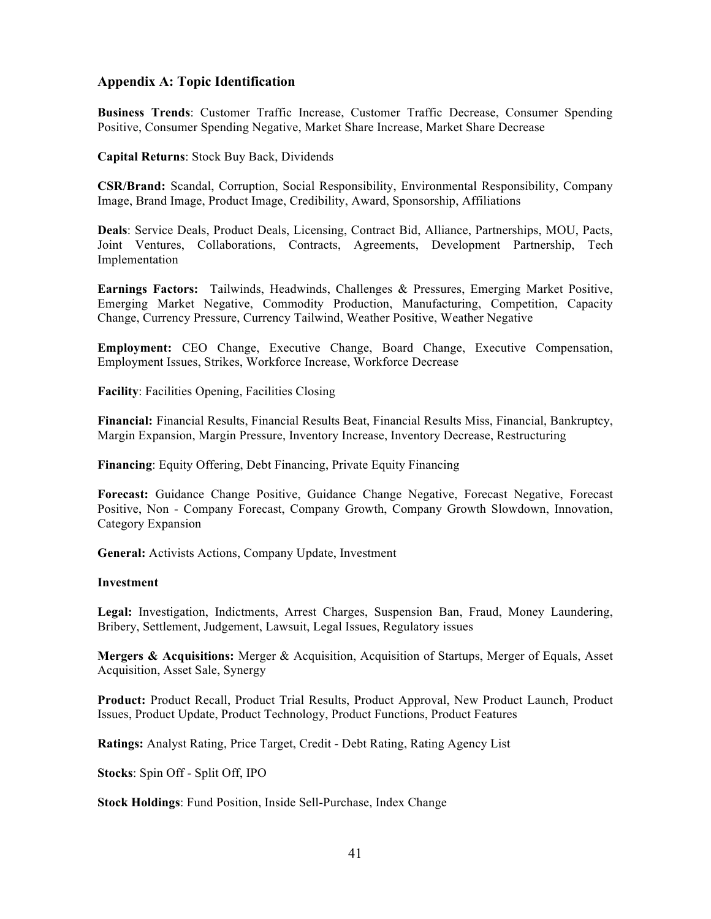## Appendix A: Topic Identification

**Business Trends**: Customer Traffic Increase, Customer Traffic Decrease, Consumer Spending Positive, Consumer Spending Negative, Market Share Increase, Market Share Decrease

**Capital Returns**: Stock Buy Back, Dividends

**CSR/Brand:** Scandal, Corruption, Social Responsibility, Environmental Responsibility, Company Image, Brand Image, Product Image, Credibility, Award, Sponsorship, Affiliations

**Deals**: Service Deals, Product Deals, Licensing, Contract Bid, Alliance, Partnerships, MOU, Pacts, Joint Ventures, Collaborations, Contracts, Agreements, Development Partnership, Tech Implementation

**Earnings Factors:** Tailwinds, Headwinds, Challenges & Pressures, Emerging Market Positive, Emerging Market Negative, Commodity Production, Manufacturing, Competition, Capacity Change, Currency Pressure, Currency Tailwind, Weather Positive, Weather Negative

**Employment:** CEO Change, Executive Change, Board Change, Executive Compensation, Employment Issues, Strikes, Workforce Increase, Workforce Decrease

**Facility**: Facilities Opening, Facilities Closing

**Financial:** Financial Results, Financial Results Beat, Financial Results Miss, Financial, Bankruptcy, Margin Expansion, Margin Pressure, Inventory Increase, Inventory Decrease, Restructuring

**Financing**: Equity Offering, Debt Financing, Private Equity Financing

**Forecast:** Guidance Change Positive, Guidance Change Negative, Forecast Negative, Forecast Positive, Non - Company Forecast, Company Growth, Company Growth Slowdown, Innovation, Category Expansion

**General:** Activists Actions, Company Update, Investment

**Investment**

**Legal:** Investigation, Indictments, Arrest Charges, Suspension Ban, Fraud, Money Laundering, Bribery, Settlement, Judgement, Lawsuit, Legal Issues, Regulatory issues

**Mergers & Acquisitions:** Merger & Acquisition, Acquisition of Startups, Merger of Equals, Asset Acquisition, Asset Sale, Synergy

**Product:** Product Recall, Product Trial Results, Product Approval, New Product Launch, Product Issues, Product Update, Product Technology, Product Functions, Product Features

**Ratings:** Analyst Rating, Price Target, Credit - Debt Rating, Rating Agency List

**Stocks**: Spin Off - Split Off, IPO

**Stock Holdings**: Fund Position, Inside Sell-Purchase, Index Change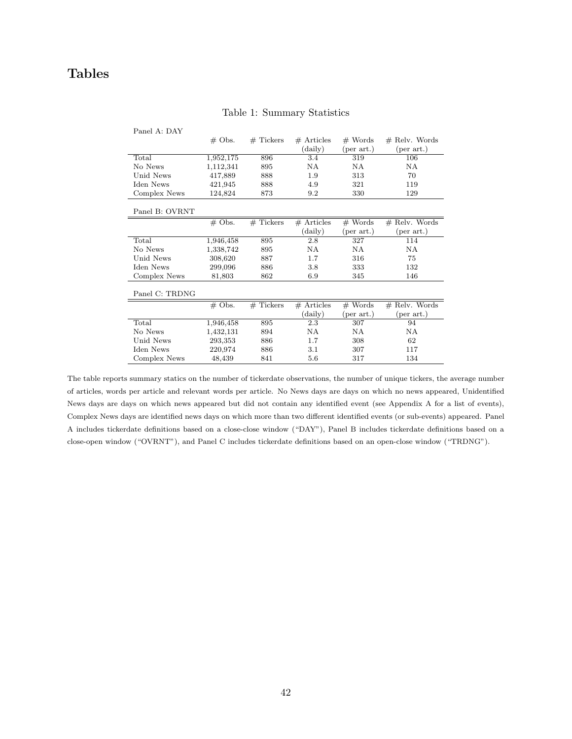# Tables

Table 1: Summary Statistics

Panel A: DAY

| | # Obs. | # Tickers | # Articles (daily) | # Words (per art.) | # Relv. Words (per art.) |
|---|---|---|---|---|---|
| Total | 1,952,175 | 896 | 3.4 | 319 | 106 |
| No News | 1,112,341 | 895 | NA | NA | NA |
| Unid News | 417,889 | 888 | 1.9 | 313 | 70 |
| Iden News | 421,945 | 888 | 4.9 | 321 | 119 |
| Complex News | 124,824 | 873 | 9.2 | 330 | 129 |

Panel B: OVRNT

| | # Obs. | # Tickers | # Articles (daily) | # Words (per art.) | # Relv. Words (per art.) |
|---|---|---|---|---|---|
| Total | 1,946,458 | 895 | 2.8 | 327 | 114 |
| No News | 1,338,742 | 895 | NA | NA | NA |
| Unid News | 308,620 | 887 | 1.7 | 316 | 75 |
| Iden News | 299,096 | 886 | 3.8 | 333 | 132 |
| Complex News | 81,803 | 862 | 6.9 | 345 | 146 |

Panel C: TRDNG

| | # Obs. | # Tickers | # Articles (daily) | # Words (per art.) | # Relv. Words (per art.) |
|---|---|---|---|---|---|
| Total | 1,946,458 | 895 | 2.3 | 307 | 94 |
| No News | 1,432,131 | 894 | NA | NA | NA |
| Unid News | 293,353 | 886 | 1.7 | 308 | 62 |
| Iden News | 220,974 | 886 | 3.1 | 307 | 117 |
| Complex News | 48,439 | 841 | 5.6 | 317 | 134 |

The table reports summary statics on the number of tickerdate observations, the number of unique tickers, the average number of articles, words per article and relevant words per article. No News days are days on which no news appeared, Unidentified News days are days on which news appeared but did not contain any identified event (see Appendix A for a list of events), Complex News days are identified news days on which more than two different identified events (or sub-events) appeared. Panel A includes tickerdate definitions based on a close-close window ("DAY"), Panel B includes tickerdate definitions based on a close-open window ("OVRNT"), and Panel C includes tickerdate definitions based on an open-close window ("TRDNG").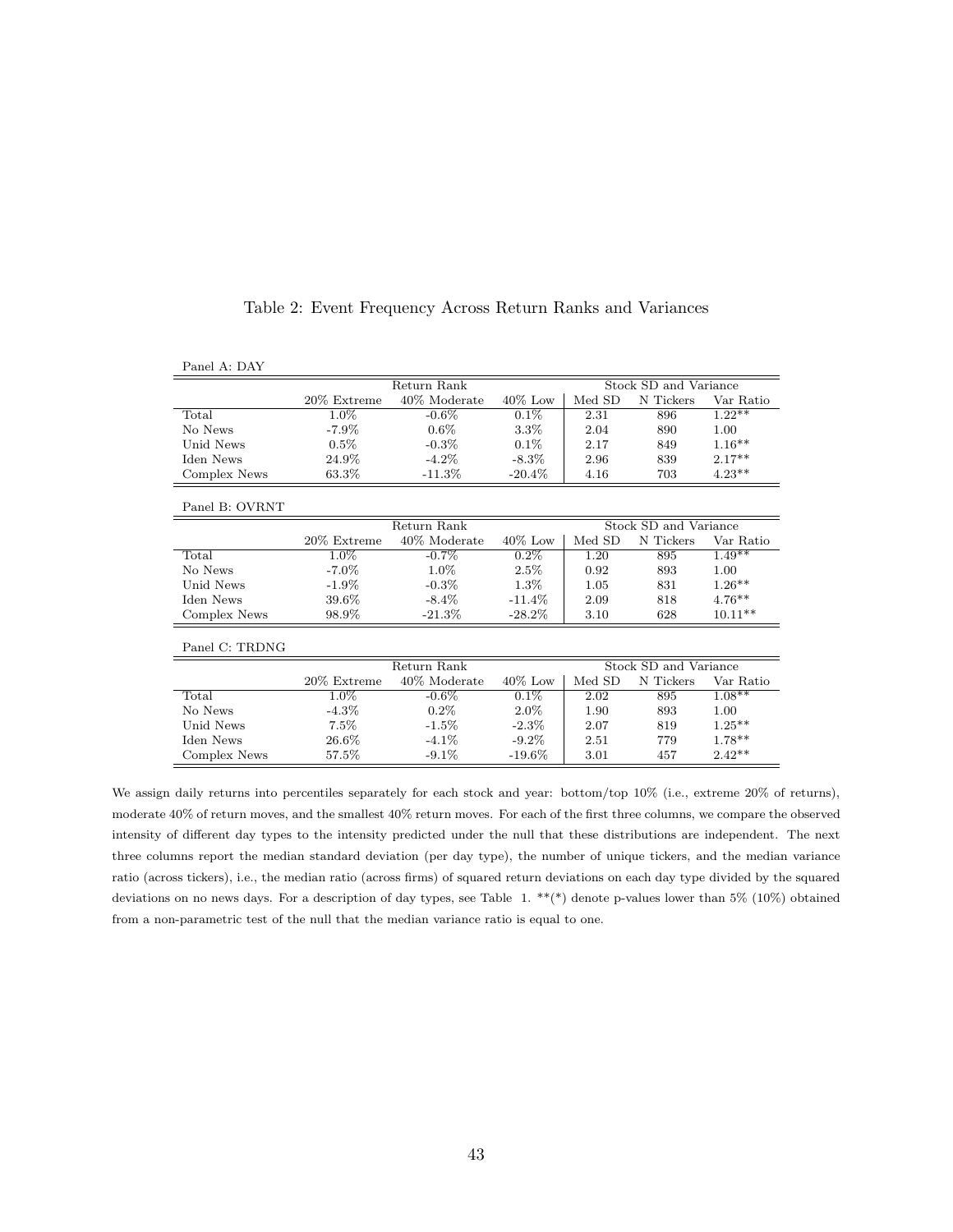Table 2: Event Frequency Across Return Ranks and Variances

Panel A: DAY

| | Return Rank | | | Stock SD and Variance | | |
|---|---|---|---|---|---|---|
| | 20% Extreme | 40% Moderate | 40% Low | Med SD | N Tickers | Var Ratio |
| Total | 1.0% | -0.6% | 0.1% | 2.31 | 896 | 1.22** |
| No News | -7.9% | 0.6% | 3.3% | 2.04 | 890 | 1.00 |
| Unid News | 0.5% | -0.3% | 0.1% | 2.17 | 849 | 1.16** |
| Iden News | 24.9% | -4.2% | -8.3% | 2.96 | 839 | 2.17** |
| Complex News | 63.3% | -11.3% | -20.4% | 4.16 | 703 | 4.23** |

Panel B: OVRNT

| | Return Rank | | | Stock SD and Variance | | |
|---|---|---|---|---|---|---|
| | 20% Extreme | 40% Moderate | 40% Low | Med SD | N Tickers | Var Ratio |
| Total | 1.0% | -0.7% | 0.2% | 1.20 | 895 | 1.49** |
| No News | -7.0% | 1.0% | 2.5% | 0.92 | 893 | 1.00 |
| Unid News | -1.9% | -0.3% | 1.3% | 1.05 | 831 | 1.26** |
| Iden News | 39.6% | -8.4% | -11.4% | 2.09 | 818 | 4.76** |
| Complex News | 98.9% | -21.3% | -28.2% | 3.10 | 628 | 10.11** |

Panel C: TRDNG

| | Return Rank | | | Stock SD and Variance | | |
|---|---|---|---|---|---|---|
| | 20% Extreme | 40% Moderate | 40% Low | Med SD | N Tickers | Var Ratio |
| Total | 1.0% | -0.6% | 0.1% | 2.02 | 895 | 1.08** |
| No News | -4.3% | 0.2% | 2.0% | 1.90 | 893 | 1.00 |
| Unid News | 7.5% | -1.5% | -2.3% | 2.07 | 819 | 1.25** |
| Iden News | 26.6% | -4.1% | -9.2% | 2.51 | 779 | 1.78** |
| Complex News | 57.5% | -9.1% | -19.6% | 3.01 | 457 | 2.42** |

We assign daily returns into percentiles separately for each stock and year: bottom/top 10% (i.e., extreme 20% of returns), moderate 40% of return moves, and the smallest 40% return moves. For each of the first three columns, we compare the observed intensity of different day types to the intensity predicted under the null that these distributions are independent. The next three columns report the median standard deviation (per day type), the number of unique tickers, and the median variance ratio (across tickers), i.e., the median ratio (across firms) of squared return deviations on each day type divided by the squared deviations on no news days. For a description of day types, see Table 1. **(*) denote p-values lower than 5% (10%) obtained from a non-parametric test of the null that the median variance ratio is equal to one.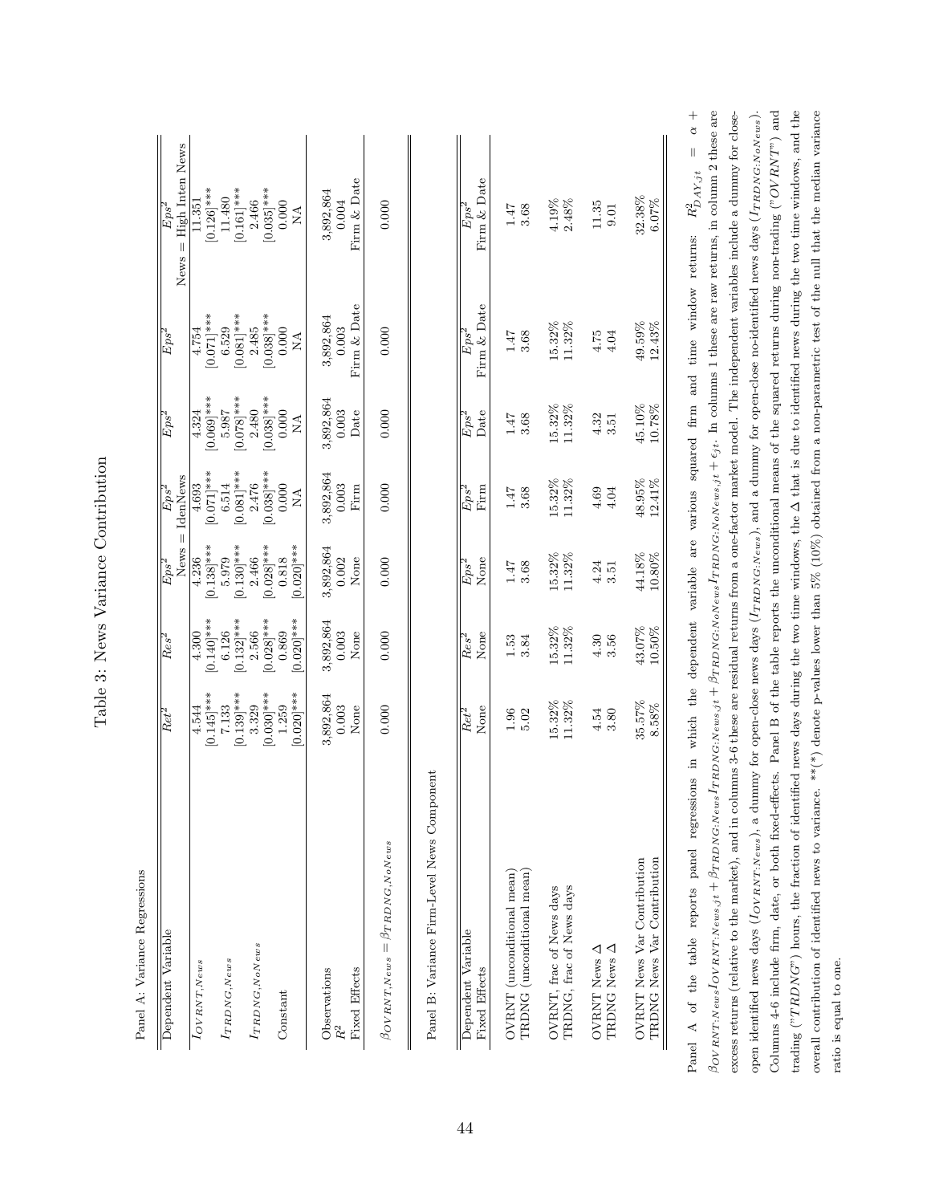# Table 3: News Variance Contribution

Panel A: Variance Regressions

| Dependent Variable | $Ret^2$ | $Res^2$ | $Eps^2$ | $Eps^2$ | $Eps^2$ | $Eps^2$ | $Eps^2$ |
|---|---|---|---|---|---|---|---|
| | | | News = IdenNews | | | | News = High Inten News |
| $I_{OVRNT,News}$ | 4.544 | 4.300 | 4.236 | 4.693 | 4.324 | 4.754 | 11.351 |
| | [0.145]*** | [0.140]*** | [0.138]*** | [0.071]*** | [0.069]*** | [0.071]*** | [0.126]*** |
| $I_{TRDNG,News}$ | 7.133 | 6.126 | 5.979 | 6.514 | 5.987 | 6.529 | 11.480 |
| | [0.139]*** | [0.132]*** | [0.130]*** | [0.081]*** | [0.078]*** | [0.081]*** | [0.161]*** |
| $I_{TRDNG,NoNews}$ | 3.329 | 2.566 | 2.466 | 2.476 | 2.480 | 2.485 | 2.466 |
| | [0.030]*** | [0.028]*** | [0.028]*** | [0.038]*** | [0.038]*** | [0.038]*** | [0.035]*** |
| Constant | 1.259 | 0.869 | 0.818 | 0.000 | 0.000 | 0.000 | 0.000 |
| | [0.020]*** | [0.020]*** | [0.020]*** | NA | NA | NA | NA |
| Observations | 3,892,864 | 3,892,864 | 3,892,864 | 3,892,864 | 3,892,864 | 3,892,864 | 3,892,864 |
| $R^2$ | 0.003 | 0.003 | 0.002 | 0.003 | 0.003 | 0.003 | 0.004 |
| Fixed Effects | None | None | None | Firm | Date | Firm & Date | Firm & Date |
| $\beta_{OVRNT,News} = \beta_{TRDNG,NoNews}$ | 0.000 | 0.000 | 0.000 | 0.000 | 0.000 | 0.000 | 0.000 |

Panel B: Variance Firm-Level News Component

| Dependent Variable | $Ret^2$ | $Res^2$ | $Eps^2$ | $Eps^2$ | $Eps^2$ | $Eps^2$ | $Eps^2$ |
|---|---|---|---|---|---|---|---|
| Fixed Effects | None | None | None | Firm | Date | Firm & Date | Firm & Date |
| OVRNT (unconditional mean) | 1.96 | 1.53 | 1.47 | 1.47 | 1.47 | 1.47 | 1.47 |
| TRDNG (unconditional mean) | 5.02 | 3.84 | 3.68 | 3.68 | 3.68 | 3.68 | 3.68 |
| OVRNT, frac of News days | 15.32% | 15.32% | 15.32% | 15.32% | 15.32% | 15.32% | 4.19% |
| TRDNG, frac of News days | 11.32% | 11.32% | 11.32% | 11.32% | 11.32% | 11.32% | 2.48% |
| OVRNT News Δ | 4.54 | 4.30 | 4.24 | 4.69 | 4.32 | 4.75 | 11.35 |
| TRDNG News Δ | 3.80 | 3.56 | 3.51 | 4.04 | 3.51 | 4.04 | 9.01 |
| OVRNT News Var Contribution | 35.57% | 43.07% | 44.18% | 48.95% | 45.10% | 49.59% | 32.38% |
| TRDNG News Var Contribution | 8.58% | 10.50% | 10.80% | 12.41% | 10.78% | 12.43% | 6.07% |

Panel A of the table reports panel regressions in which the dependent variable are various squared firm and time window returns: $R^2_{DAY,jt} = \alpha + \beta_{OVRNT:News} I_{OVRNT:News,jt} + \beta_{TRDNG:News} I_{TRDNG:News,jt} + \beta_{TRDNG:NoNews} I_{TRDNG:NoNews,jt} + \epsilon_{jt}$. In columns 1 these are raw returns, in column 2 these are excess returns (relative to the market), and in columns 3-6 these are residual returns from a one-factor market model. The independent variables include a dummy for close-open identified news days ($I_{OVRNT:News}$), a dummy for open-close news days ($I_{TRDNG:News}$), and a dummy for open-close no-identified news days ($I_{TRDNG:NoNews}$). Columns 4-6 include firm, date, or both fixed-effects. Panel B of the table reports the unconditional means of the squared returns during non-trading ("$OVRNT$") and trading ("$TRDNG$") hours, the fraction of identified news days during the two time windows, the Δ that is due to identified news during the two time windows, and the overall contribution of identified news to variance. **(*) denote p-values lower than 5% (10%) obtained from a non-parametric test of the null that the median variance ratio is equal to one.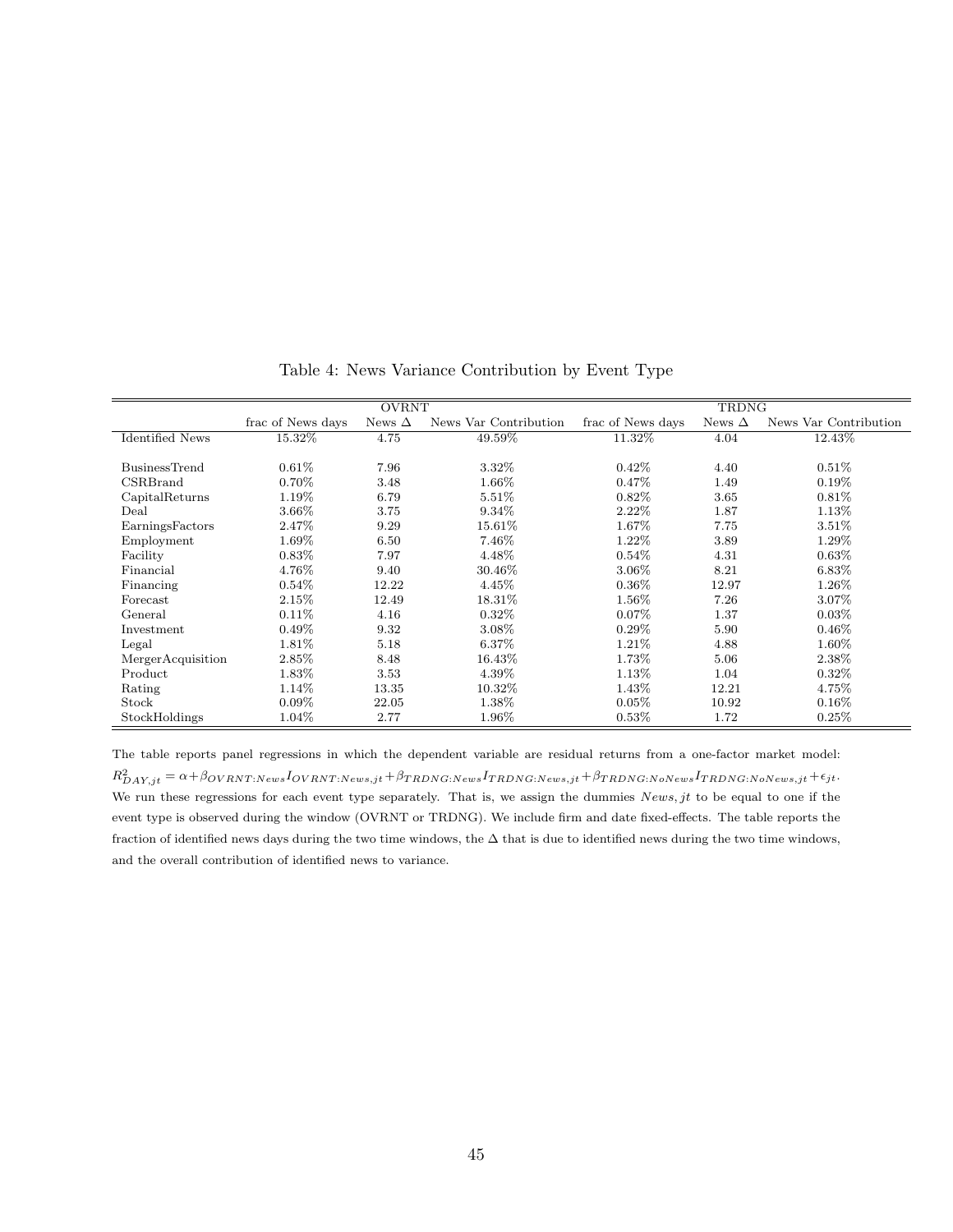Table 4: News Variance Contribution by Event Type

| | OVRNT | | | TRDNG | | |
|---|---|---|---|---|---|---|
| | frac of News days | News Δ | News Var Contribution | frac of News days | News Δ | News Var Contribution |
| Identified News | 15.32% | 4.75 | 49.59% | 11.32% | 4.04 | 12.43% |
| | | | | | | |
| BusinessTrend | 0.61% | 7.96 | 3.32% | 0.42% | 4.40 | 0.51% |
| CSRBrand | 0.70% | 3.48 | 1.66% | 0.47% | 1.49 | 0.19% |
| CapitalReturns | 1.19% | 6.79 | 5.51% | 0.82% | 3.65 | 0.81% |
| Deal | 3.66% | 3.75 | 9.34% | 2.22% | 1.87 | 1.13% |
| EarningsFactors | 2.47% | 9.29 | 15.61% | 1.67% | 7.75 | 3.51% |
| Employment | 1.69% | 6.50 | 7.46% | 1.22% | 3.89 | 1.29% |
| Facility | 0.83% | 7.97 | 4.48% | 0.54% | 4.31 | 0.63% |
| Financial | 4.76% | 9.40 | 30.46% | 3.06% | 8.21 | 6.83% |
| Financing | 0.54% | 12.22 | 4.45% | 0.36% | 12.97 | 1.26% |
| Forecast | 2.15% | 12.49 | 18.31% | 1.56% | 7.26 | 3.07% |
| General | 0.11% | 4.16 | 0.32% | 0.07% | 1.37 | 0.03% |
| Investment | 0.49% | 9.32 | 3.08% | 0.29% | 5.90 | 0.46% |
| Legal | 1.81% | 5.18 | 6.37% | 1.21% | 4.88 | 1.60% |
| MergerAcquisition | 2.85% | 8.48 | 16.43% | 1.73% | 5.06 | 2.38% |
| Product | 1.83% | 3.53 | 4.39% | 1.13% | 1.04 | 0.32% |
| Rating | 1.14% | 13.35 | 10.32% | 1.43% | 12.21 | 4.75% |
| Stock | 0.09% | 22.05 | 1.38% | 0.05% | 10.92 | 0.16% |
| StockHoldings | 1.04% | 2.77 | 1.96% | 0.53% | 1.72 | 0.25% |

The table reports panel regressions in which the dependent variable are residual returns from a one-factor market model: $R^2_{DAY,jt} = \alpha + \beta_{OVRNT:News} I_{OVRNT:News,jt} + \beta_{TRDNG:News} I_{TRDNG:News,jt} + \beta_{TRDNG:NoNews} I_{TRDNG:NoNews,jt} + \epsilon_{jt}$. We run these regressions for each event type separately. That is, we assign the dummies $News, jt$ to be equal to one if the event type is observed during the window (OVRNT or TRDNG). We include firm and date fixed-effects. The table reports the fraction of identified news days during the two time windows, the Δ that is due to identified news during the two time windows, and the overall contribution of identified news to variance.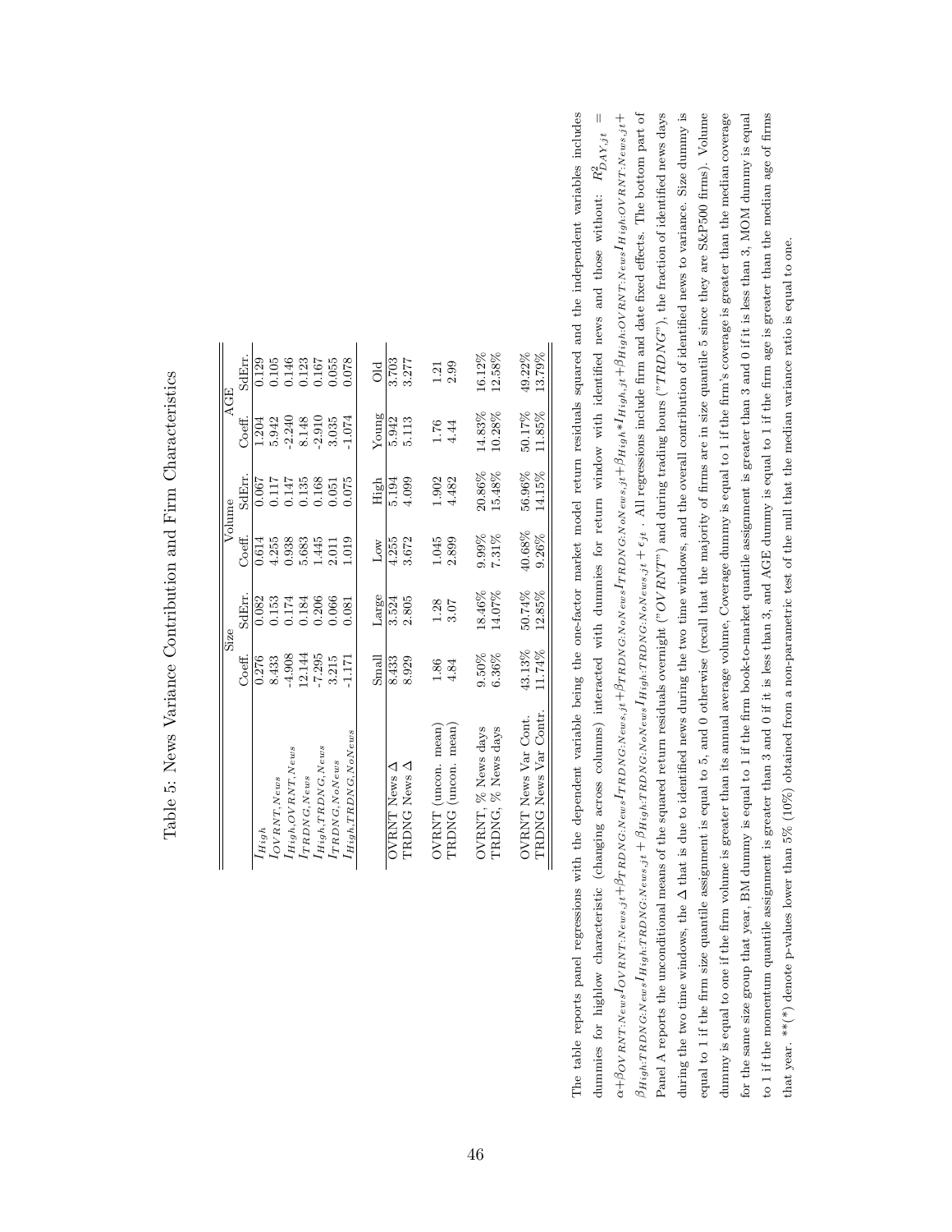# Table 5: News Variance Contribution and Firm Characteristics

| | Size | | Volume | | AGE | |
|---|---|---|---|---|---|---|
| | Coeff. | SdErr. | Coeff. | SdErr. | Coeff. | SdErr. |
| $I_{High}$ | 0.276 | 0.082 | 0.614 | 0.067 | 1.204 | 0.129 |
| $I_{OVRNT,News}$ | 8.433 | 0.153 | 4.255 | 0.117 | 5.942 | 0.105 |
| $I_{High,OVRNT,News}$ | -4.908 | 0.174 | 0.938 | 0.147 | -2.240 | 0.146 |
| $I_{TRDNG,News}$ | 12.144 | 0.184 | 5.683 | 0.135 | 8.148 | 0.123 |
| $I_{High,TRDNG,News}$ | -7.295 | 0.206 | 1.445 | 0.168 | -2.910 | 0.167 |
| $I_{TRDNG,NoNews}$ | 3.215 | 0.066 | 2.011 | 0.051 | 3.035 | 0.055 |
| $I_{High,TRDNG,NoNews}$ | -1.171 | 0.081 | 1.019 | 0.075 | -1.074 | 0.078 |
| | Small | Large | Low | High | Young | Old |
| OVRNT News $\Delta$ | 8.433 | 3.524 | 4.255 | 5.194 | 5.942 | 3.703 |
| TRDNG News $\Delta$ | 8.929 | 2.805 | 3.672 | 4.099 | 5.113 | 3.277 |
| OVRNT (uncon. mean) | 1.86 | 1.28 | 1.045 | 1.902 | 1.76 | 1.21 |
| TRDNG (uncon. mean) | 4.84 | 3.07 | 2.899 | 4.482 | 4.44 | 2.99 |
| OVRNT, % News days | 9.50% | 18.46% | 9.99% | 20.86% | 14.83% | 16.12% |
| TRDNG, % News days | 6.36% | 14.07% | 7.31% | 15.48% | 10.28% | 12.58% |
| OVRNT News Var Cont. | 43.13% | 50.74% | 40.68% | 56.96% | 50.17% | 49.22% |
| TRDNG News Var Contr. | 11.74% | 12.85% | 9.26% | 14.15% | 11.85% | 13.79% |

The table reports panel regressions with the dependent variable being the one-factor market model return residuals squared and the independent variables includes dummies for high/low characteristic (changing across columns) interacted with dummies for return window with identified news and those without: $R^2_{DAY,jt} = \alpha + \beta_{OVRNT:News} I_{OVRNT:News,jt} + \beta_{TRDNG:News} I_{TRDNG:News,jt} + \beta_{TRDNG:NoNews} I_{TRDNG:NoNews,jt} + \beta_{High} * I_{High,jt} + \beta_{High:OVRNT:News} I_{High:OVRNT:News,jt} + \beta_{High:TRDNG:News} I_{High:TRDNG:News,jt} + \beta_{High:TRDNG:NoNews} I_{High:TRDNG:NoNews,jt} + \epsilon_{jt}$ . All regressions include firm and date fixed effects. The bottom part of Panel A reports the unconditional means of the squared return residuals overnight ("$OVRNT$") and during trading hours ("$TRDNG$"), the fraction of identified news days during the two time windows, the $\Delta$ that is due to identified news during the two time windows, and the overall contribution of identified news to variance. Size dummy is equal to 1 if the firm size quantile assignment is equal to 5, and 0 otherwise (recall that the majority of firms are in size quantile 5 since they are S&P500 firms). Volume dummy is equal to one if the firm volume is greater than its annual average volume, Coverage dummy is equal to 1 if the firm's coverage is greater than the median coverage for the same size group that year, BM dummy is equal to 1 if the firm book-to-market quantile assignment is greater than 3 and 0 if it is less than 3, MOM dummy is equal to 1 if the momentum quantile assignment is greater than 3 and 0 if it is less than 3, and AGE dummy is equal to 1 if the firm age is greater than the median age of firms that year. **(*) denote p-values lower than 5% (10%) obtained from a non-parametric test of the null that the median variance ratio is equal to one.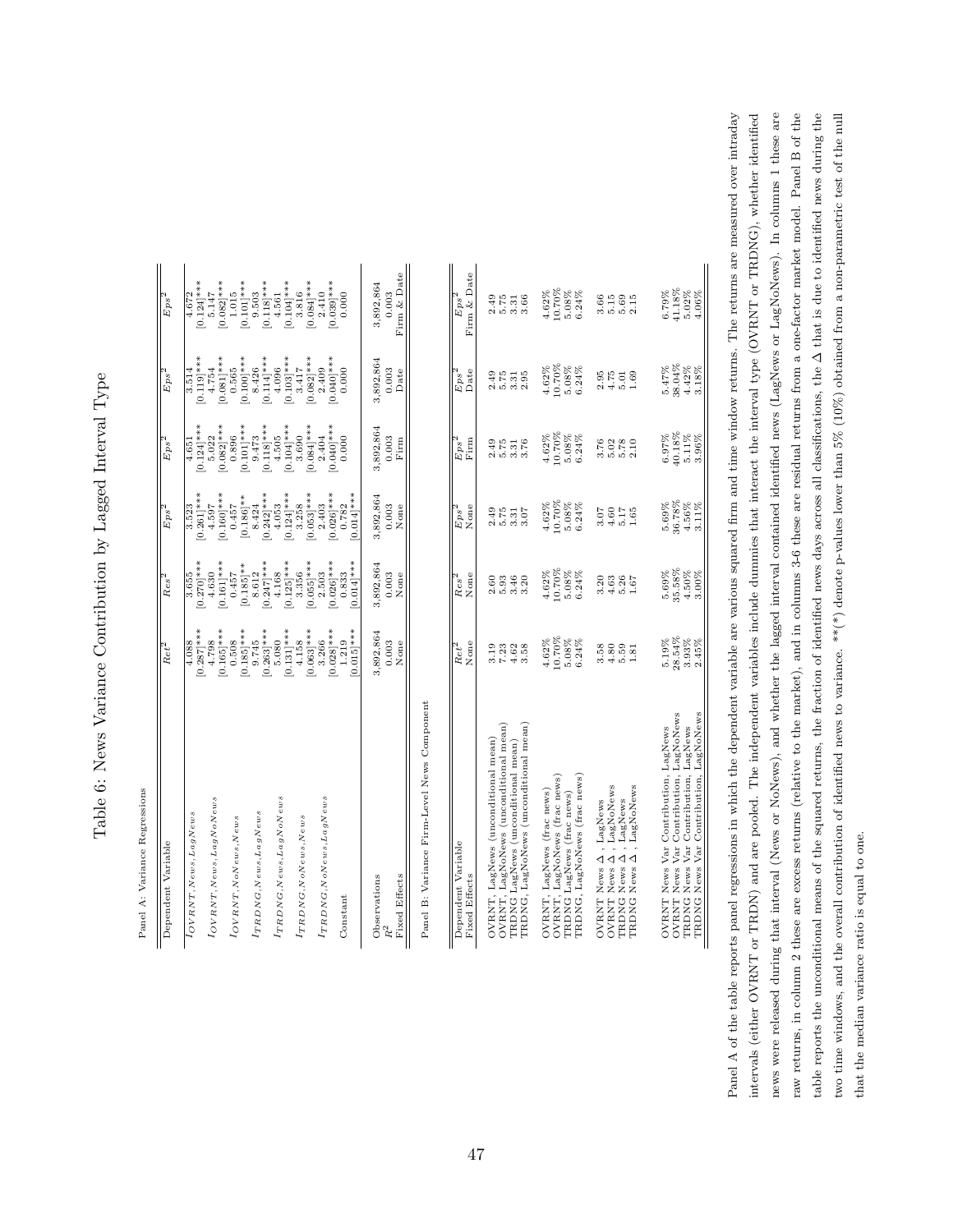# Table 6: News Variance Contribution by Lagged Interval Type

Panel A: Variance Regressions

| Dependent Variable | $Ret^2$ | $Res^2$ | $Eps^2$ | $Eps^2$ | $Eps^2$ | $Eps^2$ |
|---|---|---|---|---|---|---|
| $I_{OVRNT,News,LagNews}$ | 4.088 | 3.655 | 3.523 | 4.651 | 3.514 | 4.672 |
| | [0.287]*** | [0.270]*** | [0.261]*** | [0.124]*** | [0.119]*** | [0.124]*** |
| $I_{OVRNT,News,LagNoNews}$ | 4.798 | 4.630 | 4.597 | 5.022 | 4.754 | 5.147 |
| | [0.165]*** | [0.161]*** | [0.160]*** | [0.082]*** | [0.081]*** | [0.082]*** |
| $I_{OVRNT,NoNews,News}$ | 0.508 | 0.457 | 0.457 | 0.896 | 0.565 | 1.015 |
| | [0.185]*** | [0.185]** | [0.186]** | [0.101]*** | [0.100]*** | [0.101]*** |
| $I_{TRDNG,News,LagNews}$ | 9.745 | 8.612 | 8.424 | 9.473 | 8.426 | 9.503 |
| | [0.263]*** | [0.247]*** | [0.242]*** | [0.118]*** | [0.114]*** | [0.118]*** |
| $I_{TRDNG,News,LagNoNews}$ | 5.080 | 4.168 | 4.052 | 4.505 | 4.096 | 4.561 |
| | [0.131]*** | [0.125]*** | [0.124]*** | [0.104]*** | [0.103]*** | [0.104]*** |
| $I_{TRDNG,NoNews,News}$ | 4.158 | 3.356 | 3.258 | 3.690 | 3.417 | 3.816 |
| | [0.063]*** | [0.055]*** | [0.053]*** | [0.084]*** | [0.082]*** | [0.084]*** |
| $I_{TRDNG,NoNews,LagNews}$ | 3.266 | 2.503 | 2.404 | 2.404 | 2.409 | 2.410 |
| | [0.028]*** | [0.026]*** | [0.026]*** | [0.040]*** | [0.040]*** | [0.039]*** |
| Constant | 1.219 | 0.833 | 0.782 | 0.000 | 0.000 | 0.000 |
| | [0.015]*** | [0.014]*** | [0.014]*** | | | |
| Observations | 3,892,864 | 3,892,864 | 3,892,864 | 3,892,864 | 3,892,864 | 3,892,864 |
| $R^2$ | 0.003 | 0.003 | 0.003 | 0.003 | 0.003 | 0.003 |
| Fixed Effects | None | None | None | Firm | Date | Firm & Date |

Panel B: Variance Firm-Level News Component

| Dependent Variable | $Ret^2$ | $Res^2$ | $Eps^2$ | $Eps^2$ | $Eps^2$ | $Eps^2$ |
|---|---|---|---|---|---|---|
| Fixed Effects | None | None | None | Firm | Date | Firm & Date |
| OVRNT, LagNews (unconditional mean) | 3.19 | 2.60 | 2.49 | 2.49 | 2.49 | 2.49 |
| OVRNT, LagNoNews (unconditional mean) | 7.23 | 5.93 | 5.75 | 5.75 | 5.75 | 5.75 |
| TRDNG LagNews (unconditional mean) | 4.62 | 3.46 | 3.31 | 3.31 | 3.31 | 3.31 |
| TRDNG, LagNoNews (unconditional mean) | 3.58 | 3.20 | 3.07 | 3.76 | 2.95 | 3.66 |
| OVRNT, LagNews (frac news) | 4.62% | 4.62% | 4.62% | 4.62% | 4.62% | 4.62% |
| OVRNT, LagNoNews (frac news) | 10.70% | 10.70% | 10.70% | 10.70% | 10.70% | 10.70% |
| TRDNG LagNews (frac news) | 5.08% | 5.08% | 5.08% | 5.08% | 5.08% | 5.08% |
| TRDNG, LagNoNews (frac news) | 6.24% | 6.24% | 6.24% | 6.24% | 6.24% | 6.24% |
| OVRNT News Δ , LagNews | 3.58 | 3.20 | 3.07 | 3.76 | 2.95 | 3.66 |
| OVRNT News Δ , LagNoNews | 4.80 | 4.63 | 4.60 | 5.02 | 4.75 | 5.15 |
| TRDNG News Δ , LagNews | 5.59 | 5.26 | 5.17 | 5.78 | 5.01 | 5.69 |
| TRDNG News Δ , LagNoNews | 1.81 | 1.67 | 1.65 | 2.10 | 1.69 | 2.15 |
| OVRNT News Var Contribution, LagNews | 5.19% | 5.69% | 5.69% | 6.97% | 5.47% | 6.79% |
| OVRNT News Var Contribution, LagNoNews | 28.54% | 35.58% | 36.78% | 40.18% | 38.04% | 41.18% |
| TRDNG News Var Contribution, LagNews | 3.93% | 4.50% | 4.56% | 5.11% | 4.42% | 5.02% |
| TRDNG News Var Contribution, LagNoNews | 2.45% | 3.00% | 3.11% | 3.96% | 3.18% | 4.06% |

Panel A of the table reports panel regressions in which the dependent variable are various squared firm and time window returns. The returns are measured over intraday intervals (either OVRNT or TRDN) and are pooled. The independent variables include dummies that interact the interval type (OVRNT or TRDNG), whether identified news were released during that interval (News or NoNews), and whether the lagged interval contained identified news (LagNews or LagNoNews). In columns 1 these are raw returns, in column 2 these are excess returns (relative to the market), and in columns 3-6 these are residual returns from a one-factor market model. Panel B of the table reports the unconditional means of the squared returns, the fraction of identified news days across all classifications, the Δ that is due to identified news during the two time windows, and the overall contribution of identified news to variance. **(*) denote p-values lower than 5% (10%) obtained from a non-parametric test of the null that the median variance ratio is equal to one.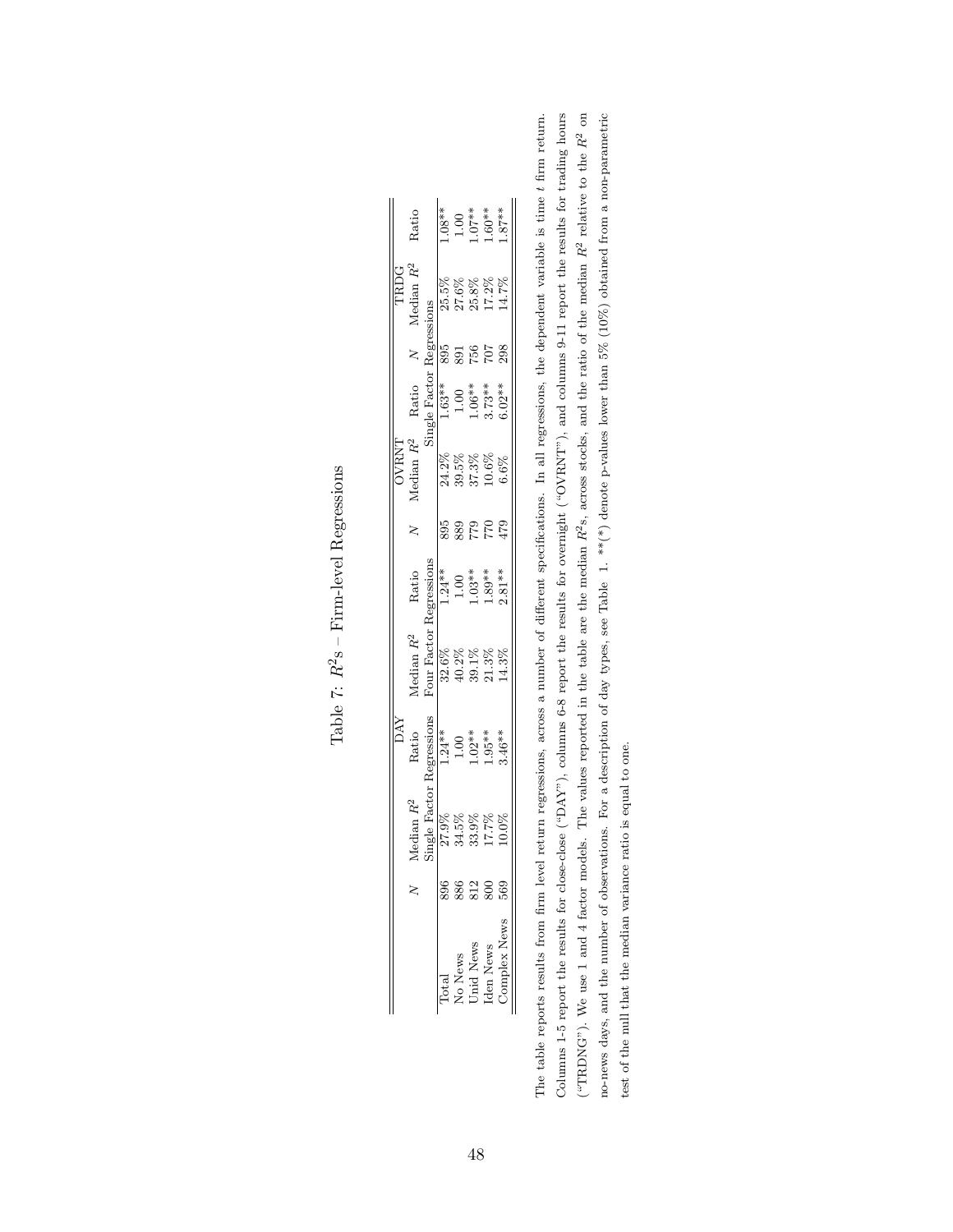# Table 7: $R^2$s – Firm-level Regressions

| | DAY | | | | | OVRNT | | | TRDG | | |
|---|---|---|---|---|---|---|---|---|---|---|---|
| | $N$ | Median $R^2$ | Ratio | Median $R^2$ | Ratio | $N$ | Median $R^2$ | Ratio | $N$ | Median $R^2$ | Ratio |
| | | Single Factor Regressions | | Four Factor Regressions | | | Single Factor Regressions | | | | |
| Total | 896 | 27.9% | 1.24** | 32.6% | 1.24** | 895 | 24.2% | 1.63** | 895 | 25.5% | 1.08** |
| No News | 886 | 34.5% | 1.00 | 40.2% | 1.00 | 889 | 39.5% | 1.00 | 891 | 27.6% | 1.00 |
| Unid News | 812 | 33.9% | 1.02** | 39.1% | 1.03** | 779 | 37.3% | 1.06** | 756 | 25.8% | 1.07** |
| Iden News | 800 | 17.7% | 1.95** | 21.3% | 1.89** | 770 | 10.6% | 3.73** | 707 | 17.2% | 1.60** |
| Complex News | 569 | 10.0% | 3.46** | 14.3% | 2.81** | 479 | 6.6% | 6.02** | 298 | 14.7% | 1.87** |

The table reports results from firm level return regressions, across a number of different specifications. In all regressions, the dependent variable is time $t$ firm return. Columns 1-5 report the results for close-close ("DAY"), columns 6-8 report the results for overnight ("OVRNT"), and columns 9-11 report the results for trading hours ("TRDNG"). We use 1 and 4 factor models. The values reported in the table are the median $R^2$s, across stocks, and the ratio of the median $R^2$ relative to the $R^2$ on no-news days, and the number of observations. For a description of day types, see Table 1. **(*) denote p-values lower than 5% (10%) obtained from a non-parametric test of the null that the median variance ratio is equal to one.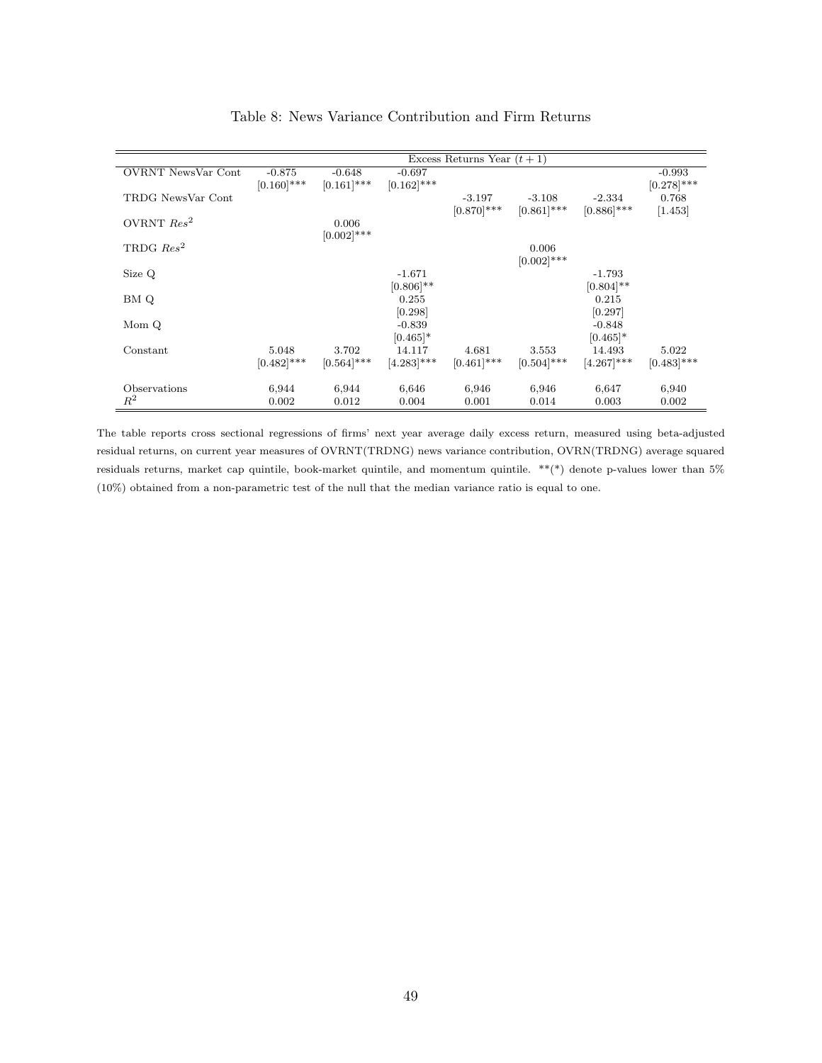## Table 8: News Variance Contribution and Firm Returns

| | Excess Returns Year $(t+1)$ | | | | | | |
|---|---|---|---|---|---|---|---|
| OVRNT NewsVar Cont | -0.875 | -0.648 | -0.697 | | | | -0.993 |
| | [0.160]*** | [0.161]*** | [0.162]*** | | | | [0.278]*** |
| TRDG NewsVar Cont | | | | -3.197 | -3.108 | -2.334 | 0.768 |
| | | | | [0.870]*** | [0.861]*** | [0.886]*** | [1.453] |
| OVRNT $Res^2$ | | 0.006 | | | | | |
| | | [0.002]*** | | | | | |
| TRDG $Res^2$ | | | | | 0.006 | | |
| | | | | | [0.002]*** | | |
| Size Q | | | -1.671 | | | -1.793 | |
| | | | [0.806]** | | | [0.804]** | |
| BM Q | | | 0.255 | | | 0.215 | |
| | | | [0.298] | | | [0.297] | |
| Mom Q | | | -0.839 | | | -0.848 | |
| | | | [0.465]* | | | [0.465]* | |
| Constant | 5.048 | 3.702 | 14.117 | 4.681 | 3.553 | 14.493 | 5.022 |
| | [0.482]*** | [0.564]*** | [4.283]*** | [0.461]*** | [0.504]*** | [4.267]*** | [0.483]*** |
| Observations | 6,944 | 6,944 | 6,646 | 6,946 | 6,946 | 6,647 | 6,940 |
| $R^2$ | 0.002 | 0.012 | 0.004 | 0.001 | 0.014 | 0.003 | 0.002 |

The table reports cross sectional regressions of firms' next year average daily excess return, measured using beta-adjusted residual returns, on current year measures of OVRNT(TRDNG) news variance contribution, OVRN(TRDNG) average squared residuals returns, market cap quintile, book-market quintile, and momentum quintile. \*\*(\*) denote p-values lower than 5% (10%) obtained from a non-parametric test of the null that the median variance ratio is equal to one.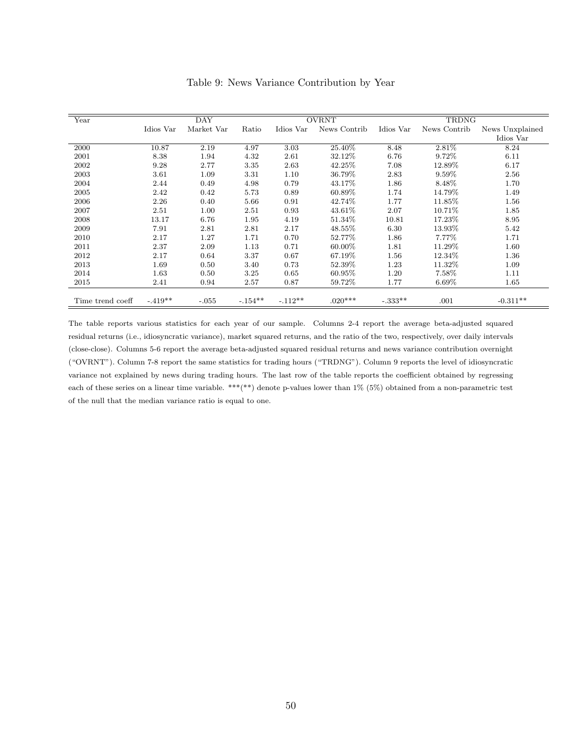Table 9: News Variance Contribution by Year

| Year | DAY | | | OVRNT | | TRDNG | | |
|---|---|---|---|---|---|---|---|---|
| | Idios Var | Market Var | Ratio | Idios Var | News Contrib | Idios Var | News Contrib | News Unexplained Idios Var |
| 2000 | 10.87 | 2.19 | 4.97 | 3.03 | 25.40% | 8.48 | 2.81% | 8.24 |
| 2001 | 8.38 | 1.94 | 4.32 | 2.61 | 32.12% | 6.76 | 9.72% | 6.11 |
| 2002 | 9.28 | 2.77 | 3.35 | 2.63 | 42.25% | 7.08 | 12.89% | 6.17 |
| 2003 | 3.61 | 1.09 | 3.31 | 1.10 | 36.79% | 2.83 | 9.59% | 2.56 |
| 2004 | 2.44 | 0.49 | 4.98 | 0.79 | 43.17% | 1.86 | 8.48% | 1.70 |
| 2005 | 2.42 | 0.42 | 5.73 | 0.89 | 60.89% | 1.74 | 14.79% | 1.49 |
| 2006 | 2.26 | 0.40 | 5.66 | 0.91 | 42.74% | 1.77 | 11.85% | 1.56 |
| 2007 | 2.51 | 1.00 | 2.51 | 0.93 | 43.61% | 2.07 | 10.71% | 1.85 |
| 2008 | 13.17 | 6.76 | 1.95 | 4.19 | 51.34% | 10.81 | 17.23% | 8.95 |
| 2009 | 7.91 | 2.81 | 2.81 | 2.17 | 48.55% | 6.30 | 13.93% | 5.42 |
| 2010 | 2.17 | 1.27 | 1.71 | 0.70 | 52.77% | 1.86 | 7.77% | 1.71 |
| 2011 | 2.37 | 2.09 | 1.13 | 0.71 | 60.00% | 1.81 | 11.29% | 1.60 |
| 2012 | 2.17 | 0.64 | 3.37 | 0.67 | 67.19% | 1.56 | 12.34% | 1.36 |
| 2013 | 1.69 | 0.50 | 3.40 | 0.73 | 52.39% | 1.23 | 11.32% | 1.09 |
| 2014 | 1.63 | 0.50 | 3.25 | 0.65 | 60.95% | 1.20 | 7.58% | 1.11 |
| 2015 | 2.41 | 0.94 | 2.57 | 0.87 | 59.72% | 1.77 | 6.69% | 1.65 |
| Time trend coeff | -.419** | -.055 | -.154** | -.112** | .020*** | -.333** | .001 | -0.311** |

The table reports various statistics for each year of our sample. Columns 2-4 report the average beta-adjusted squared residual returns (i.e., idiosyncratic variance), market squared returns, and the ratio of the two, respectively, over daily intervals (close-close). Columns 5-6 report the average beta-adjusted squared residual returns and news variance contribution overnight ("OVRNT"). Column 7-8 report the same statistics for trading hours ("TRDNG"). Column 9 reports the level of idiosyncratic variance not explained by news during trading hours. The last row of the table reports the coefficient obtained by regressing each of these series on a linear time variable. \*\*\*(\*\*) denote p-values lower than 1% (5%) obtained from a non-parametric test of the null that the median variance ratio is equal to one.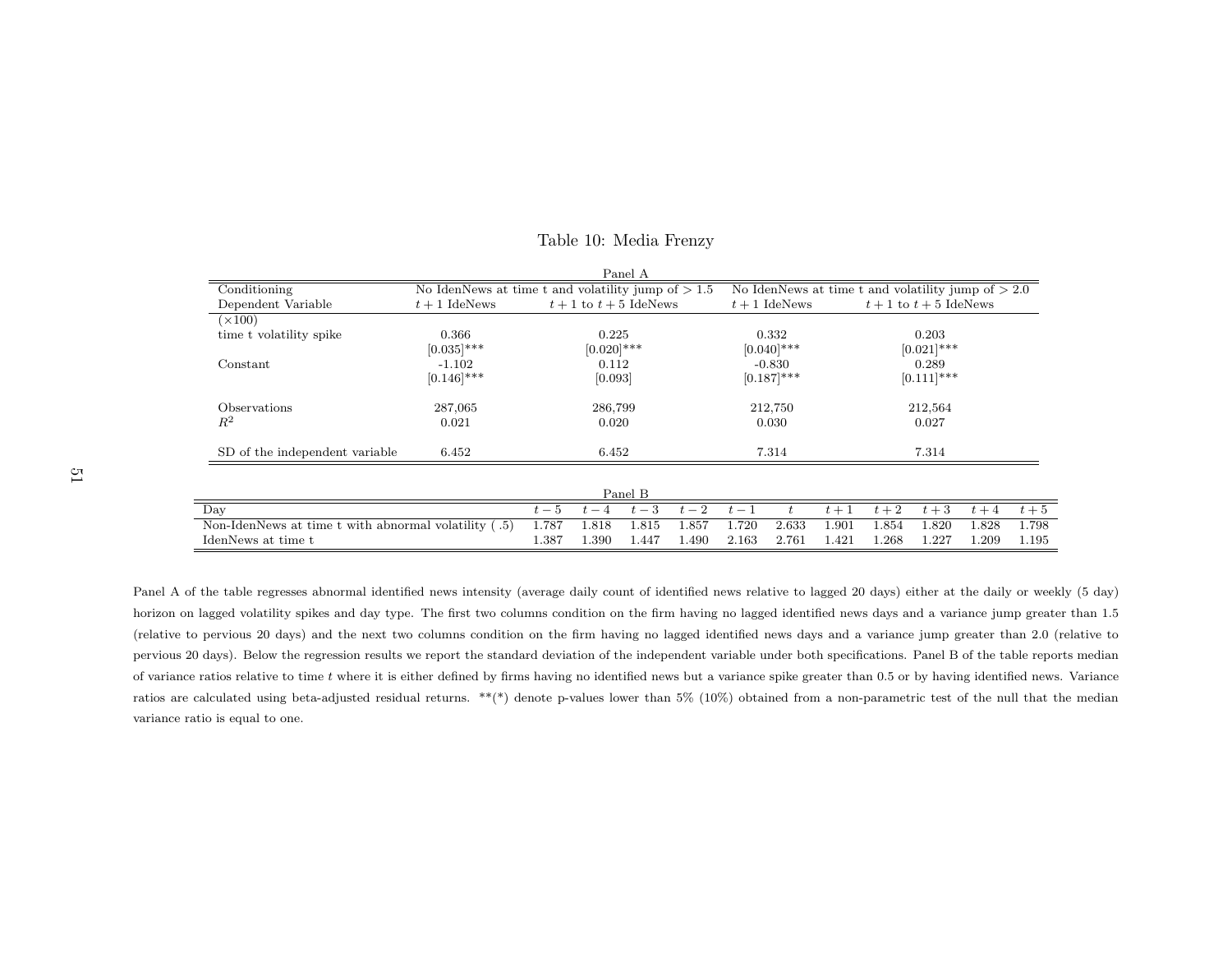Table 10: Media Frenzy

Panel A

| Conditioning | No IdenNews at time t and volatility jump of $> 1.5$ | | No IdenNews at time t and volatility jump of $> 2.0$ | |
|---|---|---|---|---|
| Dependent Variable | $t+1$ IdeNews | $t+1$ to $t+5$ IdeNews | $t+1$ IdeNews | $t+1$ to $t+5$ IdeNews |
| ($\times 100$) | | | | |
| time t volatility spike | 0.366 | 0.225 | 0.332 | 0.203 |
| | [0.035]*** | [0.020]*** | [0.040]*** | [0.021]*** |
| Constant | -1.102 | 0.112 | -0.830 | 0.289 |
| | [0.146]*** | [0.093] | [0.187]*** | [0.111]*** |
| Observations | 287,065 | 286,799 | 212,750 | 212,564 |
| $R^2$ | 0.021 | 0.020 | 0.030 | 0.027 |
| SD of the independent variable | 6.452 | 6.452 | 7.314 | 7.314 |

Panel B

| Day | $t-5$ | $t-4$ | $t-3$ | $t-2$ | $t-1$ | $t$ | $t+1$ | $t+2$ | $t+3$ | $t+4$ | $t+5$ |
|---|---|---|---|---|---|---|---|---|---|---|---|
| Non-IdenNews at time t with abnormal volatility ( .5) | 1.787 | 1.818 | 1.815 | 1.857 | 1.720 | 2.633 | 1.901 | 1.854 | 1.820 | 1.828 | 1.798 |
| IdenNews at time t | 1.387 | 1.390 | 1.447 | 1.490 | 2.163 | 2.761 | 1.421 | 1.268 | 1.227 | 1.209 | 1.195 |

Panel A of the table regresses abnormal identified news intensity (average daily count of identified news relative to lagged 20 days) either at the daily or weekly (5 day) horizon on lagged volatility spikes and day type. The first two columns condition on the firm having no lagged identified news days and a variance jump greater than 1.5 (relative to pervious 20 days) and the next two columns condition on the firm having no lagged identified news days and a variance jump greater than 2.0 (relative to pervious 20 days). Below the regression results we report the standard deviation of the independent variable under both specifications. Panel B of the table reports median of variance ratios relative to time $t$ where it is either defined by firms having no identified news but a variance spike greater than 0.5 or by having identified news. Variance ratios are calculated using beta-adjusted residual returns. **(*) denote p-values lower than 5% (10%) obtained from a non-parametric test of the null that the median variance ratio is equal to one.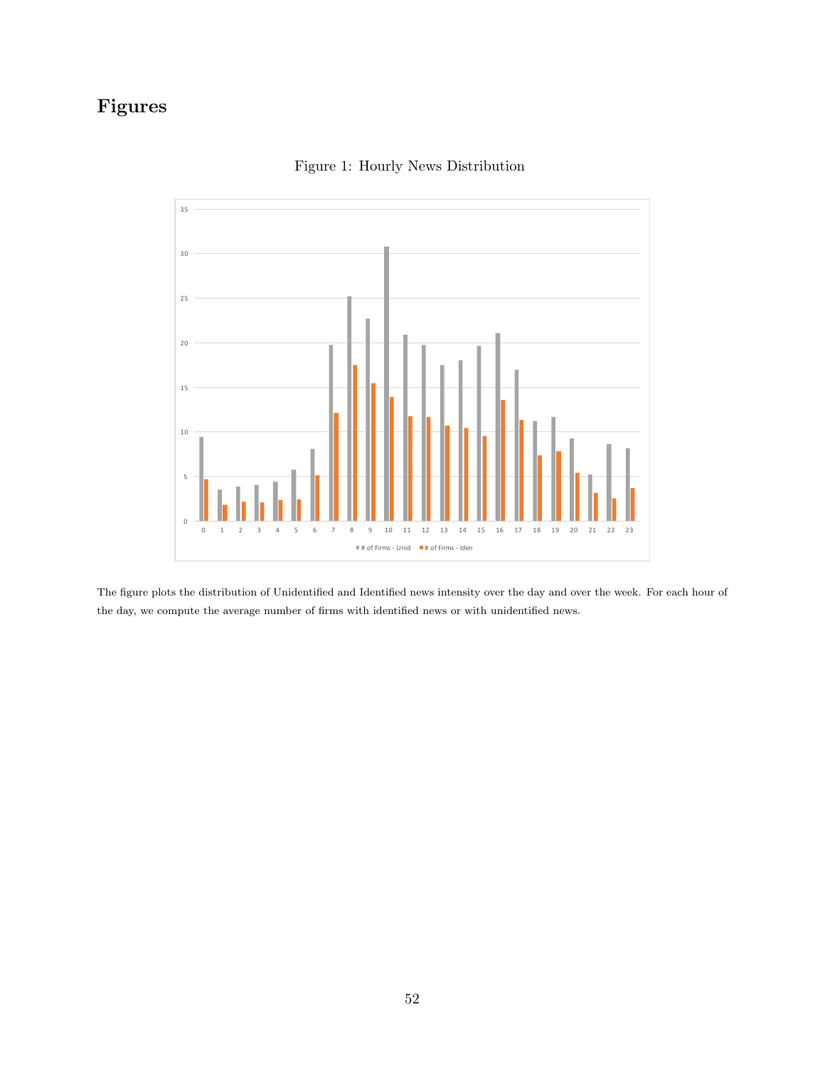# Figures

Figure 1: Hourly News Distribution

The figure plots the distribution of Unidentified and Identified news intensity over the day and over the week. For each hour of the day, we compute the average number of firms with identified news or with unidentified news.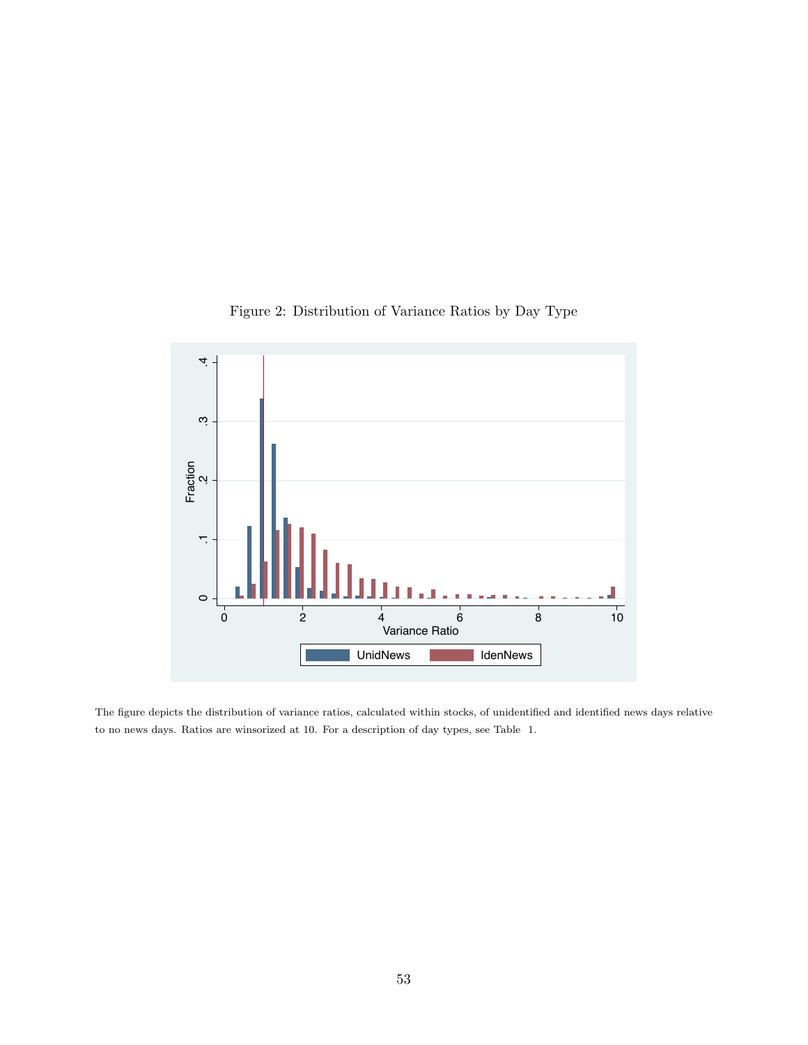Figure 2: Distribution of Variance Ratios by Day Type

The figure depicts the distribution of variance ratios, calculated within stocks, of unidentified and identified news days relative to no news days. Ratios are winsorized at 10. For a description of day types, see Table 1.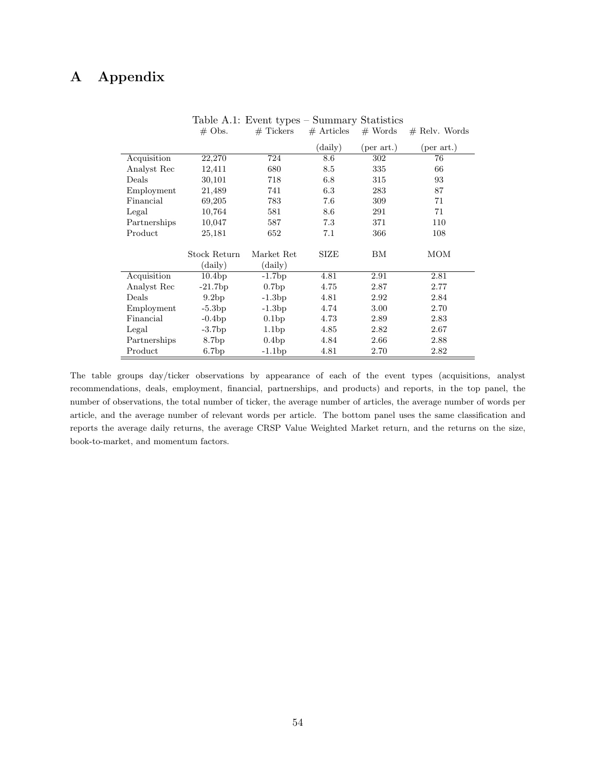# A Appendix

Table A.1: Event types – Summary Statistics

| | # Obs. | # Tickers | # Articles (daily) | # Words (per art.) | # Relv. Words (per art.) |
|---|---|---|---|---|---|
| Acquisition | 22,270 | 724 | 8.6 | 302 | 76 |
| Analyst Rec | 12,411 | 680 | 8.5 | 335 | 66 |
| Deals | 30,101 | 718 | 6.8 | 315 | 93 |
| Employment | 21,489 | 741 | 6.3 | 283 | 87 |
| Financial | 69,205 | 783 | 7.6 | 309 | 71 |
| Legal | 10,764 | 581 | 8.6 | 291 | 71 |
| Partnerships | 10,047 | 587 | 7.3 | 371 | 110 |
| Product | 25,181 | 652 | 7.1 | 366 | 108 |

| | Stock Return (daily) | Market Ret (daily) | SIZE | BM | MOM |
|---|---|---|---|---|---|
| Acquisition | 10.4bp | -1.7bp | 4.81 | 2.91 | 2.81 |
| Analyst Rec | -21.7bp | 0.7bp | 4.75 | 2.87 | 2.77 |
| Deals | 9.2bp | -1.3bp | 4.81 | 2.92 | 2.84 |
| Employment | -5.3bp | -1.3bp | 4.74 | 3.00 | 2.70 |
| Financial | -0.4bp | 0.1bp | 4.73 | 2.89 | 2.83 |
| Legal | -3.7bp | 1.1bp | 4.85 | 2.82 | 2.67 |
| Partnerships | 8.7bp | 0.4bp | 4.84 | 2.66 | 2.88 |
| Product | 6.7bp | -1.1bp | 4.81 | 2.70 | 2.82 |

The table groups day/ticker observations by appearance of each of the event types (acquisitions, analyst recommendations, deals, employment, financial, partnerships, and products) and reports, in the top panel, the number of observations, the total number of ticker, the average number of articles, the average number of words per article, and the average number of relevant words per article. The bottom panel uses the same classification and reports the average daily returns, the average CRSP Value Weighted Market return, and the returns on the size, book-to-market, and momentum factors.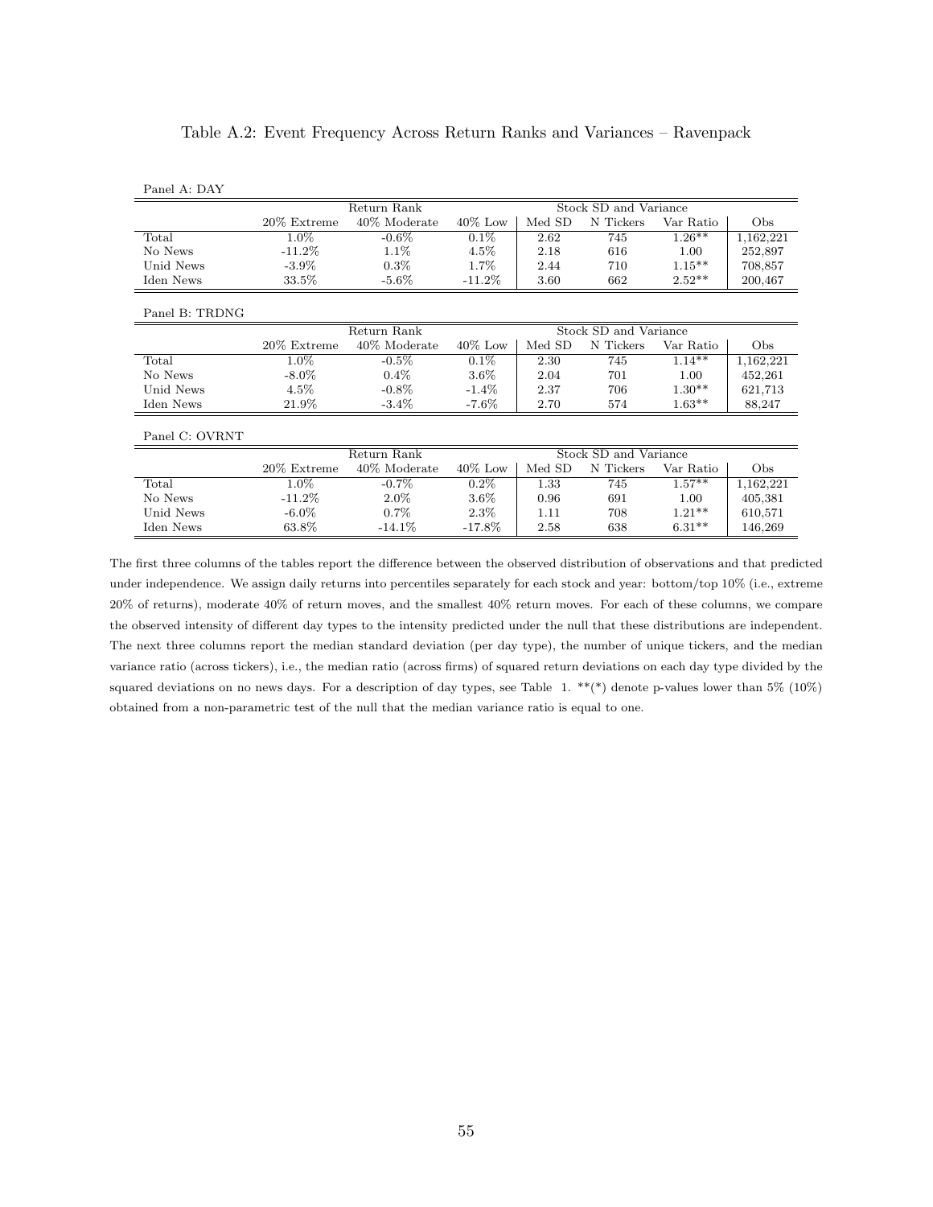Table A.2: Event Frequency Across Return Ranks and Variances – Ravenpack

Panel A: DAY

| | Return Rank | | | Stock SD and Variance | | | |
|---|---|---|---|---|---|---|---|
| | 20% Extreme | 40% Moderate | 40% Low | Med SD | N Tickers | Var Ratio | Obs |
| Total | 1.0% | -0.6% | 0.1% | 2.62 | 745 | 1.26** | 1,162,221 |
| No News | -11.2% | 1.1% | 4.5% | 2.18 | 616 | 1.00 | 252,897 |
| Unid News | -3.9% | 0.3% | 1.7% | 2.44 | 710 | 1.15** | 708,857 |
| Iden News | 33.5% | -5.6% | -11.2% | 3.60 | 662 | 2.52** | 200,467 |

Panel B: TRDNG

| | Return Rank | | | Stock SD and Variance | | | |
|---|---|---|---|---|---|---|---|
| | 20% Extreme | 40% Moderate | 40% Low | Med SD | N Tickers | Var Ratio | Obs |
| Total | 1.0% | -0.5% | 0.1% | 2.30 | 745 | 1.14** | 1,162,221 |
| No News | -8.0% | 0.4% | 3.6% | 2.04 | 701 | 1.00 | 452,261 |
| Unid News | 4.5% | -0.8% | -1.4% | 2.37 | 706 | 1.30** | 621,713 |
| Iden News | 21.9% | -3.4% | -7.6% | 2.70 | 574 | 1.63** | 88,247 |

Panel C: OVRNT

| | Return Rank | | | Stock SD and Variance | | | |
|---|---|---|---|---|---|---|---|
| | 20% Extreme | 40% Moderate | 40% Low | Med SD | N Tickers | Var Ratio | Obs |
| Total | 1.0% | -0.7% | 0.2% | 1.33 | 745 | 1.57** | 1,162,221 |
| No News | -11.2% | 2.0% | 3.6% | 0.96 | 691 | 1.00 | 405,381 |
| Unid News | -6.0% | 0.7% | 2.3% | 1.11 | 708 | 1.21** | 610,571 |
| Iden News | 63.8% | -14.1% | -17.8% | 2.58 | 638 | 6.31** | 146,269 |

The first three columns of the tables report the difference between the observed distribution of observations and that predicted under independence. We assign daily returns into percentiles separately for each stock and year: bottom/top 10% (i.e., extreme 20% of returns), moderate 40% of return moves, and the smallest 40% return moves. For each of these columns, we compare the observed intensity of different day types to the intensity predicted under the null that these distributions are independent. The next three columns report the median standard deviation (per day type), the number of unique tickers, and the median variance ratio (across tickers), i.e., the median ratio (across firms) of squared return deviations on each day type divided by the squared deviations on no news days. For a description of day types, see Table 1. **(*) denote p-values lower than 5% (10%) obtained from a non-parametric test of the null that the median variance ratio is equal to one.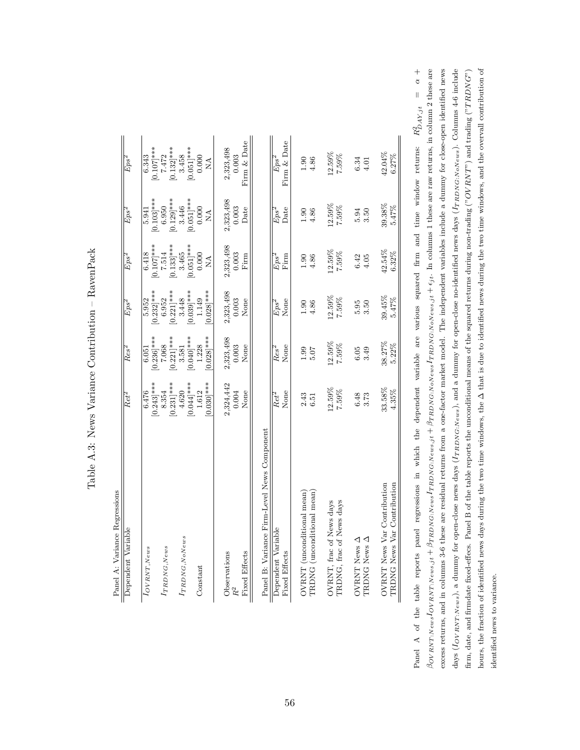# Table A.3: News Variance Contribution – RavenPack

Panel A: Variance Regressions

| Dependent Variable | $Ret^2$ | $Res^2$ | $Eps^2$ | $Eps^2$ | $Eps^2$ | $Eps^2$ |
|---|---|---|---|---|---|---|
| $I_{OVRNT,News}$ | 6.476 | 6.051 | 5.952 | 6.418 | 5.941 | 6.343 |
| | [0.243]*** | [0.236]*** | [0.232]*** | [0.107]*** | [0.103]*** | [0.107]*** |
| $I_{TRDNG,News}$ | 8.354 | 7.068 | 6.952 | 7.514 | 6.950 | 7.472 |
| | [0.231]*** | [0.221]*** | [0.221]*** | [0.133]*** | [0.129]*** | [0.132]*** |
| $I_{TRDNG,NoNews}$ | 4.620 | 3.581 | 3.448 | 3.465 | 3.446 | 3.458 |
| | [0.044]*** | [0.040]*** | [0.039]*** | [0.051]*** | [0.051]*** | [0.051]*** |
| Constant | 1.612 | 1.228 | 1.149 | 0.000 | 0.000 | 0.000 |
| | [0.030]*** | [0.028]*** | [0.028]*** | NA | NA | NA |
| Observations | 2,324,442 | 2,323,498 | 2,323,498 | 2,323,498 | 2,323,498 | 2,323,498 |
| $R^2$ | 0.004 | 0.003 | 0.003 | 0.003 | 0.003 | 0.003 |
| Fixed Effects | None | None | None | Firm | Date | Firm & Date |

Panel B: Variance Firm-Level News Component

| Dependent Variable | $Ret^2$ | $Res^2$ | $Eps^2$ | $Eps^2$ | $Eps^2$ | $Eps^2$ |
|---|---|---|---|---|---|---|
| Fixed Effects | None | None | None | Firm | Date | Firm & Date |
| OVRNT (unconditional mean) | 2.43 | 1.99 | 1.90 | 1.90 | 1.90 | 1.90 |
| TRDNG (unconditional mean) | 6.51 | 5.07 | 4.86 | 4.86 | 4.86 | 4.86 |
| OVRNT, frac of News days | 12.59% | 12.59% | 12.59% | 12.59% | 12.59% | 12.59% |
| TRDNG, frac of News days | 7.59% | 7.59% | 7.59% | 7.59% | 7.59% | 7.59% |
| OVRNT News Δ | 6.48 | 6.05 | 5.95 | 6.42 | 5.94 | 6.34 |
| TRDNG News Δ | 3.73 | 3.49 | 3.50 | 4.05 | 3.50 | 4.01 |
| OVRNT News Var Contribution | 33.58% | 38.27% | 39.45% | 42.54% | 39.38% | 42.04% |
| TRDNG News Var Contribution | 4.35% | 5.22% | 5.47% | 6.32% | 5.47% | 6.27% |

Panel A of the table reports panel regressions in which the dependent variable are various squared firm and time window returns: $R^2_{DAY,jt} = \alpha + \beta_{OVRNT:News} I_{OVRNT:News,jt} + \beta_{TRDNG:News} I_{TRDNG:News,jt} + \beta_{TRDNG:NoNews} I_{TRDNG:NoNews,jt} + \epsilon_{jt}$. In columns 1 these are raw returns, in column 2 these are excess returns, and in columns 3-6 these are residual returns from a one-factor market model. The independent variables include a dummy for close-open identified news days ($I_{OVRNT:News}$), a dummy for open-close news days ($I_{TRDNG:News}$), and a dummy for open-close no-identified news days ($I_{TRDNG:NoNews}$). Columns 4-6 include firm, date, and firmdate fixed-effecs. Panel B of the table reports the unconditional means of the squared returns during non-trading ("$OVRNT$") and trading ("$TRDNG$") hours, the fraction of identified news days during the two time windows, the Δ that is due to identified news during the two time windows, and the overall contribution of identified news to variance.